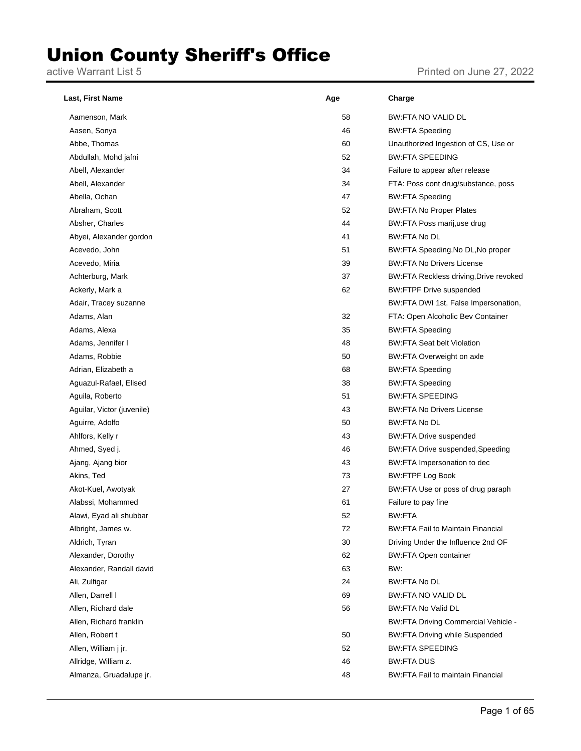# Union County Sheriff's Office

active Warrant List 5

Printed on June 27, 2022

| Last, First Name | Age | Charge |
|---|---|---|
| Aamenson, Mark | 58 | BW:FTA NO VALID DL |
| Aasen, Sonya | 46 | BW:FTA Speeding |
| Abbe, Thomas | 60 | Unauthorized Ingestion of CS, Use or |
| Abdullah, Mohd jafni | 52 | BW:FTA SPEEDING |
| Abell, Alexander | 34 | Failure to appear after release |
| Abell, Alexander | 34 | FTA: Poss cont drug/substance, poss |
| Abella, Ochan | 47 | BW:FTA Speeding |
| Abraham, Scott | 52 | BW:FTA No Proper Plates |
| Absher, Charles | 44 | BW:FTA Poss marij,use drug |
| Abyei, Alexander gordon | 41 | BW:FTA No DL |
| Acevedo, John | 51 | BW:FTA Speeding,No DL,No proper |
| Acevedo, Miria | 39 | BW:FTA No Drivers License |
| Achterburg, Mark | 37 | BW:FTA Reckless driving,Drive revoked |
| Ackerly, Mark a | 62 | BW:FTPF Drive suspended |
| Adair, Tracey suzanne | | BW:FTA DWI 1st, False Impersonation, |
| Adams, Alan | 32 | FTA: Open Alcoholic Bev Container |
| Adams, Alexa | 35 | BW:FTA Speeding |
| Adams, Jennifer l | 48 | BW:FTA Seat belt Violation |
| Adams, Robbie | 50 | BW:FTA Overweight on axle |
| Adrian, Elizabeth a | 68 | BW:FTA Speeding |
| Aguazul-Rafael, Elised | 38 | BW:FTA Speeding |
| Aguila, Roberto | 51 | BW:FTA SPEEDING |
| Aguilar, Victor (juvenile) | 43 | BW:FTA No Drivers License |
| Aguirre, Adolfo | 50 | BW:FTA No DL |
| Ahlfors, Kelly r | 43 | BW:FTA Drive suspended |
| Ahmed, Syed j. | 46 | BW:FTA Drive suspended,Speeding |
| Ajang, Ajang bior | 43 | BW:FTA Impersonation to dec |
| Akins, Ted | 73 | BW:FTPF Log Book |
| Akot-Kuel, Awotyak | 27 | BW:FTA Use or poss of drug paraph |
| Alabssi, Mohammed | 61 | Failure to pay fine |
| Alawi, Eyad ali shubbar | 52 | BW:FTA |
| Albright, James w. | 72 | BW:FTA Fail to Maintain Financial |
| Aldrich, Tyran | 30 | Driving Under the Influence 2nd OF |
| Alexander, Dorothy | 62 | BW:FTA Open container |
| Alexander, Randall david | 63 | BW: |
| Ali, Zulfigar | 24 | BW:FTA No DL |
| Allen, Darrell l | 69 | BW:FTA NO VALID DL |
| Allen, Richard dale | 56 | BW:FTA No Valid DL |
| Allen, Richard franklin | | BW:FTA Driving Commercial Vehicle - |
| Allen, Robert t | 50 | BW:FTA Driving while Suspended |
| Allen, William j jr. | 52 | BW:FTA SPEEDING |
| Allridge, William z. | 46 | BW:FTA DUS |
| Almanza, Gruadalupe jr. | 48 | BW:FTA Fail to maintain Financial |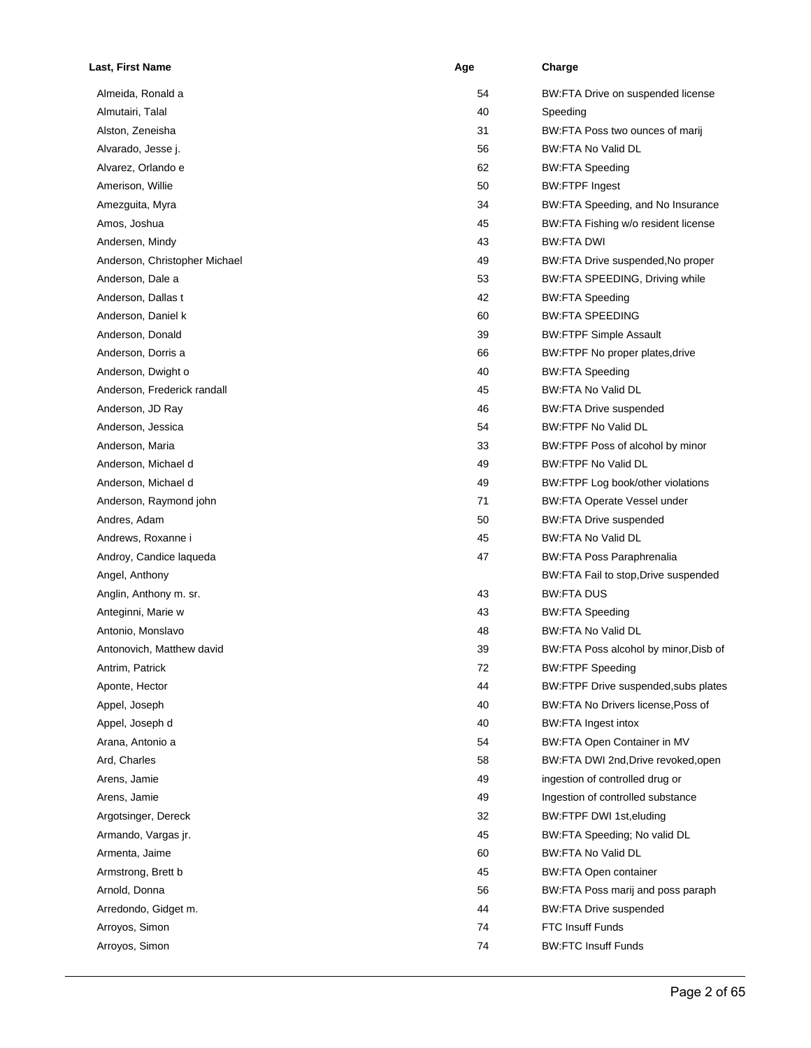| Last, First Name | Age | Charge |
|---|---|---|
| Almeida, Ronald a | 54 | BW:FTA Drive on suspended license |
| Almutairi, Talal | 40 | Speeding |
| Alston, Zeneisha | 31 | BW:FTA Poss two ounces of marij |
| Alvarado, Jesse j. | 56 | BW:FTA No Valid DL |
| Alvarez, Orlando e | 62 | BW:FTA Speeding |
| Amerison, Willie | 50 | BW:FTPF Ingest |
| Amezguita, Myra | 34 | BW:FTA Speeding, and No Insurance |
| Amos, Joshua | 45 | BW:FTA Fishing w/o resident license |
| Andersen, Mindy | 43 | BW:FTA DWI |
| Anderson, Christopher Michael | 49 | BW:FTA Drive suspended,No proper |
| Anderson, Dale a | 53 | BW:FTA SPEEDING, Driving while |
| Anderson, Dallas t | 42 | BW:FTA Speeding |
| Anderson, Daniel k | 60 | BW:FTA SPEEDING |
| Anderson, Donald | 39 | BW:FTPF Simple Assault |
| Anderson, Dorris a | 66 | BW:FTPF No proper plates,drive |
| Anderson, Dwight o | 40 | BW:FTA Speeding |
| Anderson, Frederick randall | 45 | BW:FTA No Valid DL |
| Anderson, JD Ray | 46 | BW:FTA Drive suspended |
| Anderson, Jessica | 54 | BW:FTPF No Valid DL |
| Anderson, Maria | 33 | BW:FTPF Poss of alcohol by minor |
| Anderson, Michael d | 49 | BW:FTPF No Valid DL |
| Anderson, Michael d | 49 | BW:FTPF Log book/other violations |
| Anderson, Raymond john | 71 | BW:FTA Operate Vessel under |
| Andres, Adam | 50 | BW:FTA Drive suspended |
| Andrews, Roxanne i | 45 | BW:FTA No Valid DL |
| Androy, Candice laqueda | 47 | BW:FTA Poss Paraphrenalia |
| Angel, Anthony | | BW:FTA Fail to stop,Drive suspended |
| Anglin, Anthony m. sr. | 43 | BW:FTA DUS |
| Anteginni, Marie w | 43 | BW:FTA Speeding |
| Antonio, Monslavo | 48 | BW:FTA No Valid DL |
| Antonovich, Matthew david | 39 | BW:FTA Poss alcohol by minor,Disb of |
| Antrim, Patrick | 72 | BW:FTPF Speeding |
| Aponte, Hector | 44 | BW:FTPF Drive suspended,subs plates |
| Appel, Joseph | 40 | BW:FTA No Drivers license,Poss of |
| Appel, Joseph d | 40 | BW:FTA Ingest intox |
| Arana, Antonio a | 54 | BW:FTA Open Container in MV |
| Ard, Charles | 58 | BW:FTA DWI 2nd,Drive revoked,open |
| Arens, Jamie | 49 | ingestion of controlled drug or |
| Arens, Jamie | 49 | Ingestion of controlled substance |
| Argotsinger, Dereck | 32 | BW:FTPF DWI 1st,eluding |
| Armando, Vargas jr. | 45 | BW:FTA Speeding; No valid DL |
| Armenta, Jaime | 60 | BW:FTA No Valid DL |
| Armstrong, Brett b | 45 | BW:FTA Open container |
| Arnold, Donna | 56 | BW:FTA Poss marij and poss paraph |
| Arredondo, Gidget m. | 44 | BW:FTA Drive suspended |
| Arroyos, Simon | 74 | FTC Insuff Funds |
| Arroyos, Simon | 74 | BW:FTC Insuff Funds |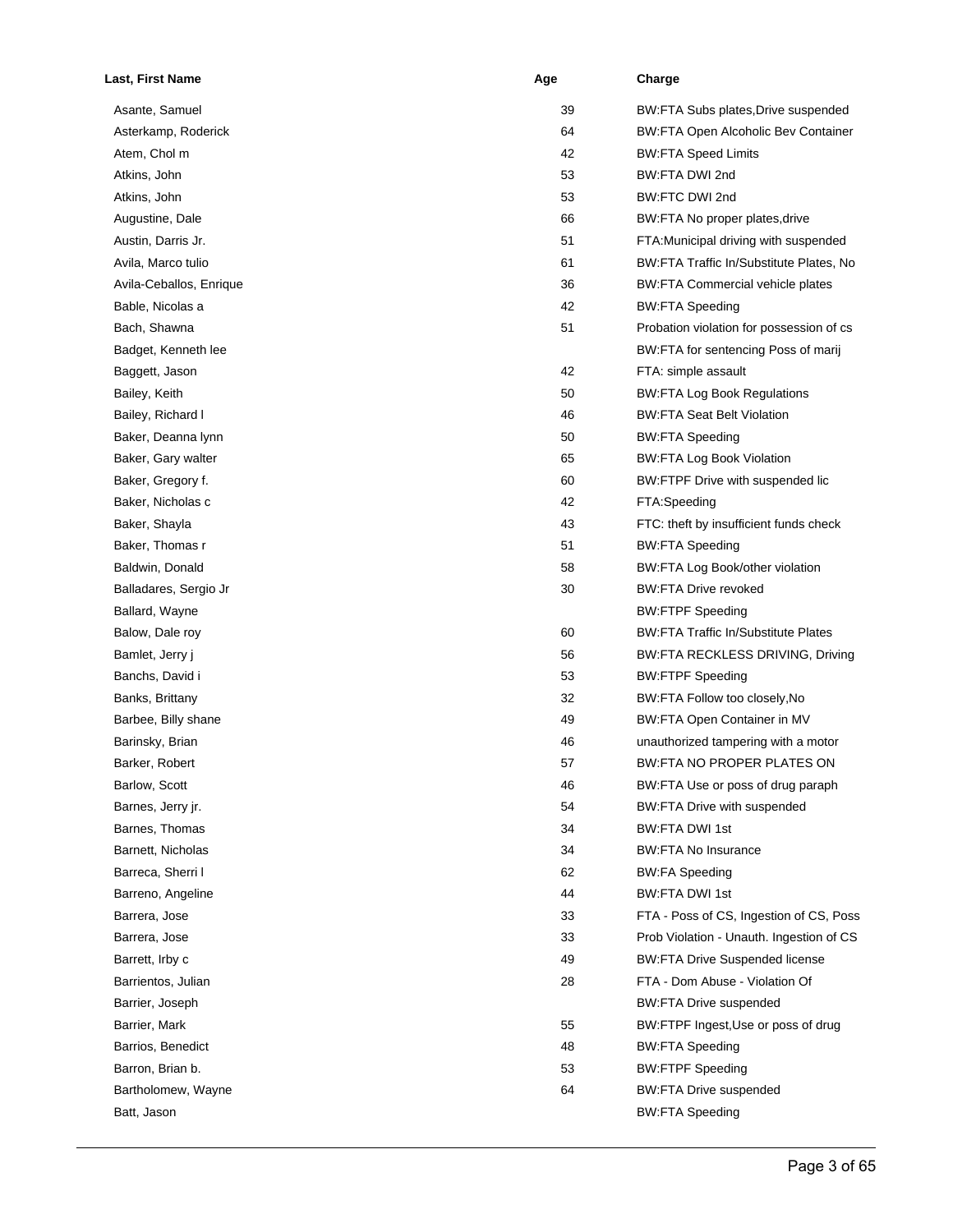| Last, First Name | Age | Charge |
|---|---|---|
| Asante, Samuel | 39 | BW:FTA Subs plates,Drive suspended |
| Asterkamp, Roderick | 64 | BW:FTA Open Alcoholic Bev Container |
| Atem, Chol m | 42 | BW:FTA Speed Limits |
| Atkins, John | 53 | BW:FTA DWI 2nd |
| Atkins, John | 53 | BW:FTC DWI 2nd |
| Augustine, Dale | 66 | BW:FTA No proper plates,drive |
| Austin, Darris Jr. | 51 | FTA:Municipal driving with suspended |
| Avila, Marco tulio | 61 | BW:FTA Traffic In/Substitute Plates, No |
| Avila-Ceballos, Enrique | 36 | BW:FTA Commercial vehicle plates |
| Bable, Nicolas a | 42 | BW:FTA Speeding |
| Bach, Shawna | 51 | Probation violation for possession of cs |
| Badget, Kenneth lee | | BW:FTA for sentencing Poss of marij |
| Baggett, Jason | 42 | FTA: simple assault |
| Bailey, Keith | 50 | BW:FTA Log Book Regulations |
| Bailey, Richard l | 46 | BW:FTA Seat Belt Violation |
| Baker, Deanna lynn | 50 | BW:FTA Speeding |
| Baker, Gary walter | 65 | BW:FTA Log Book Violation |
| Baker, Gregory f. | 60 | BW:FTPF Drive with suspended lic |
| Baker, Nicholas c | 42 | FTA:Speeding |
| Baker, Shayla | 43 | FTC: theft by insufficient funds check |
| Baker, Thomas r | 51 | BW:FTA Speeding |
| Baldwin, Donald | 58 | BW:FTA Log Book/other violation |
| Balladares, Sergio Jr | 30 | BW:FTA Drive revoked |
| Ballard, Wayne | | BW:FTPF Speeding |
| Balow, Dale roy | 60 | BW:FTA Traffic In/Substitute Plates |
| Bamlet, Jerry j | 56 | BW:FTA RECKLESS DRIVING, Driving |
| Banchs, David i | 53 | BW:FTPF Speeding |
| Banks, Brittany | 32 | BW:FTA Follow too closely,No |
| Barbee, Billy shane | 49 | BW:FTA Open Container in MV |
| Barinsky, Brian | 46 | unauthorized tampering with a motor |
| Barker, Robert | 57 | BW:FTA NO PROPER PLATES ON |
| Barlow, Scott | 46 | BW:FTA Use or poss of drug paraph |
| Barnes, Jerry jr. | 54 | BW:FTA Drive with suspended |
| Barnes, Thomas | 34 | BW:FTA DWI 1st |
| Barnett, Nicholas | 34 | BW:FTA No Insurance |
| Barreca, Sherri l | 62 | BW:FA Speeding |
| Barreno, Angeline | 44 | BW:FTA DWI 1st |
| Barrera, Jose | 33 | FTA - Poss of CS, Ingestion of CS, Poss |
| Barrera, Jose | 33 | Prob Violation - Unauth. Ingestion of CS |
| Barrett, Irby c | 49 | BW:FTA Drive Suspended license |
| Barrientos, Julian | 28 | FTA - Dom Abuse - Violation Of |
| Barrier, Joseph | | BW:FTA Drive suspended |
| Barrier, Mark | 55 | BW:FTPF Ingest,Use or poss of drug |
| Barrios, Benedict | 48 | BW:FTA Speeding |
| Barron, Brian b. | 53 | BW:FTPF Speeding |
| Bartholomew, Wayne | 64 | BW:FTA Drive suspended |
| Batt, Jason | | BW:FTA Speeding |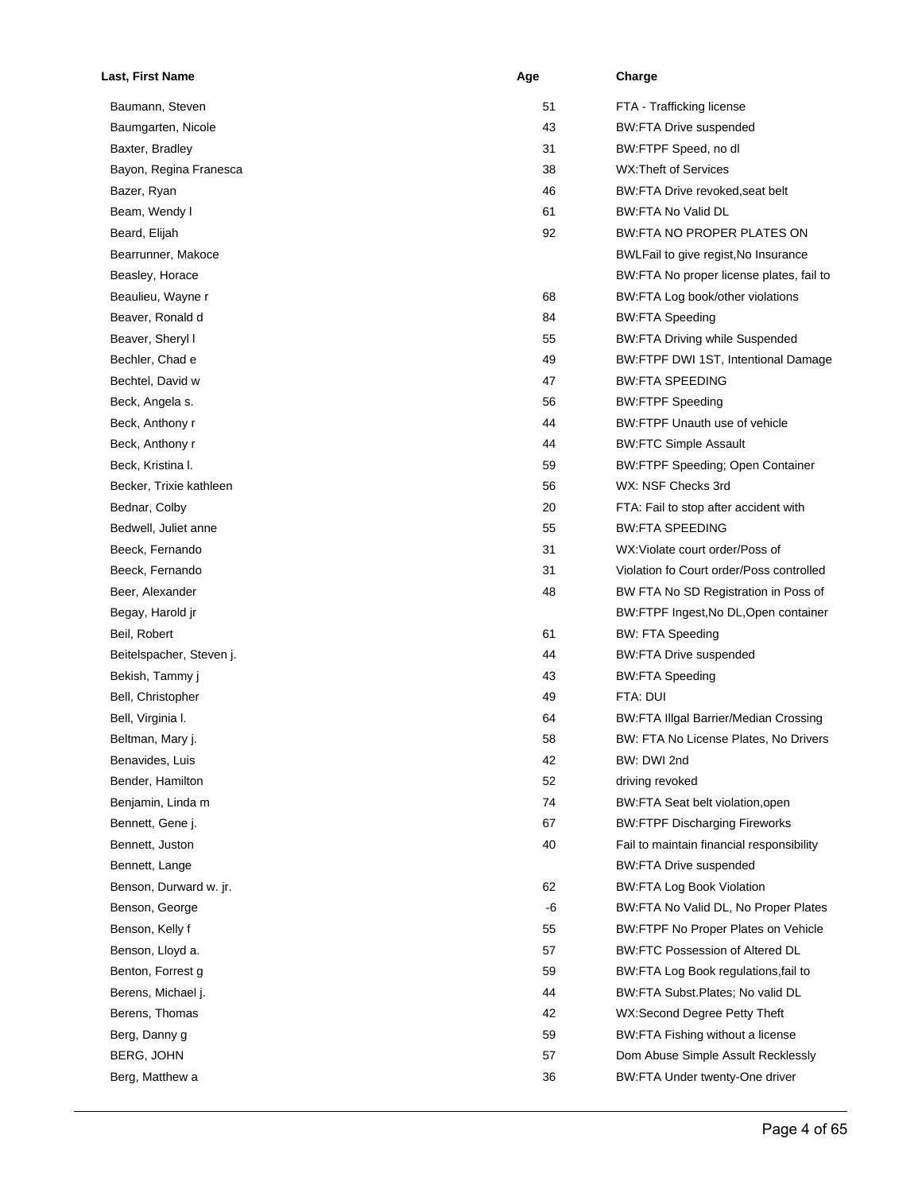| Last, First Name | Age | Charge |
| --- | --- | --- |
| Baumann, Steven | 51 | FTA - Trafficking license |
| Baumgarten, Nicole | 43 | BW:FTA Drive suspended |
| Baxter, Bradley | 31 | BW:FTPF Speed, no dl |
| Bayon, Regina Franesca | 38 | WX:Theft of Services |
| Bazer, Ryan | 46 | BW:FTA Drive revoked,seat belt |
| Beam, Wendy l | 61 | BW:FTA No Valid DL |
| Beard, Elijah | 92 | BW:FTA NO PROPER PLATES ON |
| Bearrunner, Makoce | | BWLFail to give regist,No Insurance |
| Beasley, Horace | | BW:FTA No proper license plates, fail to |
| Beaulieu, Wayne r | 68 | BW:FTA Log book/other violations |
| Beaver, Ronald d | 84 | BW:FTA Speeding |
| Beaver, Sheryl l | 55 | BW:FTA Driving while Suspended |
| Bechler, Chad e | 49 | BW:FTPF DWI 1ST, Intentional Damage |
| Bechtel, David w | 47 | BW:FTA SPEEDING |
| Beck, Angela s. | 56 | BW:FTPF Speeding |
| Beck, Anthony r | 44 | BW:FTPF Unauth use of vehicle |
| Beck, Anthony r | 44 | BW:FTC Simple Assault |
| Beck, Kristina l. | 59 | BW:FTPF Speeding; Open Container |
| Becker, Trixie kathleen | 56 | WX: NSF Checks 3rd |
| Bednar, Colby | 20 | FTA: Fail to stop after accident with |
| Bedwell, Juliet anne | 55 | BW:FTA SPEEDING |
| Beeck, Fernando | 31 | WX:Violate court order/Poss of |
| Beeck, Fernando | 31 | Violation fo Court order/Poss controlled |
| Beer, Alexander | 48 | BW FTA No SD Registration in Poss of |
| Begay, Harold jr | | BW:FTPF Ingest,No DL,Open container |
| Beil, Robert | 61 | BW: FTA Speeding |
| Beitelspacher, Steven j. | 44 | BW:FTA Drive suspended |
| Bekish, Tammy j | 43 | BW:FTA Speeding |
| Bell, Christopher | 49 | FTA: DUI |
| Bell, Virginia l. | 64 | BW:FTA Illgal Barrier/Median Crossing |
| Beltman, Mary j. | 58 | BW: FTA No License Plates, No Drivers |
| Benavides, Luis | 42 | BW: DWI 2nd |
| Bender, Hamilton | 52 | driving revoked |
| Benjamin, Linda m | 74 | BW:FTA Seat belt violation,open |
| Bennett, Gene j. | 67 | BW:FTPF Discharging Fireworks |
| Bennett, Juston | 40 | Fail to maintain financial responsibility |
| Bennett, Lange | | BW:FTA Drive suspended |
| Benson, Durward w. jr. | 62 | BW:FTA Log Book Violation |
| Benson, George | -6 | BW:FTA No Valid DL, No Proper Plates |
| Benson, Kelly f | 55 | BW:FTPF No Proper Plates on Vehicle |
| Benson, Lloyd a. | 57 | BW:FTC Possession of Altered DL |
| Benton, Forrest g | 59 | BW:FTA Log Book regulations,fail to |
| Berens, Michael j. | 44 | BW:FTA Subst.Plates; No valid DL |
| Berens, Thomas | 42 | WX:Second Degree Petty Theft |
| Berg, Danny g | 59 | BW:FTA Fishing without a license |
| BERG, JOHN | 57 | Dom Abuse Simple Assult Recklessly |
| Berg, Matthew a | 36 | BW:FTA Under twenty-One driver |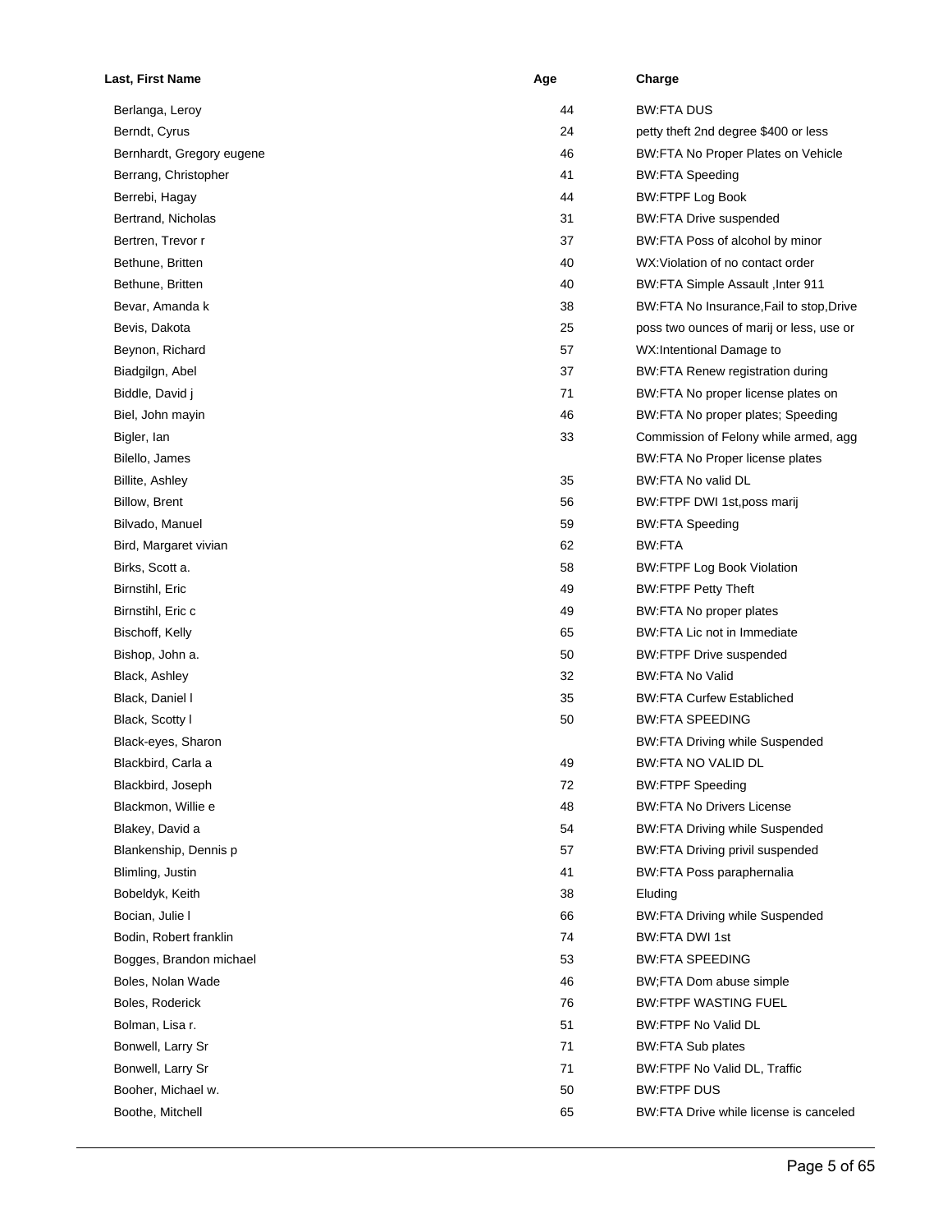| Last, First Name | Age | Charge |
|---|---|---|
| Berlanga, Leroy | 44 | BW:FTA DUS |
| Berndt, Cyrus | 24 | petty theft 2nd degree $400 or less |
| Bernhardt, Gregory eugene | 46 | BW:FTA No Proper Plates on Vehicle |
| Berrang, Christopher | 41 | BW:FTA Speeding |
| Berrebi, Hagay | 44 | BW:FTPF Log Book |
| Bertrand, Nicholas | 31 | BW:FTA Drive suspended |
| Bertren, Trevor r | 37 | BW:FTA Poss of alcohol by minor |
| Bethune, Britten | 40 | WX:Violation of no contact order |
| Bethune, Britten | 40 | BW:FTA Simple Assault ,Inter 911 |
| Bevar, Amanda k | 38 | BW:FTA No Insurance,Fail to stop,Drive |
| Bevis, Dakota | 25 | poss two ounces of marij or less, use or |
| Beynon, Richard | 57 | WX:Intentional Damage to |
| Biadgilgn, Abel | 37 | BW:FTA Renew registration during |
| Biddle, David j | 71 | BW:FTA No proper license plates on |
| Biel, John mayin | 46 | BW:FTA No proper plates; Speeding |
| Bigler, Ian | 33 | Commission of Felony while armed, agg |
| Bilello, James | | BW:FTA No Proper license plates |
| Billite, Ashley | 35 | BW:FTA No valid DL |
| Billow, Brent | 56 | BW:FTPF DWI 1st,poss marij |
| Bilvado, Manuel | 59 | BW:FTA Speeding |
| Bird, Margaret vivian | 62 | BW:FTA |
| Birks, Scott a. | 58 | BW:FTPF Log Book Violation |
| Birnstihl, Eric | 49 | BW:FTPF Petty Theft |
| Birnstihl, Eric c | 49 | BW:FTA No proper plates |
| Bischoff, Kelly | 65 | BW:FTA Lic not in Immediate |
| Bishop, John a. | 50 | BW:FTPF Drive suspended |
| Black, Ashley | 32 | BW:FTA No Valid |
| Black, Daniel l | 35 | BW:FTA Curfew Establiched |
| Black, Scotty l | 50 | BW:FTA SPEEDING |
| Black-eyes, Sharon | | BW:FTA Driving while Suspended |
| Blackbird, Carla a | 49 | BW:FTA NO VALID DL |
| Blackbird, Joseph | 72 | BW:FTPF Speeding |
| Blackmon, Willie e | 48 | BW:FTA No Drivers License |
| Blakey, David a | 54 | BW:FTA Driving while Suspended |
| Blankenship, Dennis p | 57 | BW:FTA Driving privil suspended |
| Blimling, Justin | 41 | BW:FTA Poss paraphernalia |
| Bobeldyk, Keith | 38 | Eluding |
| Bocian, Julie l | 66 | BW:FTA Driving while Suspended |
| Bodin, Robert franklin | 74 | BW:FTA DWI 1st |
| Bogges, Brandon michael | 53 | BW:FTA SPEEDING |
| Boles, Nolan Wade | 46 | BW;FTA Dom abuse simple |
| Boles, Roderick | 76 | BW:FTPF WASTING FUEL |
| Bolman, Lisa r. | 51 | BW:FTPF No Valid DL |
| Bonwell, Larry Sr | 71 | BW:FTA Sub plates |
| Bonwell, Larry Sr | 71 | BW:FTPF No Valid DL, Traffic |
| Booher, Michael w. | 50 | BW:FTPF DUS |
| Boothe, Mitchell | 65 | BW:FTA Drive while license is canceled |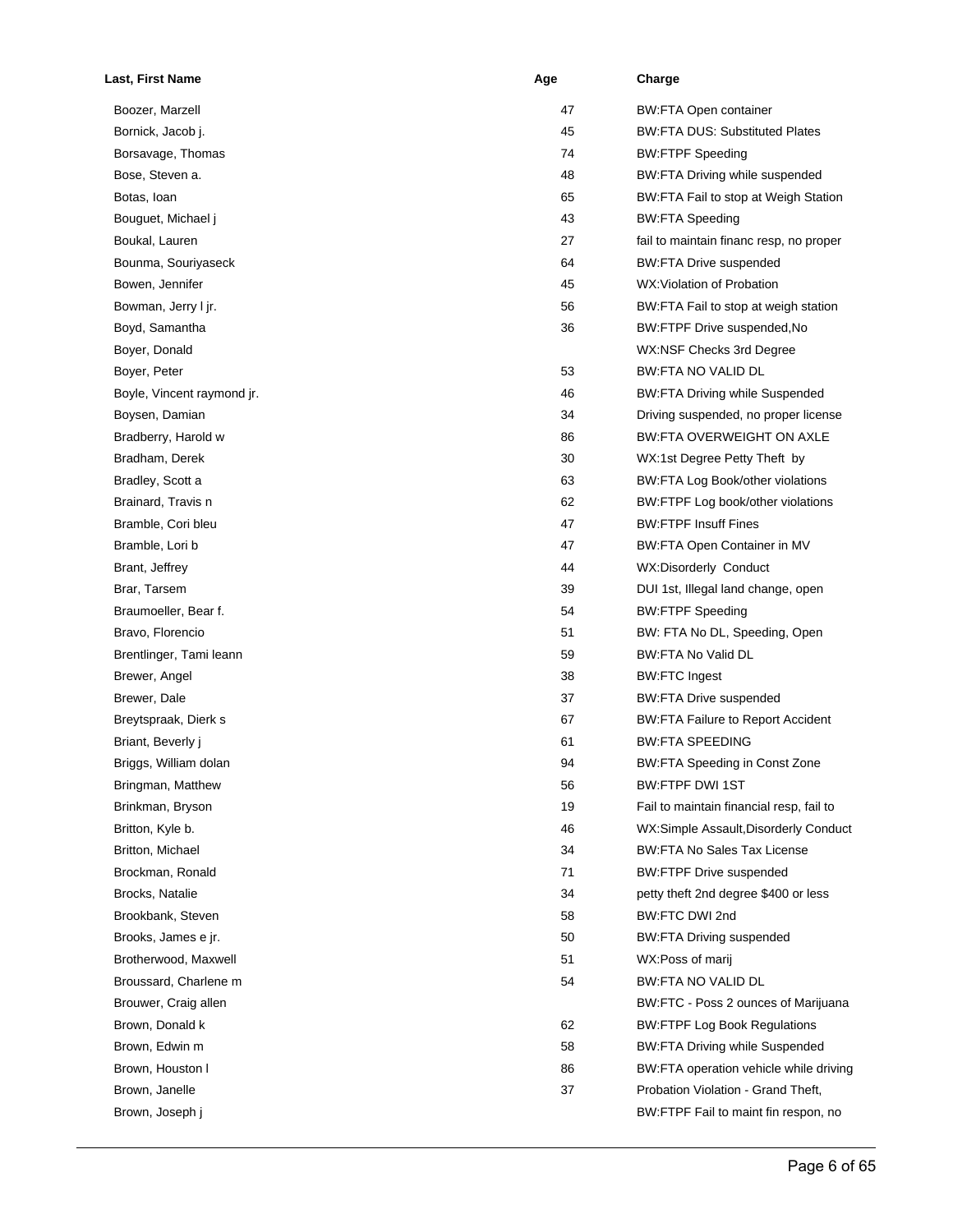| Last, First Name | Age | Charge |
|---|---|---|
| Boozer, Marzell | 47 | BW:FTA Open container |
| Bornick, Jacob j. | 45 | BW:FTA DUS: Substituted Plates |
| Borsavage, Thomas | 74 | BW:FTPF Speeding |
| Bose, Steven a. | 48 | BW:FTA Driving while suspended |
| Botas, Ioan | 65 | BW:FTA Fail to stop at Weigh Station |
| Bouguet, Michael j | 43 | BW:FTA Speeding |
| Boukal, Lauren | 27 | fail to maintain financ resp, no proper |
| Bounma, Souriyaseck | 64 | BW:FTA Drive suspended |
| Bowen, Jennifer | 45 | WX:Violation of Probation |
| Bowman, Jerry l jr. | 56 | BW:FTA Fail to stop at weigh station |
| Boyd, Samantha | 36 | BW:FTPF Drive suspended,No |
| Boyer, Donald | | WX:NSF Checks 3rd Degree |
| Boyer, Peter | 53 | BW:FTA NO VALID DL |
| Boyle, Vincent raymond jr. | 46 | BW:FTA Driving while Suspended |
| Boysen, Damian | 34 | Driving suspended, no proper license |
| Bradberry, Harold w | 86 | BW:FTA OVERWEIGHT ON AXLE |
| Bradham, Derek | 30 | WX:1st Degree Petty Theft by |
| Bradley, Scott a | 63 | BW:FTA Log Book/other violations |
| Brainard, Travis n | 62 | BW:FTPF Log book/other violations |
| Bramble, Cori bleu | 47 | BW:FTPF Insuff Fines |
| Bramble, Lori b | 47 | BW:FTA Open Container in MV |
| Brant, Jeffrey | 44 | WX:Disorderly Conduct |
| Brar, Tarsem | 39 | DUI 1st, Illegal land change, open |
| Braumoeller, Bear f. | 54 | BW:FTPF Speeding |
| Bravo, Florencio | 51 | BW: FTA No DL, Speeding, Open |
| Brentlinger, Tami leann | 59 | BW:FTA No Valid DL |
| Brewer, Angel | 38 | BW:FTC Ingest |
| Brewer, Dale | 37 | BW:FTA Drive suspended |
| Breytspraak, Dierk s | 67 | BW:FTA Failure to Report Accident |
| Briant, Beverly j | 61 | BW:FTA SPEEDING |
| Briggs, William dolan | 94 | BW:FTA Speeding in Const Zone |
| Bringman, Matthew | 56 | BW:FTPF DWI 1ST |
| Brinkman, Bryson | 19 | Fail to maintain financial resp, fail to |
| Britton, Kyle b. | 46 | WX:Simple Assault,Disorderly Conduct |
| Britton, Michael | 34 | BW:FTA No Sales Tax License |
| Brockman, Ronald | 71 | BW:FTPF Drive suspended |
| Brocks, Natalie | 34 | petty theft 2nd degree $400 or less |
| Brookbank, Steven | 58 | BW:FTC DWI 2nd |
| Brooks, James e jr. | 50 | BW:FTA Driving suspended |
| Brotherwood, Maxwell | 51 | WX:Poss of marij |
| Broussard, Charlene m | 54 | BW:FTA NO VALID DL |
| Brouwer, Craig allen | | BW:FTC - Poss 2 ounces of Marijuana |
| Brown, Donald k | 62 | BW:FTPF Log Book Regulations |
| Brown, Edwin m | 58 | BW:FTA Driving while Suspended |
| Brown, Houston l | 86 | BW:FTA operation vehicle while driving |
| Brown, Janelle | 37 | Probation Violation - Grand Theft, |
| Brown, Joseph j | | BW:FTPF Fail to maint fin respon, no |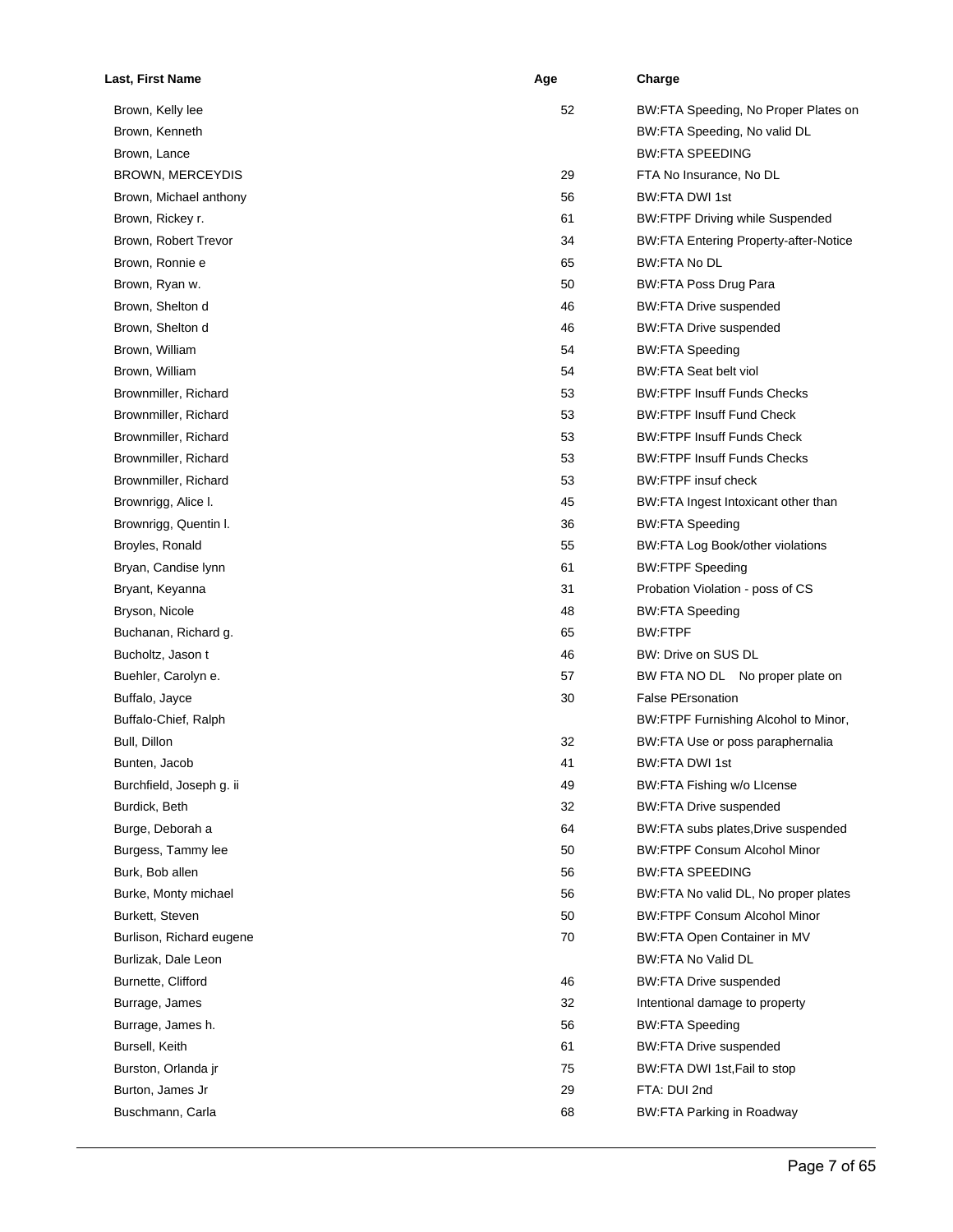| Last, First Name | Age | Charge |
|---|---|---|
| Brown, Kelly lee | 52 | BW:FTA Speeding, No Proper Plates on |
| Brown, Kenneth | | BW:FTA Speeding, No valid DL |
| Brown, Lance | | BW:FTA SPEEDING |
| BROWN, MERCEYDIS | 29 | FTA No Insurance, No DL |
| Brown, Michael anthony | 56 | BW:FTA DWI 1st |
| Brown, Rickey r. | 61 | BW:FTPF Driving while Suspended |
| Brown, Robert Trevor | 34 | BW:FTA Entering Property-after-Notice |
| Brown, Ronnie e | 65 | BW:FTA No DL |
| Brown, Ryan w. | 50 | BW:FTA Poss Drug Para |
| Brown, Shelton d | 46 | BW:FTA Drive suspended |
| Brown, Shelton d | 46 | BW:FTA Drive suspended |
| Brown, William | 54 | BW:FTA Speeding |
| Brown, William | 54 | BW:FTA Seat belt viol |
| Brownmiller, Richard | 53 | BW:FTPF Insuff Funds Checks |
| Brownmiller, Richard | 53 | BW:FTPF Insuff Fund Check |
| Brownmiller, Richard | 53 | BW:FTPF Insuff Funds Check |
| Brownmiller, Richard | 53 | BW:FTPF Insuff Funds Checks |
| Brownmiller, Richard | 53 | BW:FTPF insuf check |
| Brownrigg, Alice l. | 45 | BW:FTA Ingest Intoxicant other than |
| Brownrigg, Quentin l. | 36 | BW:FTA Speeding |
| Broyles, Ronald | 55 | BW:FTA Log Book/other violations |
| Bryan, Candise lynn | 61 | BW:FTPF Speeding |
| Bryant, Keyanna | 31 | Probation Violation - poss of CS |
| Bryson, Nicole | 48 | BW:FTA Speeding |
| Buchanan, Richard g. | 65 | BW:FTPF |
| Bucholtz, Jason t | 46 | BW: Drive on SUS DL |
| Buehler, Carolyn e. | 57 | BW FTA NO DL No proper plate on |
| Buffalo, Jayce | 30 | False PErsonation |
| Buffalo-Chief, Ralph | | BW:FTPF Furnishing Alcohol to Minor, |
| Bull, Dillon | 32 | BW:FTA Use or poss paraphernalia |
| Bunten, Jacob | 41 | BW:FTA DWI 1st |
| Burchfield, Joseph g. ii | 49 | BW:FTA Fishing w/o LIcense |
| Burdick, Beth | 32 | BW:FTA Drive suspended |
| Burge, Deborah a | 64 | BW:FTA subs plates,Drive suspended |
| Burgess, Tammy lee | 50 | BW:FTPF Consum Alcohol Minor |
| Burk, Bob allen | 56 | BW:FTA SPEEDING |
| Burke, Monty michael | 56 | BW:FTA No valid DL, No proper plates |
| Burkett, Steven | 50 | BW:FTPF Consum Alcohol Minor |
| Burlison, Richard eugene | 70 | BW:FTA Open Container in MV |
| Burlizak, Dale Leon | | BW:FTA No Valid DL |
| Burnette, Clifford | 46 | BW:FTA Drive suspended |
| Burrage, James | 32 | Intentional damage to property |
| Burrage, James h. | 56 | BW:FTA Speeding |
| Bursell, Keith | 61 | BW:FTA Drive suspended |
| Burston, Orlanda jr | 75 | BW:FTA DWI 1st,Fail to stop |
| Burton, James Jr | 29 | FTA: DUI 2nd |
| Buschmann, Carla | 68 | BW:FTA Parking in Roadway |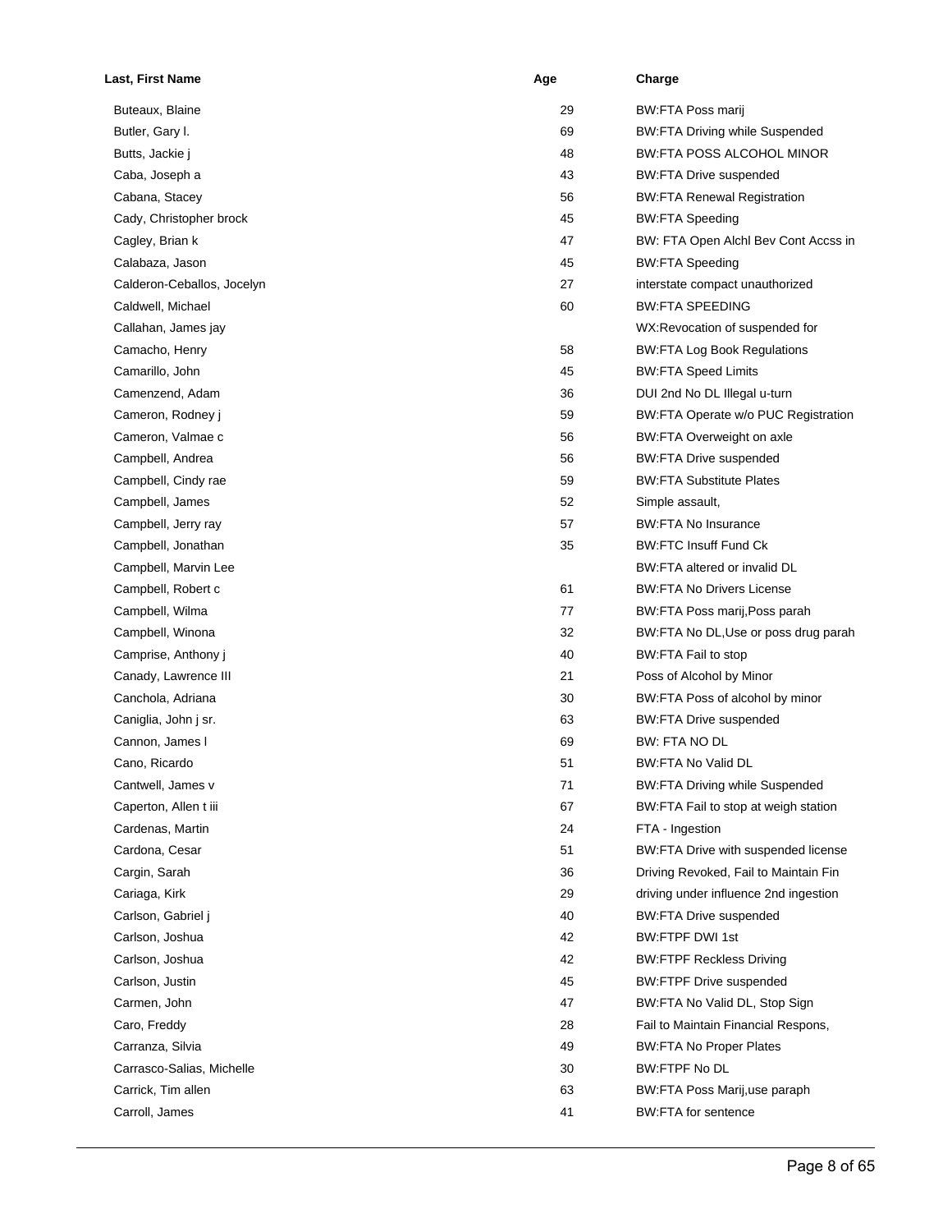| Last, First Name | Age | Charge |
|---|---|---|
| Buteaux, Blaine | 29 | BW:FTA Poss marij |
| Butler, Gary l. | 69 | BW:FTA Driving while Suspended |
| Butts, Jackie j | 48 | BW:FTA POSS ALCOHOL MINOR |
| Caba, Joseph a | 43 | BW:FTA Drive suspended |
| Cabana, Stacey | 56 | BW:FTA Renewal Registration |
| Cady, Christopher brock | 45 | BW:FTA Speeding |
| Cagley, Brian k | 47 | BW: FTA Open Alchl Bev Cont Accss in |
| Calabaza, Jason | 45 | BW:FTA Speeding |
| Calderon-Ceballos, Jocelyn | 27 | interstate compact unauthorized |
| Caldwell, Michael | 60 | BW:FTA SPEEDING |
| Callahan, James jay | | WX:Revocation of suspended for |
| Camacho, Henry | 58 | BW:FTA Log Book Regulations |
| Camarillo, John | 45 | BW:FTA Speed Limits |
| Camenzend, Adam | 36 | DUI 2nd No DL Illegal u-turn |
| Cameron, Rodney j | 59 | BW:FTA Operate w/o PUC Registration |
| Cameron, Valmae c | 56 | BW:FTA Overweight on axle |
| Campbell, Andrea | 56 | BW:FTA Drive suspended |
| Campbell, Cindy rae | 59 | BW:FTA Substitute Plates |
| Campbell, James | 52 | Simple assault, |
| Campbell, Jerry ray | 57 | BW:FTA No Insurance |
| Campbell, Jonathan | 35 | BW:FTC Insuff Fund Ck |
| Campbell, Marvin Lee | | BW:FTA altered or invalid DL |
| Campbell, Robert c | 61 | BW:FTA No Drivers License |
| Campbell, Wilma | 77 | BW:FTA Poss marij,Poss parah |
| Campbell, Winona | 32 | BW:FTA No DL,Use or poss drug parah |
| Camprise, Anthony j | 40 | BW:FTA Fail to stop |
| Canady, Lawrence III | 21 | Poss of Alcohol by Minor |
| Canchola, Adriana | 30 | BW:FTA Poss of alcohol by minor |
| Caniglia, John j sr. | 63 | BW:FTA Drive suspended |
| Cannon, James l | 69 | BW: FTA NO DL |
| Cano, Ricardo | 51 | BW:FTA No Valid DL |
| Cantwell, James v | 71 | BW:FTA Driving while Suspended |
| Caperton, Allen t iii | 67 | BW:FTA Fail to stop at weigh station |
| Cardenas, Martin | 24 | FTA - Ingestion |
| Cardona, Cesar | 51 | BW:FTA Drive with suspended license |
| Cargin, Sarah | 36 | Driving Revoked, Fail to Maintain Fin |
| Cariaga, Kirk | 29 | driving under influence 2nd ingestion |
| Carlson, Gabriel j | 40 | BW:FTA Drive suspended |
| Carlson, Joshua | 42 | BW:FTPF DWI 1st |
| Carlson, Joshua | 42 | BW:FTPF Reckless Driving |
| Carlson, Justin | 45 | BW:FTPF Drive suspended |
| Carmen, John | 47 | BW:FTA No Valid DL, Stop Sign |
| Caro, Freddy | 28 | Fail to Maintain Financial Respons, |
| Carranza, Silvia | 49 | BW:FTA No Proper Plates |
| Carrasco-Salias, Michelle | 30 | BW:FTPF No DL |
| Carrick, Tim allen | 63 | BW:FTA Poss Marij,use paraph |
| Carroll, James | 41 | BW:FTA for sentence |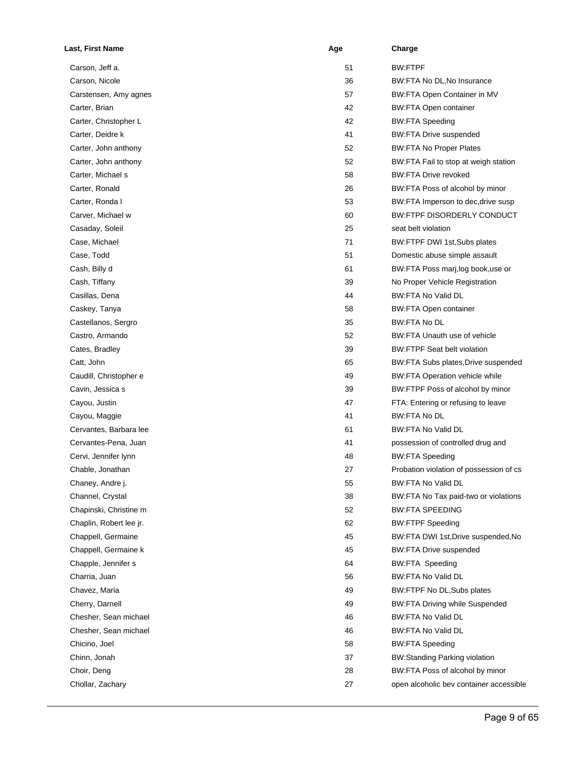| Last, First Name | Age | Charge |
|---|---|---|
| Carson, Jeff a. | 51 | BW:FTPF |
| Carson, Nicole | 36 | BW:FTA No DL,No Insurance |
| Carstensen, Amy agnes | 57 | BW:FTA Open Container in MV |
| Carter, Brian | 42 | BW:FTA Open container |
| Carter, Christopher L | 42 | BW:FTA Speeding |
| Carter, Deidre k | 41 | BW:FTA Drive suspended |
| Carter, John anthony | 52 | BW:FTA No Proper Plates |
| Carter, John anthony | 52 | BW:FTA Fail to stop at weigh station |
| Carter, Michael s | 58 | BW:FTA Drive revoked |
| Carter, Ronald | 26 | BW:FTA Poss of alcohol by minor |
| Carter, Ronda l | 53 | BW:FTA Imperson to dec,drive susp |
| Carver, Michael w | 60 | BW:FTPF DISORDERLY CONDUCT |
| Casaday, Soleil | 25 | seat belt violation |
| Case, Michael | 71 | BW:FTPF DWI 1st,Subs plates |
| Case, Todd | 51 | Domestic abuse simple assault |
| Cash, Billy d | 61 | BW:FTA Poss marj,log book,use or |
| Cash, Tiffany | 39 | No Proper Vehicle Registration |
| Casillas, Dena | 44 | BW:FTA No Valid DL |
| Caskey, Tanya | 58 | BW:FTA Open container |
| Castellanos, Sergro | 35 | BW:FTA No DL |
| Castro, Armando | 52 | BW:FTA Unauth use of vehicle |
| Cates, Bradley | 39 | BW:FTPF Seat belt violation |
| Catt, John | 65 | BW:FTA Subs plates,Drive suspended |
| Caudill, Christopher e | 49 | BW:FTA Operation vehicle while |
| Cavin, Jessica s | 39 | BW:FTPF Poss of alcohol by minor |
| Cayou, Justin | 47 | FTA: Entering or refusing to leave |
| Cayou, Maggie | 41 | BW:FTA No DL |
| Cervantes, Barbara lee | 61 | BW:FTA No Valid DL |
| Cervantes-Pena, Juan | 41 | possession of controlled drug and |
| Cervi, Jennifer lynn | 48 | BW:FTA Speeding |
| Chable, Jonathan | 27 | Probation violation of possession of cs |
| Chaney, Andre j. | 55 | BW:FTA No Valid DL |
| Channel, Crystal | 38 | BW:FTA No Tax paid-two or violations |
| Chapinski, Christine m | 52 | BW:FTA SPEEDING |
| Chaplin, Robert lee jr. | 62 | BW:FTPF Speeding |
| Chappell, Germaine | 45 | BW:FTA DWI 1st,Drive suspended,No |
| Chappell, Germaine k | 45 | BW:FTA Drive suspended |
| Chapple, Jennifer s | 64 | BW:FTA Speeding |
| Charria, Juan | 56 | BW:FTA No Valid DL |
| Chavez, Maria | 49 | BW:FTPF No DL,Subs plates |
| Cherry, Darnell | 49 | BW:FTA Driving while Suspended |
| Chesher, Sean michael | 46 | BW:FTA No Valid DL |
| Chesher, Sean michael | 46 | BW:FTA No Valid DL |
| Chicino, Joel | 58 | BW:FTA Speeding |
| Chinn, Jonah | 37 | BW:Standing Parking violation |
| Choir, Deng | 28 | BW:FTA Poss of alcohol by minor |
| Chollar, Zachary | 27 | open alcoholic bev container accessible |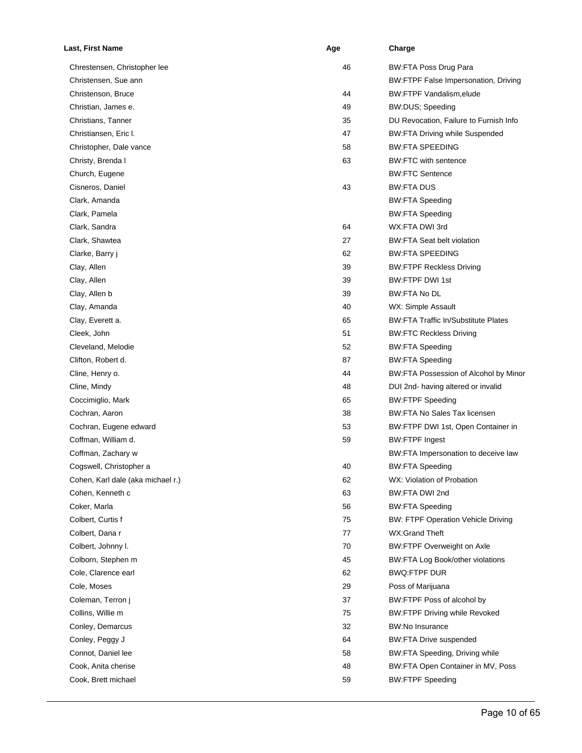| Last, First Name | Age | Charge |
|---|---|---|
| Chrestensen, Christopher lee | 46 | BW:FTA Poss Drug Para |
| Christensen, Sue ann | | BW:FTPF False Impersonation, Driving |
| Christenson, Bruce | 44 | BW:FTPF Vandalism,elude |
| Christian, James e. | 49 | BW:DUS; Speeding |
| Christians, Tanner | 35 | DU Revocation, Failure to Furnish Info |
| Christiansen, Eric l. | 47 | BW:FTA Driving while Suspended |
| Christopher, Dale vance | 58 | BW:FTA SPEEDING |
| Christy, Brenda l | 63 | BW:FTC with sentence |
| Church, Eugene | | BW:FTC Sentence |
| Cisneros, Daniel | 43 | BW:FTA DUS |
| Clark, Amanda | | BW:FTA Speeding |
| Clark, Pamela | | BW:FTA Speeding |
| Clark, Sandra | 64 | WX:FTA DWI 3rd |
| Clark, Shawtea | 27 | BW:FTA Seat belt violation |
| Clarke, Barry j | 62 | BW:FTA SPEEDING |
| Clay, Allen | 39 | BW:FTPF Reckless Driving |
| Clay, Allen | 39 | BW:FTPF DWI 1st |
| Clay, Allen b | 39 | BW:FTA No DL |
| Clay, Amanda | 40 | WX: Simple Assault |
| Clay, Everett a. | 65 | BW:FTA Traffic In/Substitute Plates |
| Cleek, John | 51 | BW:FTC Reckless Driving |
| Cleveland, Melodie | 52 | BW:FTA Speeding |
| Clifton, Robert d. | 87 | BW:FTA Speeding |
| Cline, Henry o. | 44 | BW:FTA Possession of Alcohol by Minor |
| Cline, Mindy | 48 | DUI 2nd- having altered or invalid |
| Coccimiglio, Mark | 65 | BW:FTPF Speeding |
| Cochran, Aaron | 38 | BW:FTA No Sales Tax licensen |
| Cochran, Eugene edward | 53 | BW:FTPF DWI 1st, Open Container in |
| Coffman, William d. | 59 | BW:FTPF Ingest |
| Coffman, Zachary w | | BW:FTA Impersonation to deceive law |
| Cogswell, Christopher a | 40 | BW:FTA Speeding |
| Cohen, Karl dale (aka michael r.) | 62 | WX: Violation of Probation |
| Cohen, Kenneth c | 63 | BW:FTA DWI 2nd |
| Coker, Marla | 56 | BW:FTA Speeding |
| Colbert, Curtis f | 75 | BW: FTPF Operation Vehicle Driving |
| Colbert, Dana r | 77 | WX:Grand Theft |
| Colbert, Johnny l. | 70 | BW:FTPF Overweight on Axle |
| Colborn, Stephen m | 45 | BW:FTA Log Book/other violations |
| Cole, Clarence earl | 62 | BWQ:FTPF DUR |
| Cole, Moses | 29 | Poss of Marijuana |
| Coleman, Terron j | 37 | BW:FTPF Poss of alcohol by |
| Collins, Willie m | 75 | BW:FTPF Driving while Revoked |
| Conley, Demarcus | 32 | BW:No Insurance |
| Conley, Peggy J | 64 | BW:FTA Drive suspended |
| Connot, Daniel lee | 58 | BW:FTA Speeding, Driving while |
| Cook, Anita cherise | 48 | BW:FTA Open Container in MV, Poss |
| Cook, Brett michael | 59 | BW:FTPF Speeding |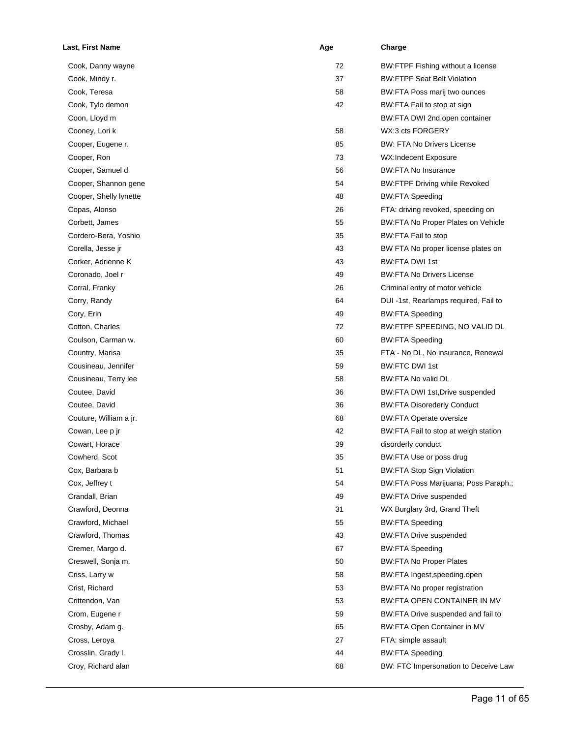| Last, First Name | Age | Charge |
|---|---|---|
| Cook, Danny wayne | 72 | BW:FTPF Fishing without a license |
| Cook, Mindy r. | 37 | BW:FTPF Seat Belt Violation |
| Cook, Teresa | 58 | BW:FTA Poss marij two ounces |
| Cook, Tylo demon | 42 | BW:FTA Fail to stop at sign |
| Coon, Lloyd m | | BW:FTA DWI 2nd,open container |
| Cooney, Lori k | 58 | WX:3 cts FORGERY |
| Cooper, Eugene r. | 85 | BW: FTA No Drivers License |
| Cooper, Ron | 73 | WX:Indecent Exposure |
| Cooper, Samuel d | 56 | BW:FTA No Insurance |
| Cooper, Shannon gene | 54 | BW:FTPF Driving while Revoked |
| Cooper, Shelly lynette | 48 | BW:FTA Speeding |
| Copas, Alonso | 26 | FTA: driving revoked, speeding on |
| Corbett, James | 55 | BW:FTA No Proper Plates on Vehicle |
| Cordero-Bera, Yoshio | 35 | BW:FTA Fail to stop |
| Corella, Jesse jr | 43 | BW FTA No proper license plates on |
| Corker, Adrienne K | 43 | BW:FTA DWI 1st |
| Coronado, Joel r | 49 | BW:FTA No Drivers License |
| Corral, Franky | 26 | Criminal entry of motor vehicle |
| Corry, Randy | 64 | DUI -1st, Rearlamps required, Fail to |
| Cory, Erin | 49 | BW:FTA Speeding |
| Cotton, Charles | 72 | BW:FTPF SPEEDING, NO VALID DL |
| Coulson, Carman w. | 60 | BW:FTA Speeding |
| Country, Marisa | 35 | FTA - No DL, No insurance, Renewal |
| Cousineau, Jennifer | 59 | BW:FTC DWI 1st |
| Cousineau, Terry lee | 58 | BW:FTA No valid DL |
| Coutee, David | 36 | BW:FTA DWI 1st,Drive suspended |
| Coutee, David | 36 | BW:FTA Disorederly Conduct |
| Couture, William a jr. | 68 | BW:FTA Operate oversize |
| Cowan, Lee p jr | 42 | BW:FTA Fail to stop at weigh station |
| Cowart, Horace | 39 | disorderly conduct |
| Cowherd, Scot | 35 | BW:FTA Use or poss drug |
| Cox, Barbara b | 51 | BW:FTA Stop Sign Violation |
| Cox, Jeffrey t | 54 | BW:FTA Poss Marijuana; Poss Paraph.; |
| Crandall, Brian | 49 | BW:FTA Drive suspended |
| Crawford, Deonna | 31 | WX Burglary 3rd, Grand Theft |
| Crawford, Michael | 55 | BW:FTA Speeding |
| Crawford, Thomas | 43 | BW:FTA Drive suspended |
| Cremer, Margo d. | 67 | BW:FTA Speeding |
| Creswell, Sonja m. | 50 | BW:FTA No Proper Plates |
| Criss, Larry w | 58 | BW:FTA Ingest,speeding.open |
| Crist, Richard | 53 | BW:FTA No proper registration |
| Crittendon, Van | 53 | BW:FTA OPEN CONTAINER IN MV |
| Crom, Eugene r | 59 | BW:FTA Drive suspended and fail to |
| Crosby, Adam g. | 65 | BW:FTA Open Container in MV |
| Cross, Leroya | 27 | FTA: simple assault |
| Crosslin, Grady l. | 44 | BW:FTA Speeding |
| Croy, Richard alan | 68 | BW: FTC Impersonation to Deceive Law |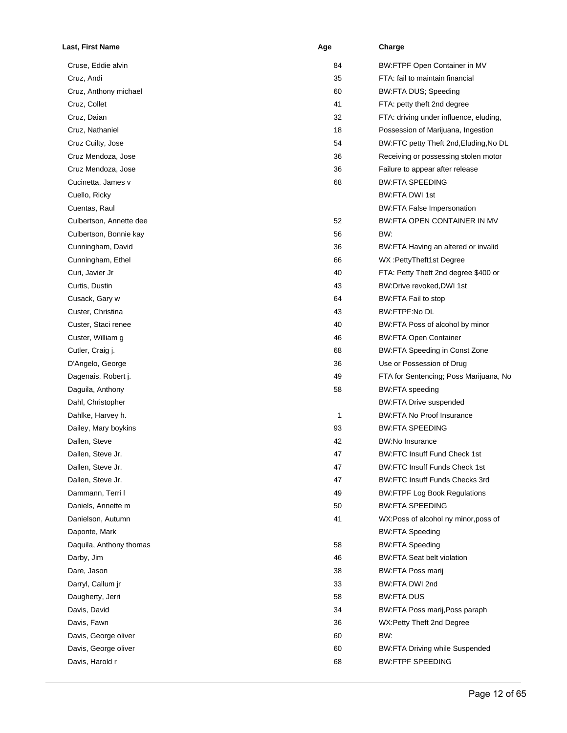| Last, First Name | Age | Charge |
|---|---|---|
| Cruse, Eddie alvin | 84 | BW:FTPF Open Container in MV |
| Cruz, Andi | 35 | FTA: fail to maintain financial |
| Cruz, Anthony michael | 60 | BW:FTA DUS; Speeding |
| Cruz, Collet | 41 | FTA: petty theft 2nd degree |
| Cruz, Daian | 32 | FTA: driving under influence, eluding, |
| Cruz, Nathaniel | 18 | Possession of Marijuana, Ingestion |
| Cruz Cuilty, Jose | 54 | BW:FTC petty Theft 2nd,Eluding,No DL |
| Cruz Mendoza, Jose | 36 | Receiving or possessing stolen motor |
| Cruz Mendoza, Jose | 36 | Failure to appear after release |
| Cucinetta, James v | 68 | BW:FTA SPEEDING |
| Cuello, Ricky | | BW:FTA DWI 1st |
| Cuentas, Raul | | BW:FTA False Impersonation |
| Culbertson, Annette dee | 52 | BW:FTA OPEN CONTAINER IN MV |
| Culbertson, Bonnie kay | 56 | BW: |
| Cunningham, David | 36 | BW:FTA Having an altered or invalid |
| Cunningham, Ethel | 66 | WX :PettyTheft1st Degree |
| Curi, Javier Jr | 40 | FTA: Petty Theft 2nd degree $400 or |
| Curtis, Dustin | 43 | BW:Drive revoked,DWI 1st |
| Cusack, Gary w | 64 | BW:FTA Fail to stop |
| Custer, Christina | 43 | BW:FTPF:No DL |
| Custer, Staci renee | 40 | BW:FTA Poss of alcohol by minor |
| Custer, William g | 46 | BW:FTA Open Container |
| Cutler, Craig j. | 68 | BW:FTA Speeding in Const Zone |
| D'Angelo, George | 36 | Use or Possession of Drug |
| Dagenais, Robert j. | 49 | FTA for Sentencing; Poss Marijuana, No |
| Daguila, Anthony | 58 | BW:FTA speeding |
| Dahl, Christopher | | BW:FTA Drive suspended |
| Dahlke, Harvey h. | 1 | BW:FTA No Proof Insurance |
| Dailey, Mary boykins | 93 | BW:FTA SPEEDING |
| Dallen, Steve | 42 | BW:No Insurance |
| Dallen, Steve Jr. | 47 | BW:FTC Insuff Fund Check 1st |
| Dallen, Steve Jr. | 47 | BW:FTC Insuff Funds Check 1st |
| Dallen, Steve Jr. | 47 | BW:FTC Insuff Funds Checks 3rd |
| Dammann, Terri l | 49 | BW:FTPF Log Book Regulations |
| Daniels, Annette m | 50 | BW:FTA SPEEDING |
| Danielson, Autumn | 41 | WX:Poss of alcohol ny minor,poss of |
| Daponte, Mark | | BW:FTA Speeding |
| Daquila, Anthony thomas | 58 | BW:FTA Speeding |
| Darby, Jim | 46 | BW:FTA Seat belt violation |
| Dare, Jason | 38 | BW:FTA Poss marij |
| Darryl, Callum jr | 33 | BW:FTA DWI 2nd |
| Daugherty, Jerri | 58 | BW:FTA DUS |
| Davis, David | 34 | BW:FTA Poss marij,Poss paraph |
| Davis, Fawn | 36 | WX:Petty Theft 2nd Degree |
| Davis, George oliver | 60 | BW: |
| Davis, George oliver | 60 | BW:FTA Driving while Suspended |
| Davis, Harold r | 68 | BW:FTPF SPEEDING |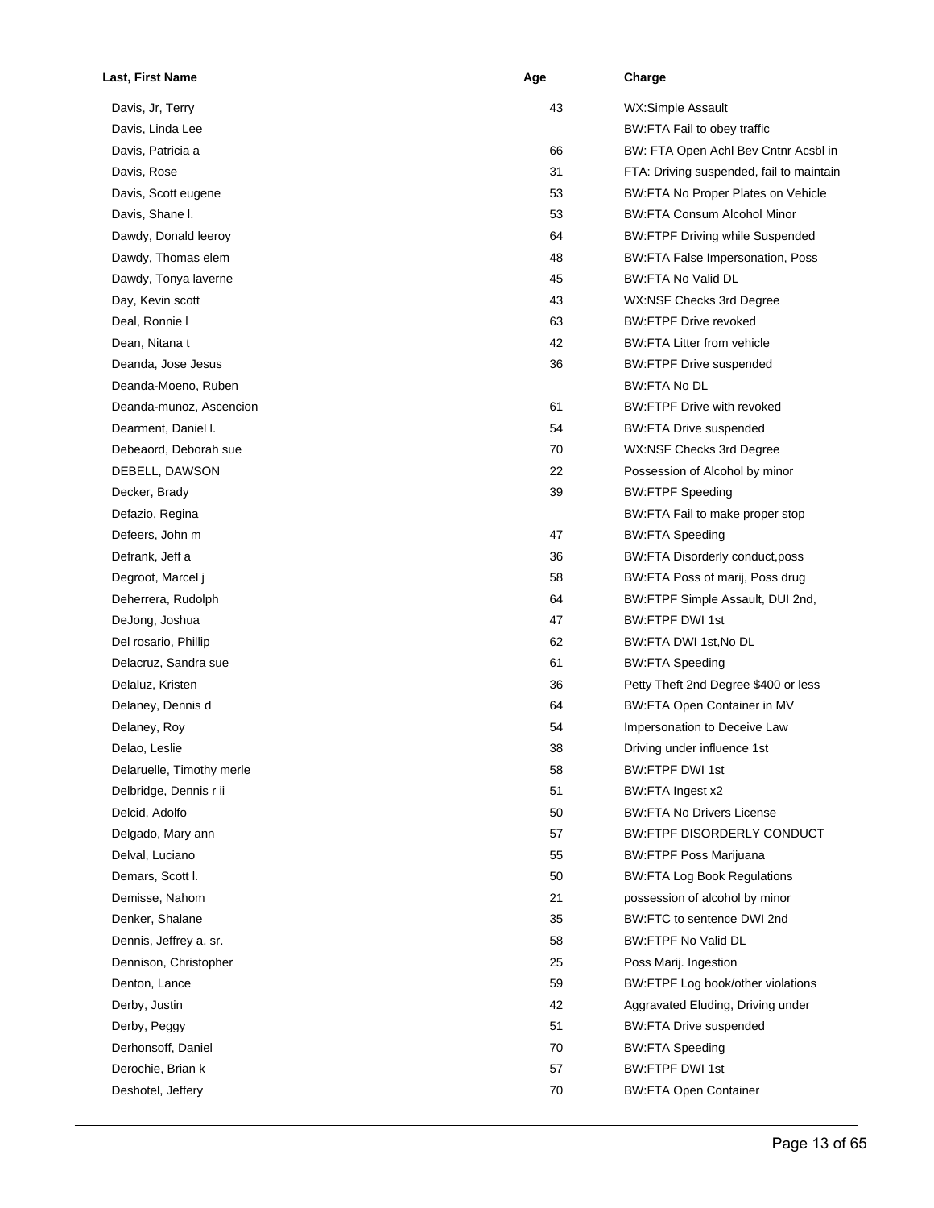| Last, First Name | Age | Charge |
|---|---|---|
| Davis, Jr, Terry | 43 | WX:Simple Assault |
| Davis, Linda Lee | | BW:FTA Fail to obey traffic |
| Davis, Patricia a | 66 | BW: FTA Open Achl Bev Cntnr Acsbl in |
| Davis, Rose | 31 | FTA: Driving suspended, fail to maintain |
| Davis, Scott eugene | 53 | BW:FTA No Proper Plates on Vehicle |
| Davis, Shane l. | 53 | BW:FTA Consum Alcohol Minor |
| Dawdy, Donald leeroy | 64 | BW:FTPF Driving while Suspended |
| Dawdy, Thomas elem | 48 | BW:FTA False Impersonation, Poss |
| Dawdy, Tonya laverne | 45 | BW:FTA No Valid DL |
| Day, Kevin scott | 43 | WX:NSF Checks 3rd Degree |
| Deal, Ronnie l | 63 | BW:FTPF Drive revoked |
| Dean, Nitana t | 42 | BW:FTA Litter from vehicle |
| Deanda, Jose Jesus | 36 | BW:FTPF Drive suspended |
| Deanda-Moeno, Ruben | | BW:FTA No DL |
| Deanda-munoz, Ascencion | 61 | BW:FTPF Drive with revoked |
| Dearment, Daniel l. | 54 | BW:FTA Drive suspended |
| Debeaord, Deborah sue | 70 | WX:NSF Checks 3rd Degree |
| DEBELL, DAWSON | 22 | Possession of Alcohol by minor |
| Decker, Brady | 39 | BW:FTPF Speeding |
| Defazio, Regina | | BW:FTA Fail to make proper stop |
| Defeers, John m | 47 | BW:FTA Speeding |
| Defrank, Jeff a | 36 | BW:FTA Disorderly conduct,poss |
| Degroot, Marcel j | 58 | BW:FTA Poss of marij, Poss drug |
| Deherrera, Rudolph | 64 | BW:FTPF Simple Assault, DUI 2nd, |
| DeJong, Joshua | 47 | BW:FTPF DWI 1st |
| Del rosario, Phillip | 62 | BW:FTA DWI 1st,No DL |
| Delacruz, Sandra sue | 61 | BW:FTA Speeding |
| Delaluz, Kristen | 36 | Petty Theft 2nd Degree $400 or less |
| Delaney, Dennis d | 64 | BW:FTA Open Container in MV |
| Delaney, Roy | 54 | Impersonation to Deceive Law |
| Delao, Leslie | 38 | Driving under influence 1st |
| Delaruelle, Timothy merle | 58 | BW:FTPF DWI 1st |
| Delbridge, Dennis r ii | 51 | BW:FTA Ingest x2 |
| Delcid, Adolfo | 50 | BW:FTA No Drivers License |
| Delgado, Mary ann | 57 | BW:FTPF DISORDERLY CONDUCT |
| Delval, Luciano | 55 | BW:FTPF Poss Marijuana |
| Demars, Scott l. | 50 | BW:FTA Log Book Regulations |
| Demisse, Nahom | 21 | possession of alcohol by minor |
| Denker, Shalane | 35 | BW:FTC to sentence DWI 2nd |
| Dennis, Jeffrey a. sr. | 58 | BW:FTPF No Valid DL |
| Dennison, Christopher | 25 | Poss Marij. Ingestion |
| Denton, Lance | 59 | BW:FTPF Log book/other violations |
| Derby, Justin | 42 | Aggravated Eluding, Driving under |
| Derby, Peggy | 51 | BW:FTA Drive suspended |
| Derhonsoff, Daniel | 70 | BW:FTA Speeding |
| Derochie, Brian k | 57 | BW:FTPF DWI 1st |
| Deshotel, Jeffery | 70 | BW:FTA Open Container |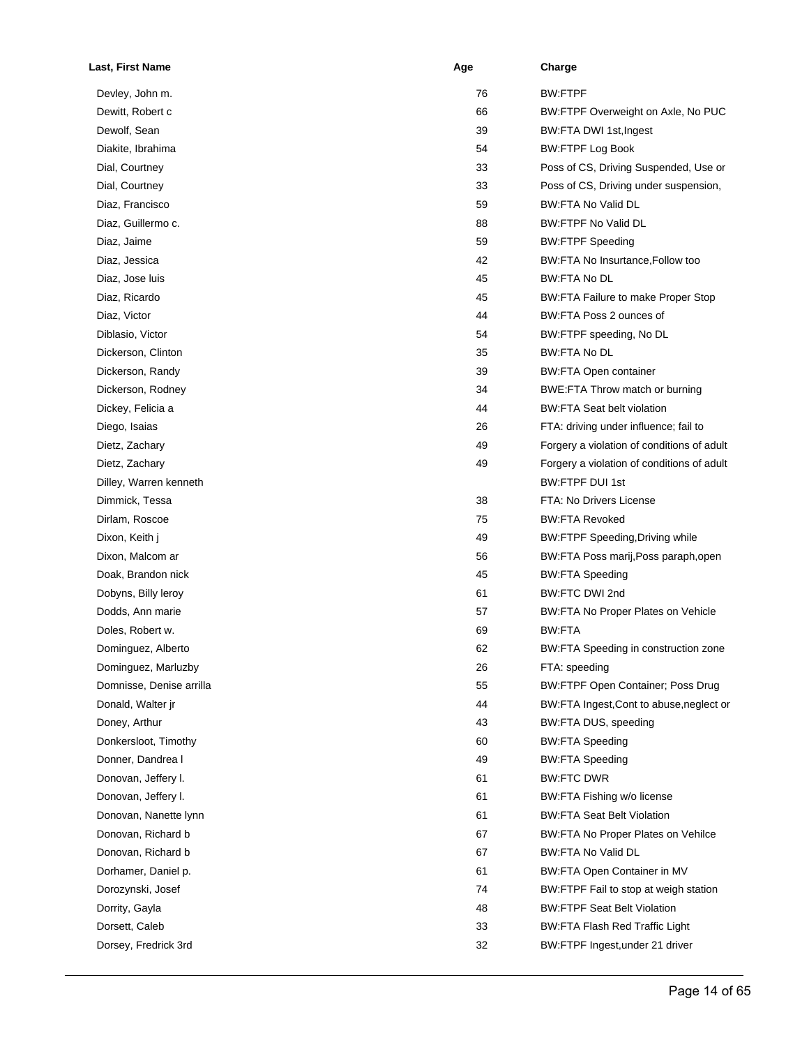| Last, First Name | Age | Charge |
| --- | --- | --- |
| Devley, John m. | 76 | BW:FTPF |
| Dewitt, Robert c | 66 | BW:FTPF Overweight on Axle, No PUC |
| Dewolf, Sean | 39 | BW:FTA DWI 1st,Ingest |
| Diakite, Ibrahima | 54 | BW:FTPF Log Book |
| Dial, Courtney | 33 | Poss of CS, Driving Suspended, Use or |
| Dial, Courtney | 33 | Poss of CS, Driving under suspension, |
| Diaz, Francisco | 59 | BW:FTA No Valid DL |
| Diaz, Guillermo c. | 88 | BW:FTPF No Valid DL |
| Diaz, Jaime | 59 | BW:FTPF Speeding |
| Diaz, Jessica | 42 | BW:FTA No Insurtance,Follow too |
| Diaz, Jose luis | 45 | BW:FTA No DL |
| Diaz, Ricardo | 45 | BW:FTA Failure to make Proper Stop |
| Diaz, Victor | 44 | BW:FTA Poss 2 ounces of |
| Diblasio, Victor | 54 | BW:FTPF speeding, No DL |
| Dickerson, Clinton | 35 | BW:FTA No DL |
| Dickerson, Randy | 39 | BW:FTA Open container |
| Dickerson, Rodney | 34 | BWE:FTA Throw match or burning |
| Dickey, Felicia a | 44 | BW:FTA Seat belt violation |
| Diego, Isaias | 26 | FTA: driving under influence; fail to |
| Dietz, Zachary | 49 | Forgery a violation of conditions of adult |
| Dietz, Zachary | 49 | Forgery a violation of conditions of adult |
| Dilley, Warren kenneth | | BW:FTPF DUI 1st |
| Dimmick, Tessa | 38 | FTA: No Drivers License |
| Dirlam, Roscoe | 75 | BW:FTA Revoked |
| Dixon, Keith j | 49 | BW:FTPF Speeding,Driving while |
| Dixon, Malcom ar | 56 | BW:FTA Poss marij,Poss paraph,open |
| Doak, Brandon nick | 45 | BW:FTA Speeding |
| Dobyns, Billy leroy | 61 | BW:FTC DWI 2nd |
| Dodds, Ann marie | 57 | BW:FTA No Proper Plates on Vehicle |
| Doles, Robert w. | 69 | BW:FTA |
| Dominguez, Alberto | 62 | BW:FTA Speeding in construction zone |
| Dominguez, Marluzby | 26 | FTA: speeding |
| Domnisse, Denise arrilla | 55 | BW:FTPF Open Container; Poss Drug |
| Donald, Walter jr | 44 | BW:FTA Ingest,Cont to abuse,neglect or |
| Doney, Arthur | 43 | BW:FTA DUS, speeding |
| Donkersloot, Timothy | 60 | BW:FTA Speeding |
| Donner, Dandrea l | 49 | BW:FTA Speeding |
| Donovan, Jeffery l. | 61 | BW:FTC DWR |
| Donovan, Jeffery l. | 61 | BW:FTA Fishing w/o license |
| Donovan, Nanette lynn | 61 | BW:FTA Seat Belt Violation |
| Donovan, Richard b | 67 | BW:FTA No Proper Plates on Vehilce |
| Donovan, Richard b | 67 | BW:FTA No Valid DL |
| Dorhamer, Daniel p. | 61 | BW:FTA Open Container in MV |
| Dorozynski, Josef | 74 | BW:FTPF Fail to stop at weigh station |
| Dorrity, Gayla | 48 | BW:FTPF Seat Belt Violation |
| Dorsett, Caleb | 33 | BW:FTA Flash Red Traffic Light |
| Dorsey, Fredrick 3rd | 32 | BW:FTPF Ingest,under 21 driver |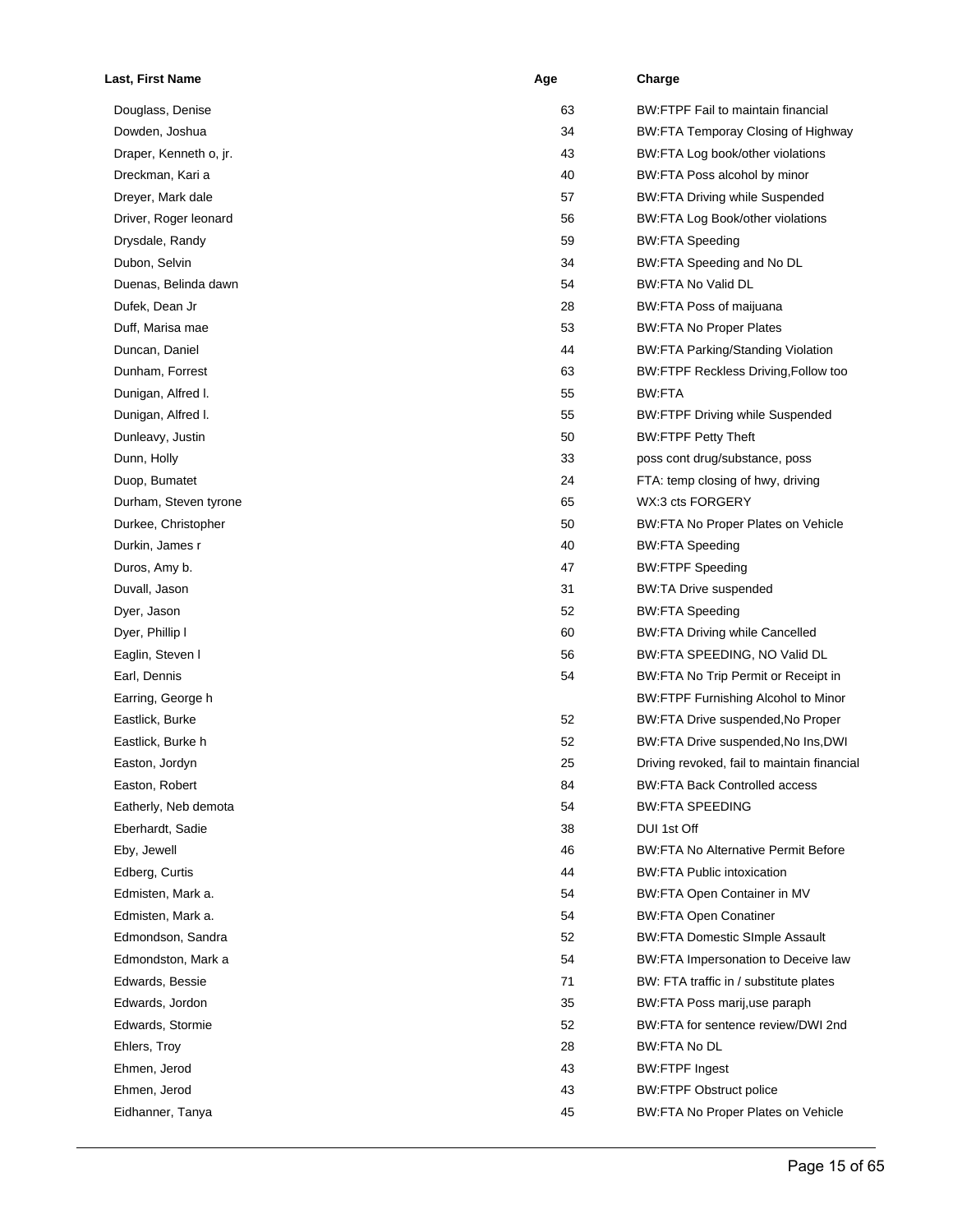| Last, First Name | Age | Charge |
|---|---|---|
| Douglass, Denise | 63 | BW:FTPF Fail to maintain financial |
| Dowden, Joshua | 34 | BW:FTA Temporay Closing of Highway |
| Draper, Kenneth o, jr. | 43 | BW:FTA Log book/other violations |
| Dreckman, Kari a | 40 | BW:FTA Poss alcohol by minor |
| Dreyer, Mark dale | 57 | BW:FTA Driving while Suspended |
| Driver, Roger leonard | 56 | BW:FTA Log Book/other violations |
| Drysdale, Randy | 59 | BW:FTA Speeding |
| Dubon, Selvin | 34 | BW:FTA Speeding and No DL |
| Duenas, Belinda dawn | 54 | BW:FTA No Valid DL |
| Dufek, Dean Jr | 28 | BW:FTA Poss of maijuana |
| Duff, Marisa mae | 53 | BW:FTA No Proper Plates |
| Duncan, Daniel | 44 | BW:FTA Parking/Standing Violation |
| Dunham, Forrest | 63 | BW:FTPF Reckless Driving,Follow too |
| Dunigan, Alfred l. | 55 | BW:FTA |
| Dunigan, Alfred l. | 55 | BW:FTPF Driving while Suspended |
| Dunleavy, Justin | 50 | BW:FTPF Petty Theft |
| Dunn, Holly | 33 | poss cont drug/substance, poss |
| Duop, Bumatet | 24 | FTA: temp closing of hwy, driving |
| Durham, Steven tyrone | 65 | WX:3 cts FORGERY |
| Durkee, Christopher | 50 | BW:FTA No Proper Plates on Vehicle |
| Durkin, James r | 40 | BW:FTA Speeding |
| Duros, Amy b. | 47 | BW:FTPF Speeding |
| Duvall, Jason | 31 | BW:TA Drive suspended |
| Dyer, Jason | 52 | BW:FTA Speeding |
| Dyer, Phillip l | 60 | BW:FTA Driving while Cancelled |
| Eaglin, Steven l | 56 | BW:FTA SPEEDING, NO Valid DL |
| Earl, Dennis | 54 | BW:FTA No Trip Permit or Receipt in |
| Earring, George h | | BW:FTPF Furnishing Alcohol to Minor |
| Eastlick, Burke | 52 | BW:FTA Drive suspended,No Proper |
| Eastlick, Burke h | 52 | BW:FTA Drive suspended,No Ins,DWI |
| Easton, Jordyn | 25 | Driving revoked, fail to maintain financial |
| Easton, Robert | 84 | BW:FTA Back Controlled access |
| Eatherly, Neb demota | 54 | BW:FTA SPEEDING |
| Eberhardt, Sadie | 38 | DUI 1st Off |
| Eby, Jewell | 46 | BW:FTA No Alternative Permit Before |
| Edberg, Curtis | 44 | BW:FTA Public intoxication |
| Edmisten, Mark a. | 54 | BW:FTA Open Container in MV |
| Edmisten, Mark a. | 54 | BW:FTA Open Conatiner |
| Edmondson, Sandra | 52 | BW:FTA Domestic SImple Assault |
| Edmondston, Mark a | 54 | BW:FTA Impersonation to Deceive law |
| Edwards, Bessie | 71 | BW: FTA traffic in / substitute plates |
| Edwards, Jordon | 35 | BW:FTA Poss marij,use paraph |
| Edwards, Stormie | 52 | BW:FTA for sentence review/DWI 2nd |
| Ehlers, Troy | 28 | BW:FTA No DL |
| Ehmen, Jerod | 43 | BW:FTPF Ingest |
| Ehmen, Jerod | 43 | BW:FTPF Obstruct police |
| Eidhanner, Tanya | 45 | BW:FTA No Proper Plates on Vehicle |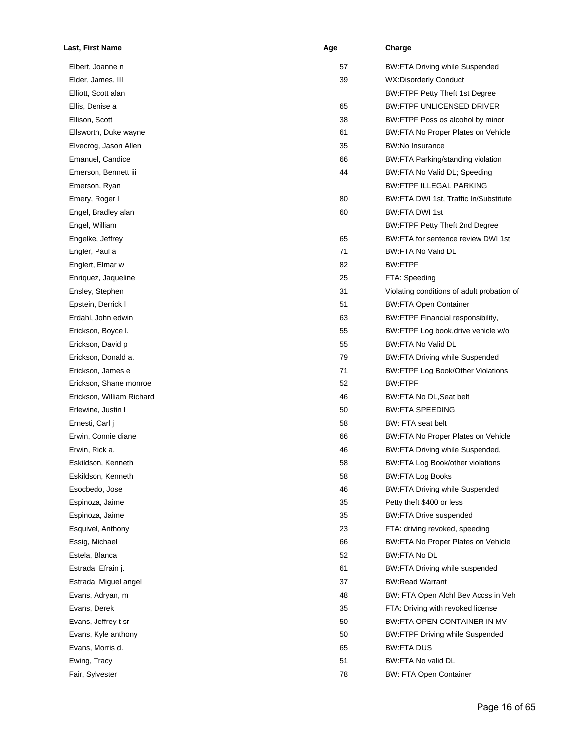| Last, First Name | Age | Charge |
|---|---|---|
| Elbert, Joanne n | 57 | BW:FTA Driving while Suspended |
| Elder, James, III | 39 | WX:Disorderly Conduct |
| Elliott, Scott alan | | BW:FTPF Petty Theft 1st Degree |
| Ellis, Denise a | 65 | BW:FTPF UNLICENSED DRIVER |
| Ellison, Scott | 38 | BW:FTPF Poss os alcohol by minor |
| Ellsworth, Duke wayne | 61 | BW:FTA No Proper Plates on Vehicle |
| Elvecrog, Jason Allen | 35 | BW:No Insurance |
| Emanuel, Candice | 66 | BW:FTA Parking/standing violation |
| Emerson, Bennett iii | 44 | BW:FTA No Valid DL; Speeding |
| Emerson, Ryan | | BW:FTPF ILLEGAL PARKING |
| Emery, Roger l | 80 | BW:FTA DWI 1st, Traffic In/Substitute |
| Engel, Bradley alan | 60 | BW:FTA DWI 1st |
| Engel, William | | BW:FTPF Petty Theft 2nd Degree |
| Engelke, Jeffrey | 65 | BW:FTA for sentence review DWI 1st |
| Engler, Paul a | 71 | BW:FTA No Valid DL |
| Englert, Elmar w | 82 | BW:FTPF |
| Enriquez, Jaqueline | 25 | FTA: Speeding |
| Ensley, Stephen | 31 | Violating conditions of adult probation of |
| Epstein, Derrick l | 51 | BW:FTA Open Container |
| Erdahl, John edwin | 63 | BW:FTPF Financial responsibility, |
| Erickson, Boyce l. | 55 | BW:FTPF Log book,drive vehicle w/o |
| Erickson, David p | 55 | BW:FTA No Valid DL |
| Erickson, Donald a. | 79 | BW:FTA Driving while Suspended |
| Erickson, James e | 71 | BW:FTPF Log Book/Other Violations |
| Erickson, Shane monroe | 52 | BW:FTPF |
| Erickson, William Richard | 46 | BW:FTA No DL,Seat belt |
| Erlewine, Justin l | 50 | BW:FTA SPEEDING |
| Ernesti, Carl j | 58 | BW: FTA seat belt |
| Erwin, Connie diane | 66 | BW:FTA No Proper Plates on Vehicle |
| Erwin, Rick a. | 46 | BW:FTA Driving while Suspended, |
| Eskildson, Kenneth | 58 | BW:FTA Log Book/other violations |
| Eskildson, Kenneth | 58 | BW:FTA Log Books |
| Esocbedo, Jose | 46 | BW:FTA Driving while Suspended |
| Espinoza, Jaime | 35 | Petty theft $400 or less |
| Espinoza, Jaime | 35 | BW:FTA Drive suspended |
| Esquivel, Anthony | 23 | FTA: driving revoked, speeding |
| Essig, Michael | 66 | BW:FTA No Proper Plates on Vehicle |
| Estela, Blanca | 52 | BW:FTA No DL |
| Estrada, Efrain j. | 61 | BW:FTA Driving while suspended |
| Estrada, Miguel angel | 37 | BW:Read Warrant |
| Evans, Adryan, m | 48 | BW: FTA Open Alchl Bev Accss in Veh |
| Evans, Derek | 35 | FTA: Driving with revoked license |
| Evans, Jeffrey t sr | 50 | BW:FTA OPEN CONTAINER IN MV |
| Evans, Kyle anthony | 50 | BW:FTPF Driving while Suspended |
| Evans, Morris d. | 65 | BW:FTA DUS |
| Ewing, Tracy | 51 | BW:FTA No valid DL |
| Fair, Sylvester | 78 | BW: FTA Open Container |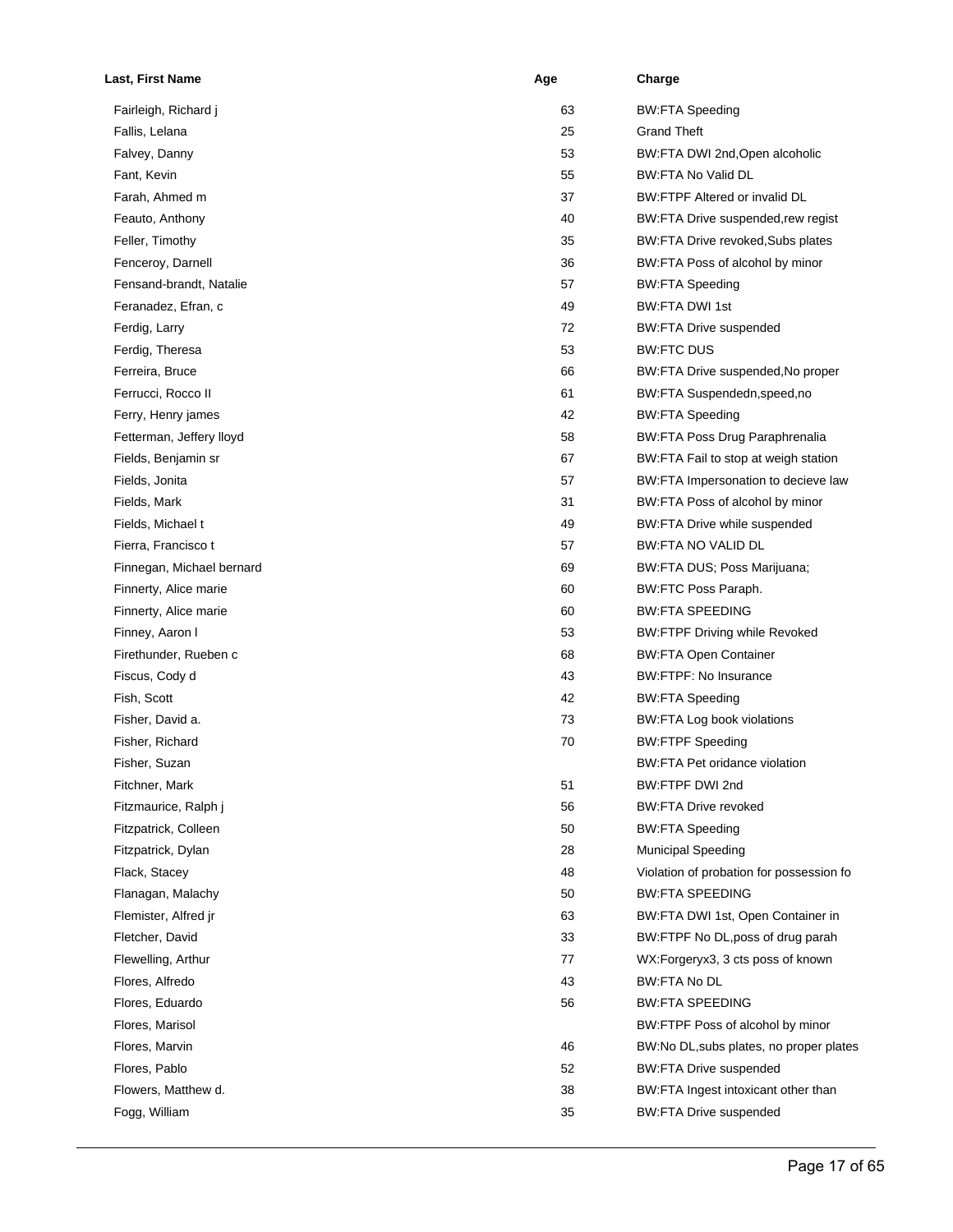| Last, First Name | Age | Charge |
|---|---|---|
| Fairleigh, Richard j | 63 | BW:FTA Speeding |
| Fallis, Lelana | 25 | Grand Theft |
| Falvey, Danny | 53 | BW:FTA DWI 2nd,Open alcoholic |
| Fant, Kevin | 55 | BW:FTA No Valid DL |
| Farah, Ahmed m | 37 | BW:FTPF Altered or invalid DL |
| Feauto, Anthony | 40 | BW:FTA Drive suspended,rew regist |
| Feller, Timothy | 35 | BW:FTA Drive revoked,Subs plates |
| Fenceroy, Darnell | 36 | BW:FTA Poss of alcohol by minor |
| Fensand-brandt, Natalie | 57 | BW:FTA Speeding |
| Feranadez, Efran, c | 49 | BW:FTA DWI 1st |
| Ferdig, Larry | 72 | BW:FTA Drive suspended |
| Ferdig, Theresa | 53 | BW:FTC DUS |
| Ferreira, Bruce | 66 | BW:FTA Drive suspended,No proper |
| Ferrucci, Rocco II | 61 | BW:FTA Suspendedn,speed,no |
| Ferry, Henry james | 42 | BW:FTA Speeding |
| Fetterman, Jeffery lloyd | 58 | BW:FTA Poss Drug Paraphrenalia |
| Fields, Benjamin sr | 67 | BW:FTA Fail to stop at weigh station |
| Fields, Jonita | 57 | BW:FTA Impersonation to decieve law |
| Fields, Mark | 31 | BW:FTA Poss of alcohol by minor |
| Fields, Michael t | 49 | BW:FTA Drive while suspended |
| Fierra, Francisco t | 57 | BW:FTA NO VALID DL |
| Finnegan, Michael bernard | 69 | BW:FTA DUS; Poss Marijuana; |
| Finnerty, Alice marie | 60 | BW:FTC Poss Paraph. |
| Finnerty, Alice marie | 60 | BW:FTA SPEEDING |
| Finney, Aaron l | 53 | BW:FTPF Driving while Revoked |
| Firethunder, Rueben c | 68 | BW:FTA Open Container |
| Fiscus, Cody d | 43 | BW:FTPF: No Insurance |
| Fish, Scott | 42 | BW:FTA Speeding |
| Fisher, David a. | 73 | BW:FTA Log book violations |
| Fisher, Richard | 70 | BW:FTPF Speeding |
| Fisher, Suzan | | BW:FTA Pet oridance violation |
| Fitchner, Mark | 51 | BW:FTPF DWI 2nd |
| Fitzmaurice, Ralph j | 56 | BW:FTA Drive revoked |
| Fitzpatrick, Colleen | 50 | BW:FTA Speeding |
| Fitzpatrick, Dylan | 28 | Municipal Speeding |
| Flack, Stacey | 48 | Violation of probation for possession fo |
| Flanagan, Malachy | 50 | BW:FTA SPEEDING |
| Flemister, Alfred jr | 63 | BW:FTA DWI 1st, Open Container in |
| Fletcher, David | 33 | BW:FTPF No DL,poss of drug parah |
| Flewelling, Arthur | 77 | WX:Forgeryx3, 3 cts poss of known |
| Flores, Alfredo | 43 | BW:FTA No DL |
| Flores, Eduardo | 56 | BW:FTA SPEEDING |
| Flores, Marisol | | BW:FTPF Poss of alcohol by minor |
| Flores, Marvin | 46 | BW:No DL,subs plates, no proper plates |
| Flores, Pablo | 52 | BW:FTA Drive suspended |
| Flowers, Matthew d. | 38 | BW:FTA Ingest intoxicant other than |
| Fogg, William | 35 | BW:FTA Drive suspended |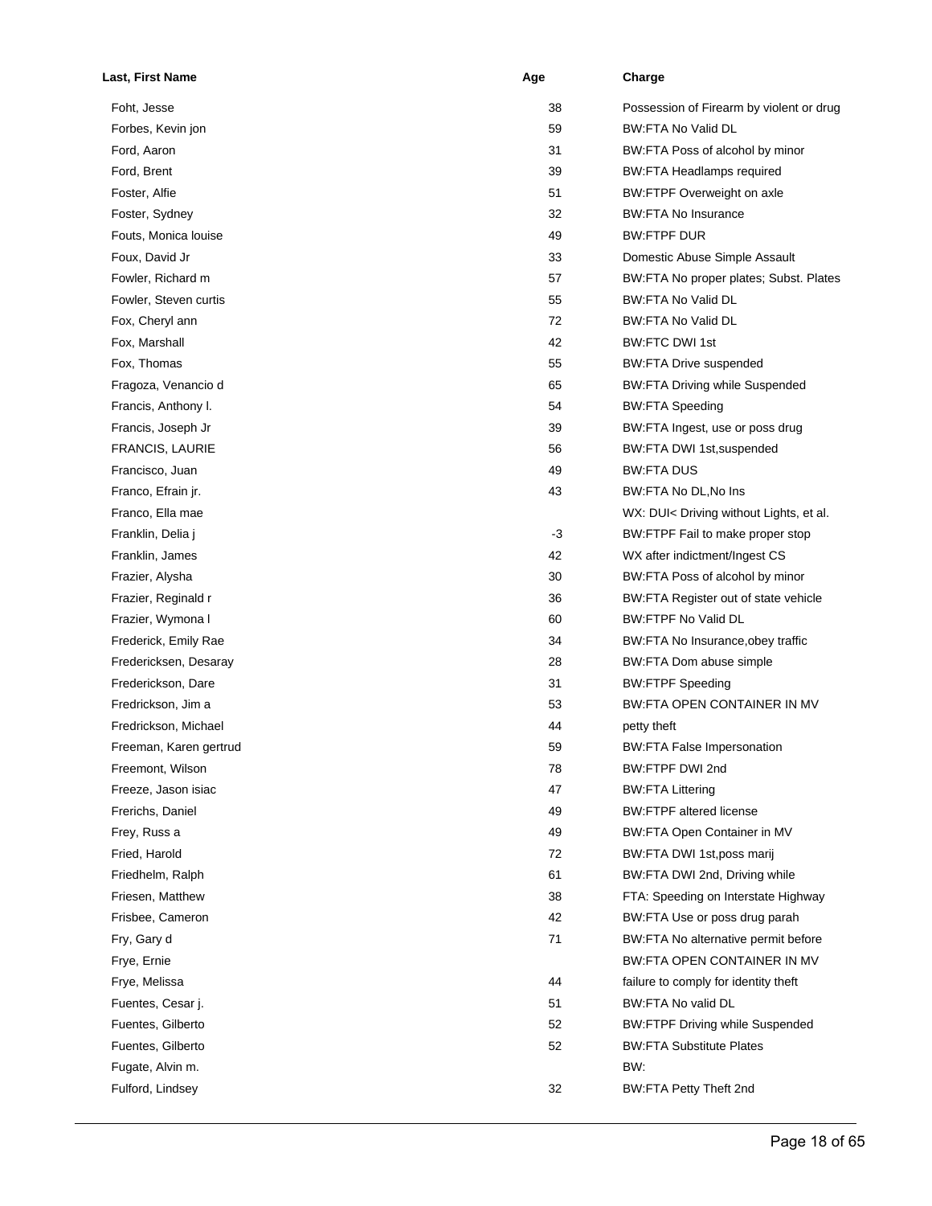| Last, First Name | Age | Charge |
|---|---|---|
| Foht, Jesse | 38 | Possession of Firearm by violent or drug |
| Forbes, Kevin jon | 59 | BW:FTA No Valid DL |
| Ford, Aaron | 31 | BW:FTA Poss of alcohol by minor |
| Ford, Brent | 39 | BW:FTA Headlamps required |
| Foster, Alfie | 51 | BW:FTPF Overweight on axle |
| Foster, Sydney | 32 | BW:FTA No Insurance |
| Fouts, Monica louise | 49 | BW:FTPF DUR |
| Foux, David Jr | 33 | Domestic Abuse Simple Assault |
| Fowler, Richard m | 57 | BW:FTA No proper plates; Subst. Plates |
| Fowler, Steven curtis | 55 | BW:FTA No Valid DL |
| Fox, Cheryl ann | 72 | BW:FTA No Valid DL |
| Fox, Marshall | 42 | BW:FTC DWI 1st |
| Fox, Thomas | 55 | BW:FTA Drive suspended |
| Fragoza, Venancio d | 65 | BW:FTA Driving while Suspended |
| Francis, Anthony l. | 54 | BW:FTA Speeding |
| Francis, Joseph Jr | 39 | BW:FTA Ingest, use or poss drug |
| FRANCIS, LAURIE | 56 | BW:FTA DWI 1st,suspended |
| Francisco, Juan | 49 | BW:FTA DUS |
| Franco, Efrain jr. | 43 | BW:FTA No DL,No Ins |
| Franco, Ella mae | | WX: DUI< Driving without Lights, et al. |
| Franklin, Delia j | -3 | BW:FTPF Fail to make proper stop |
| Franklin, James | 42 | WX after indictment/Ingest CS |
| Frazier, Alysha | 30 | BW:FTA Poss of alcohol by minor |
| Frazier, Reginald r | 36 | BW:FTA Register out of state vehicle |
| Frazier, Wymona l | 60 | BW:FTPF No Valid DL |
| Frederick, Emily Rae | 34 | BW:FTA No Insurance,obey traffic |
| Fredericksen, Desaray | 28 | BW:FTA Dom abuse simple |
| Frederickson, Dare | 31 | BW:FTPF Speeding |
| Fredrickson, Jim a | 53 | BW:FTA OPEN CONTAINER IN MV |
| Fredrickson, Michael | 44 | petty theft |
| Freeman, Karen gertrud | 59 | BW:FTA False Impersonation |
| Freemont, Wilson | 78 | BW:FTPF DWI 2nd |
| Freeze, Jason isiac | 47 | BW:FTA Littering |
| Frerichs, Daniel | 49 | BW:FTPF altered license |
| Frey, Russ a | 49 | BW:FTA Open Container in MV |
| Fried, Harold | 72 | BW:FTA DWI 1st,poss marij |
| Friedhelm, Ralph | 61 | BW:FTA DWI 2nd, Driving while |
| Friesen, Matthew | 38 | FTA: Speeding on Interstate Highway |
| Frisbee, Cameron | 42 | BW:FTA Use or poss drug parah |
| Fry, Gary d | 71 | BW:FTA No alternative permit before |
| Frye, Ernie | | BW:FTA OPEN CONTAINER IN MV |
| Frye, Melissa | 44 | failure to comply for identity theft |
| Fuentes, Cesar j. | 51 | BW:FTA No valid DL |
| Fuentes, Gilberto | 52 | BW:FTPF Driving while Suspended |
| Fuentes, Gilberto | 52 | BW:FTA Substitute Plates |
| Fugate, Alvin m. | | BW: |
| Fulford, Lindsey | 32 | BW:FTA Petty Theft 2nd |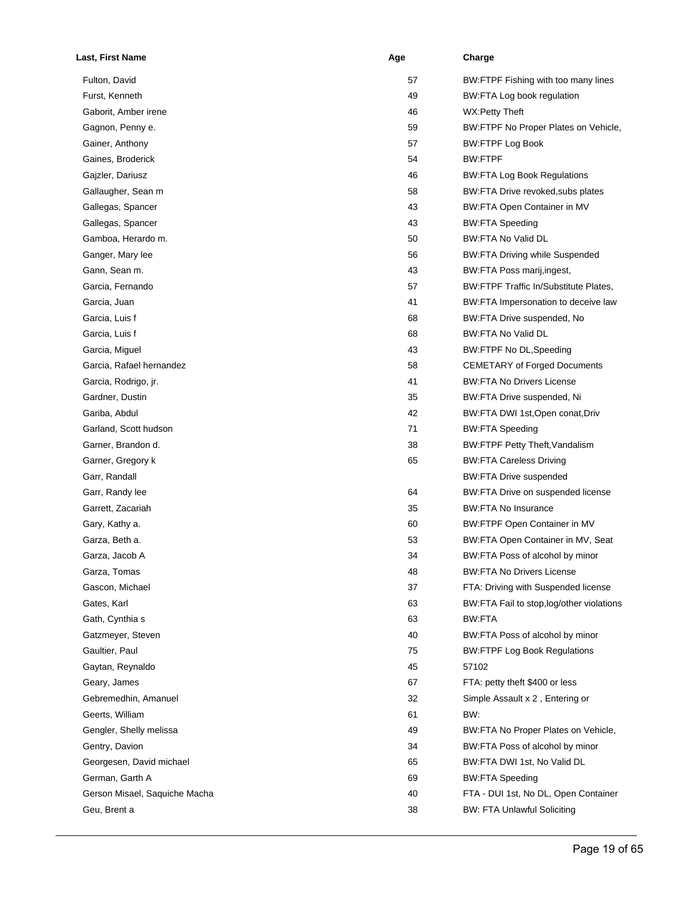| Last, First Name | Age | Charge |
|---|---|---|
| Fulton, David | 57 | BW:FTPF Fishing with too many lines |
| Furst, Kenneth | 49 | BW:FTA Log book regulation |
| Gaborit, Amber irene | 46 | WX:Petty Theft |
| Gagnon, Penny e. | 59 | BW:FTPF No Proper Plates on Vehicle, |
| Gainer, Anthony | 57 | BW:FTPF Log Book |
| Gaines, Broderick | 54 | BW:FTPF |
| Gajzler, Dariusz | 46 | BW:FTA Log Book Regulations |
| Gallaugher, Sean m | 58 | BW:FTA Drive revoked,subs plates |
| Gallegas, Spancer | 43 | BW:FTA Open Container in MV |
| Gallegas, Spancer | 43 | BW:FTA Speeding |
| Gamboa, Herardo m. | 50 | BW:FTA No Valid DL |
| Ganger, Mary lee | 56 | BW:FTA Driving while Suspended |
| Gann, Sean m. | 43 | BW:FTA Poss marij,ingest, |
| Garcia, Fernando | 57 | BW:FTPF Traffic In/Substitute Plates, |
| Garcia, Juan | 41 | BW:FTA Impersonation to deceive law |
| Garcia, Luis f | 68 | BW:FTA Drive suspended, No |
| Garcia, Luis f | 68 | BW:FTA No Valid DL |
| Garcia, Miguel | 43 | BW:FTPF No DL,Speeding |
| Garcia, Rafael hernandez | 58 | CEMETARY of Forged Documents |
| Garcia, Rodrigo, jr. | 41 | BW:FTA No Drivers License |
| Gardner, Dustin | 35 | BW:FTA Drive suspended, Ni |
| Gariba, Abdul | 42 | BW:FTA DWI 1st,Open conat,Driv |
| Garland, Scott hudson | 71 | BW:FTA Speeding |
| Garner, Brandon d. | 38 | BW:FTPF Petty Theft,Vandalism |
| Garner, Gregory k | 65 | BW:FTA Careless Driving |
| Garr, Randall | | BW:FTA Drive suspended |
| Garr, Randy lee | 64 | BW:FTA Drive on suspended license |
| Garrett, Zacariah | 35 | BW:FTA No Insurance |
| Gary, Kathy a. | 60 | BW:FTPF Open Container in MV |
| Garza, Beth a. | 53 | BW:FTA Open Container in MV, Seat |
| Garza, Jacob A | 34 | BW:FTA Poss of alcohol by minor |
| Garza, Tomas | 48 | BW:FTA No Drivers License |
| Gascon, Michael | 37 | FTA: Driving with Suspended license |
| Gates, Karl | 63 | BW:FTA Fail to stop,log/other violations |
| Gath, Cynthia s | 63 | BW:FTA |
| Gatzmeyer, Steven | 40 | BW:FTA Poss of alcohol by minor |
| Gaultier, Paul | 75 | BW:FTPF Log Book Regulations |
| Gaytan, Reynaldo | 45 | 57102 |
| Geary, James | 67 | FTA: petty theft $400 or less |
| Gebremedhin, Amanuel | 32 | Simple Assault x 2 , Entering or |
| Geerts, William | 61 | BW: |
| Gengler, Shelly melissa | 49 | BW:FTA No Proper Plates on Vehicle, |
| Gentry, Davion | 34 | BW:FTA Poss of alcohol by minor |
| Georgesen, David michael | 65 | BW:FTA DWI 1st, No Valid DL |
| German, Garth A | 69 | BW:FTA Speeding |
| Gerson Misael, Saquiche Macha | 40 | FTA - DUI 1st, No DL, Open Container |
| Geu, Brent a | 38 | BW: FTA Unlawful Soliciting |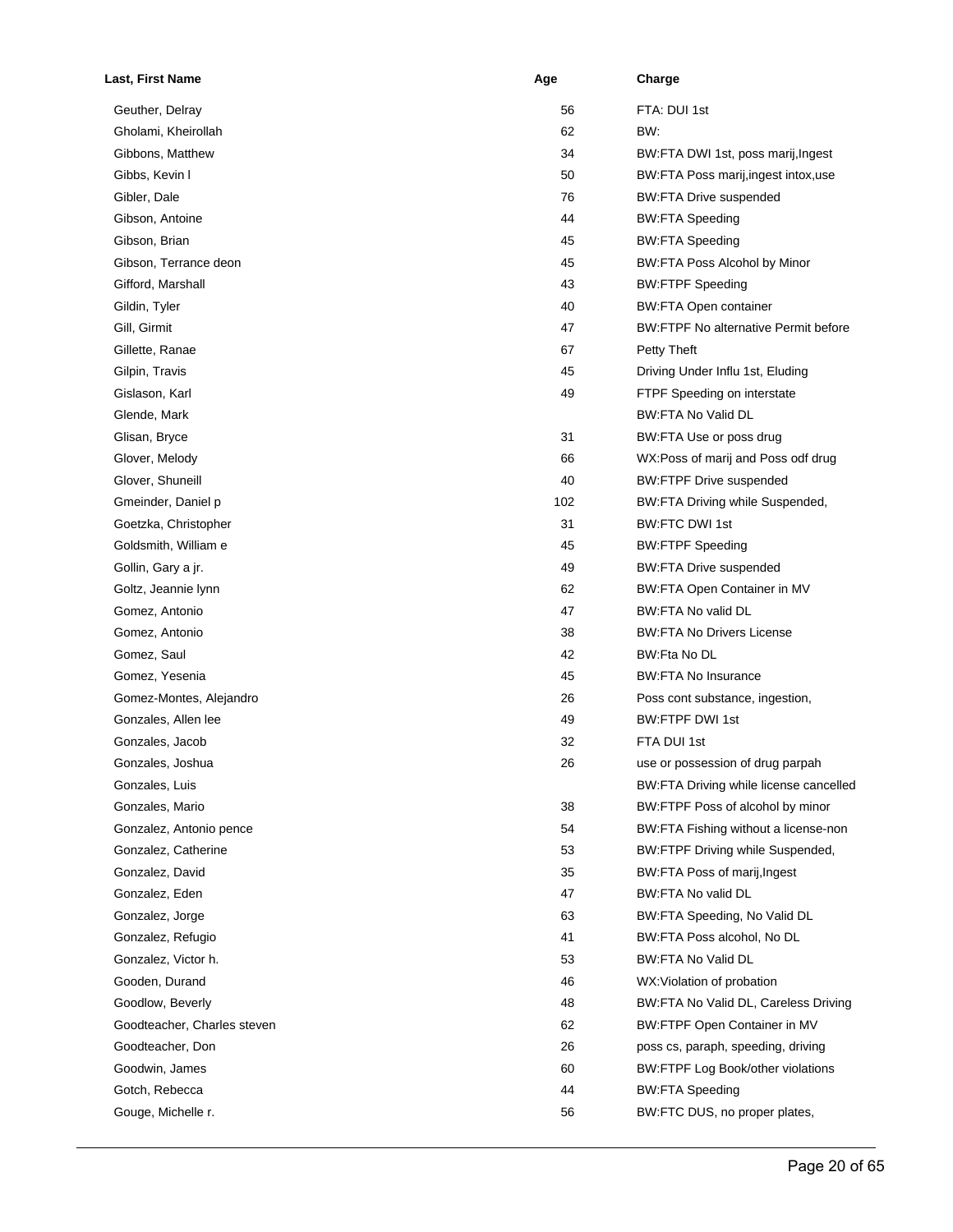| Last, First Name | Age | Charge |
|---|---|---|
| Geuther, Delray | 56 | FTA: DUI 1st |
| Gholami, Kheirollah | 62 | BW: |
| Gibbons, Matthew | 34 | BW:FTA DWI 1st, poss marij,Ingest |
| Gibbs, Kevin l | 50 | BW:FTA Poss marij,ingest intox,use |
| Gibler, Dale | 76 | BW:FTA Drive suspended |
| Gibson, Antoine | 44 | BW:FTA Speeding |
| Gibson, Brian | 45 | BW:FTA Speeding |
| Gibson, Terrance deon | 45 | BW:FTA Poss Alcohol by Minor |
| Gifford, Marshall | 43 | BW:FTPF Speeding |
| Gildin, Tyler | 40 | BW:FTA Open container |
| Gill, Girmit | 47 | BW:FTPF No alternative Permit before |
| Gillette, Ranae | 67 | Petty Theft |
| Gilpin, Travis | 45 | Driving Under Influ 1st, Eluding |
| Gislason, Karl | 49 | FTPF Speeding on interstate |
| Glende, Mark | | BW:FTA No Valid DL |
| Glisan, Bryce | 31 | BW:FTA Use or poss drug |
| Glover, Melody | 66 | WX:Poss of marij and Poss odf drug |
| Glover, Shuneill | 40 | BW:FTPF Drive suspended |
| Gmeinder, Daniel p | 102 | BW:FTA Driving while Suspended, |
| Goetzka, Christopher | 31 | BW:FTC DWI 1st |
| Goldsmith, William e | 45 | BW:FTPF Speeding |
| Gollin, Gary a jr. | 49 | BW:FTA Drive suspended |
| Goltz, Jeannie lynn | 62 | BW:FTA Open Container in MV |
| Gomez, Antonio | 47 | BW:FTA No valid DL |
| Gomez, Antonio | 38 | BW:FTA No Drivers License |
| Gomez, Saul | 42 | BW:Fta No DL |
| Gomez, Yesenia | 45 | BW:FTA No Insurance |
| Gomez-Montes, Alejandro | 26 | Poss cont substance, ingestion, |
| Gonzales, Allen lee | 49 | BW:FTPF DWI 1st |
| Gonzales, Jacob | 32 | FTA DUI 1st |
| Gonzales, Joshua | 26 | use or possession of drug parpah |
| Gonzales, Luis | | BW:FTA Driving while license cancelled |
| Gonzales, Mario | 38 | BW:FTPF Poss of alcohol by minor |
| Gonzalez, Antonio pence | 54 | BW:FTA Fishing without a license-non |
| Gonzalez, Catherine | 53 | BW:FTPF Driving while Suspended, |
| Gonzalez, David | 35 | BW:FTA Poss of marij,Ingest |
| Gonzalez, Eden | 47 | BW:FTA No valid DL |
| Gonzalez, Jorge | 63 | BW:FTA Speeding, No Valid DL |
| Gonzalez, Refugio | 41 | BW:FTA Poss alcohol, No DL |
| Gonzalez, Victor h. | 53 | BW:FTA No Valid DL |
| Gooden, Durand | 46 | WX:Violation of probation |
| Goodlow, Beverly | 48 | BW:FTA No Valid DL, Careless Driving |
| Goodteacher, Charles steven | 62 | BW:FTPF Open Container in MV |
| Goodteacher, Don | 26 | poss cs, paraph, speeding, driving |
| Goodwin, James | 60 | BW:FTPF Log Book/other violations |
| Gotch, Rebecca | 44 | BW:FTA Speeding |
| Gouge, Michelle r. | 56 | BW:FTC DUS, no proper plates, |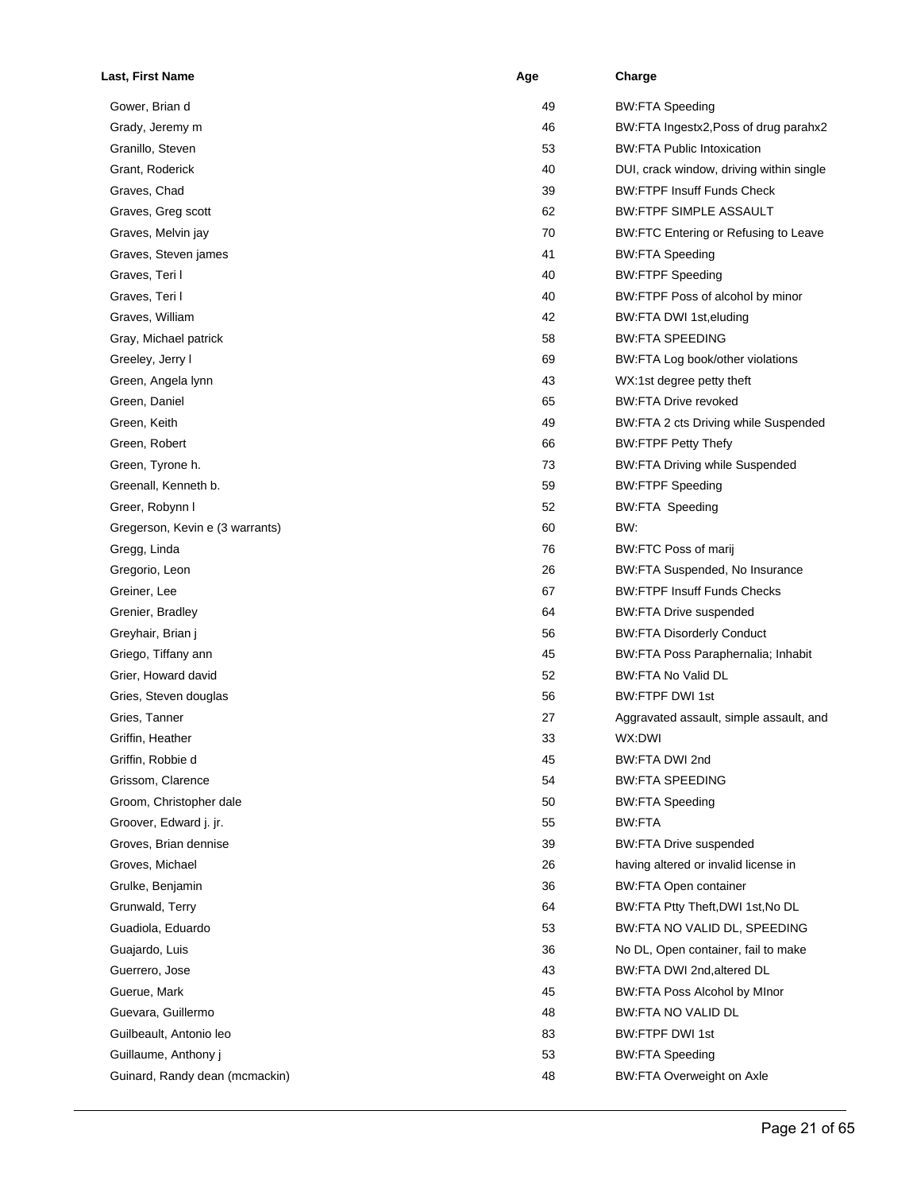| Last, First Name | Age | Charge |
|---|---|---|
| Gower, Brian d | 49 | BW:FTA Speeding |
| Grady, Jeremy m | 46 | BW:FTA Ingestx2,Poss of drug parahx2 |
| Granillo, Steven | 53 | BW:FTA Public Intoxication |
| Grant, Roderick | 40 | DUI, crack window, driving within single |
| Graves, Chad | 39 | BW:FTPF Insuff Funds Check |
| Graves, Greg scott | 62 | BW:FTPF SIMPLE ASSAULT |
| Graves, Melvin jay | 70 | BW:FTC Entering or Refusing to Leave |
| Graves, Steven james | 41 | BW:FTA Speeding |
| Graves, Teri l | 40 | BW:FTPF Speeding |
| Graves, Teri l | 40 | BW:FTPF Poss of alcohol by minor |
| Graves, William | 42 | BW:FTA DWI 1st,eluding |
| Gray, Michael patrick | 58 | BW:FTA SPEEDING |
| Greeley, Jerry l | 69 | BW:FTA Log book/other violations |
| Green, Angela lynn | 43 | WX:1st degree petty theft |
| Green, Daniel | 65 | BW:FTA Drive revoked |
| Green, Keith | 49 | BW:FTA 2 cts Driving while Suspended |
| Green, Robert | 66 | BW:FTPF Petty Thefy |
| Green, Tyrone h. | 73 | BW:FTA Driving while Suspended |
| Greenall, Kenneth b. | 59 | BW:FTPF Speeding |
| Greer, Robynn l | 52 | BW:FTA Speeding |
| Gregerson, Kevin e (3 warrants) | 60 | BW: |
| Gregg, Linda | 76 | BW:FTC Poss of marij |
| Gregorio, Leon | 26 | BW:FTA Suspended, No Insurance |
| Greiner, Lee | 67 | BW:FTPF Insuff Funds Checks |
| Grenier, Bradley | 64 | BW:FTA Drive suspended |
| Greyhair, Brian j | 56 | BW:FTA Disorderly Conduct |
| Griego, Tiffany ann | 45 | BW:FTA Poss Paraphernalia; Inhabit |
| Grier, Howard david | 52 | BW:FTA No Valid DL |
| Gries, Steven douglas | 56 | BW:FTPF DWI 1st |
| Gries, Tanner | 27 | Aggravated assault, simple assault, and |
| Griffin, Heather | 33 | WX:DWI |
| Griffin, Robbie d | 45 | BW:FTA DWI 2nd |
| Grissom, Clarence | 54 | BW:FTA SPEEDING |
| Groom, Christopher dale | 50 | BW:FTA Speeding |
| Groover, Edward j. jr. | 55 | BW:FTA |
| Groves, Brian dennise | 39 | BW:FTA Drive suspended |
| Groves, Michael | 26 | having altered or invalid license in |
| Grulke, Benjamin | 36 | BW:FTA Open container |
| Grunwald, Terry | 64 | BW:FTA Ptty Theft,DWI 1st,No DL |
| Guadiola, Eduardo | 53 | BW:FTA NO VALID DL, SPEEDING |
| Guajardo, Luis | 36 | No DL, Open container, fail to make |
| Guerrero, Jose | 43 | BW:FTA DWI 2nd,altered DL |
| Guerue, Mark | 45 | BW:FTA Poss Alcohol by MInor |
| Guevara, Guillermo | 48 | BW:FTA NO VALID DL |
| Guilbeault, Antonio leo | 83 | BW:FTPF DWI 1st |
| Guillaume, Anthony j | 53 | BW:FTA Speeding |
| Guinard, Randy dean (mcmackin) | 48 | BW:FTA Overweight on Axle |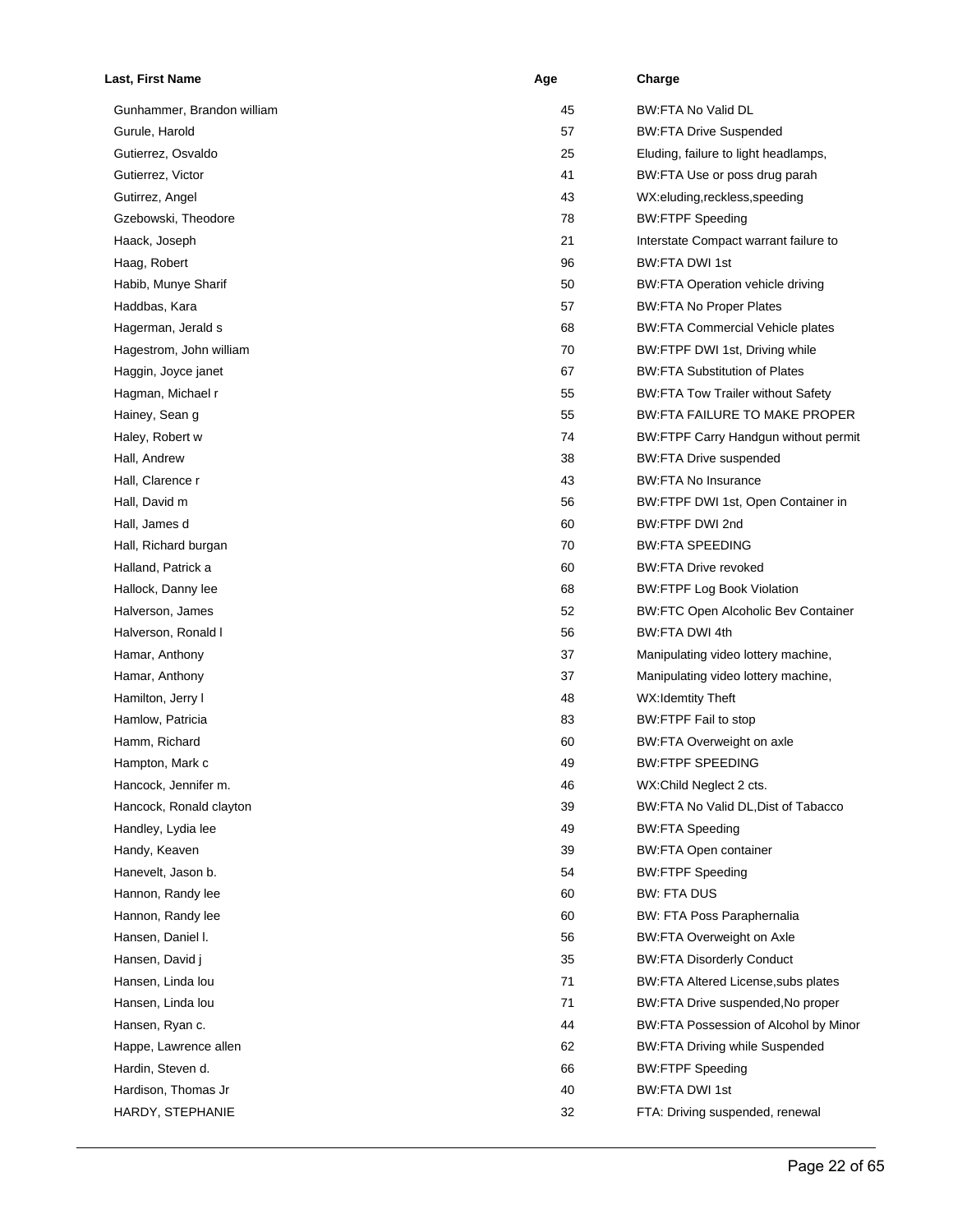| Last, First Name | Age | Charge |
|---|---|---|
| Gunhammer, Brandon william | 45 | BW:FTA No Valid DL |
| Gurule, Harold | 57 | BW:FTA Drive Suspended |
| Gutierrez, Osvaldo | 25 | Eluding, failure to light headlamps, |
| Gutierrez, Victor | 41 | BW:FTA Use or poss drug parah |
| Gutirrez, Angel | 43 | WX:eluding,reckless,speeding |
| Gzebowski, Theodore | 78 | BW:FTPF Speeding |
| Haack, Joseph | 21 | Interstate Compact warrant failure to |
| Haag, Robert | 96 | BW:FTA DWI 1st |
| Habib, Munye Sharif | 50 | BW:FTA Operation vehicle driving |
| Haddbas, Kara | 57 | BW:FTA No Proper Plates |
| Hagerman, Jerald s | 68 | BW:FTA Commercial Vehicle plates |
| Hagestrom, John william | 70 | BW:FTPF DWI 1st, Driving while |
| Haggin, Joyce janet | 67 | BW:FTA Substitution of Plates |
| Hagman, Michael r | 55 | BW:FTA Tow Trailer without Safety |
| Hainey, Sean g | 55 | BW:FTA FAILURE TO MAKE PROPER |
| Haley, Robert w | 74 | BW:FTPF Carry Handgun without permit |
| Hall, Andrew | 38 | BW:FTA Drive suspended |
| Hall, Clarence r | 43 | BW:FTA No Insurance |
| Hall, David m | 56 | BW:FTPF DWI 1st, Open Container in |
| Hall, James d | 60 | BW:FTPF DWI 2nd |
| Hall, Richard burgan | 70 | BW:FTA SPEEDING |
| Halland, Patrick a | 60 | BW:FTA Drive revoked |
| Hallock, Danny lee | 68 | BW:FTPF Log Book Violation |
| Halverson, James | 52 | BW:FTC Open Alcoholic Bev Container |
| Halverson, Ronald l | 56 | BW:FTA DWI 4th |
| Hamar, Anthony | 37 | Manipulating video lottery machine, |
| Hamar, Anthony | 37 | Manipulating video lottery machine, |
| Hamilton, Jerry l | 48 | WX:Idemtity Theft |
| Hamlow, Patricia | 83 | BW:FTPF Fail to stop |
| Hamm, Richard | 60 | BW:FTA Overweight on axle |
| Hampton, Mark c | 49 | BW:FTPF SPEEDING |
| Hancock, Jennifer m. | 46 | WX:Child Neglect 2 cts. |
| Hancock, Ronald clayton | 39 | BW:FTA No Valid DL,Dist of Tabacco |
| Handley, Lydia lee | 49 | BW:FTA Speeding |
| Handy, Keaven | 39 | BW:FTA Open container |
| Hanevelt, Jason b. | 54 | BW:FTPF Speeding |
| Hannon, Randy lee | 60 | BW: FTA DUS |
| Hannon, Randy lee | 60 | BW: FTA Poss Paraphernalia |
| Hansen, Daniel l. | 56 | BW:FTA Overweight on Axle |
| Hansen, David j | 35 | BW:FTA Disorderly Conduct |
| Hansen, Linda lou | 71 | BW:FTA Altered License,subs plates |
| Hansen, Linda lou | 71 | BW:FTA Drive suspended,No proper |
| Hansen, Ryan c. | 44 | BW:FTA Possession of Alcohol by Minor |
| Happe, Lawrence allen | 62 | BW:FTA Driving while Suspended |
| Hardin, Steven d. | 66 | BW:FTPF Speeding |
| Hardison, Thomas Jr | 40 | BW:FTA DWI 1st |
| HARDY, STEPHANIE | 32 | FTA: Driving suspended, renewal |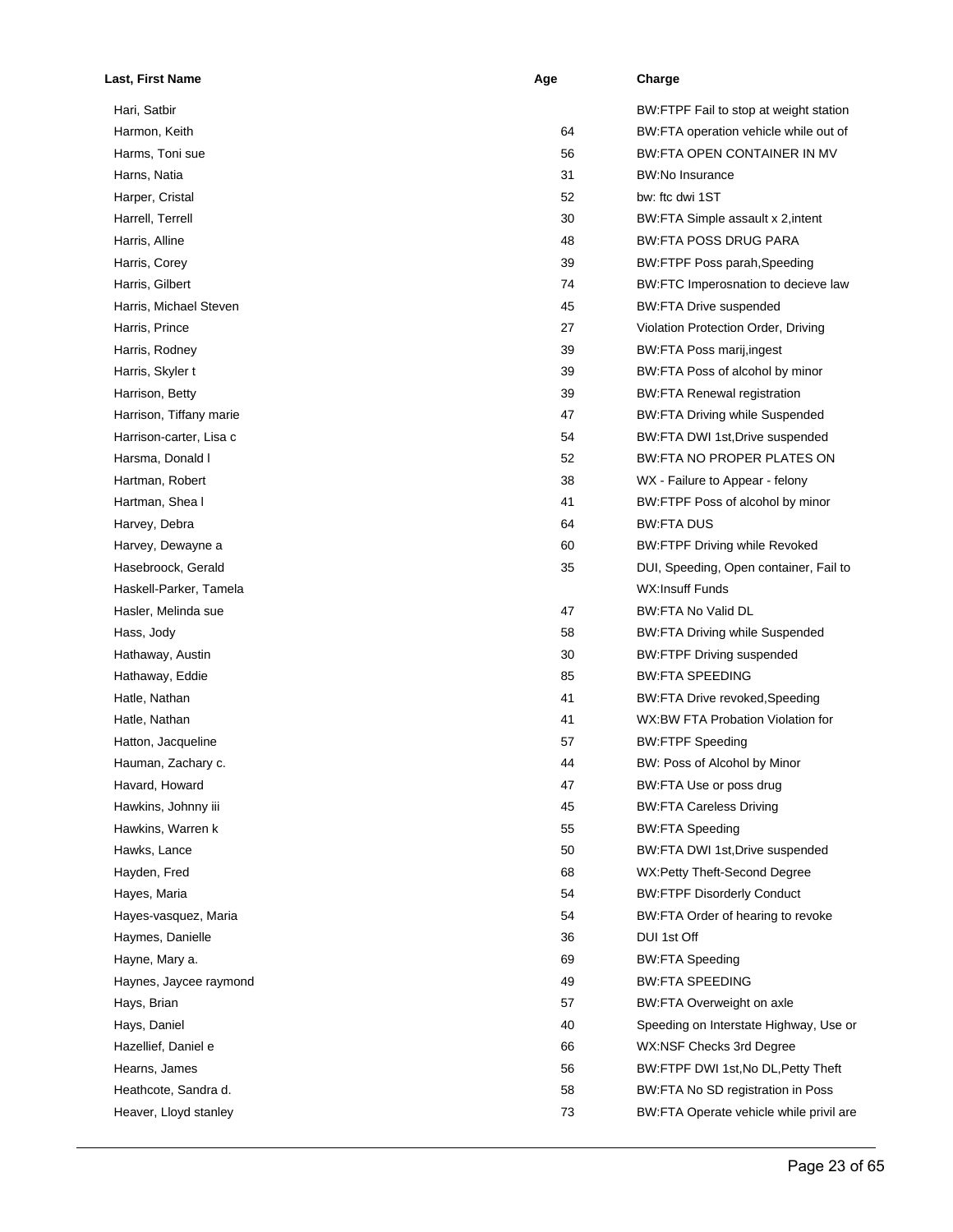| Last, First Name | Age | Charge |
|---|---|---|
| Hari, Satbir | | BW:FTPF Fail to stop at weight station |
| Harmon, Keith | 64 | BW:FTA operation vehicle while out of |
| Harms, Toni sue | 56 | BW:FTA OPEN CONTAINER IN MV |
| Harns, Natia | 31 | BW:No Insurance |
| Harper, Cristal | 52 | bw: ftc dwi 1ST |
| Harrell, Terrell | 30 | BW:FTA Simple assault x 2,intent |
| Harris, Alline | 48 | BW:FTA POSS DRUG PARA |
| Harris, Corey | 39 | BW:FTPF Poss parah,Speeding |
| Harris, Gilbert | 74 | BW:FTC Imperosnation to decieve law |
| Harris, Michael Steven | 45 | BW:FTA Drive suspended |
| Harris, Prince | 27 | Violation Protection Order, Driving |
| Harris, Rodney | 39 | BW:FTA Poss marij,ingest |
| Harris, Skyler t | 39 | BW:FTA Poss of alcohol by minor |
| Harrison, Betty | 39 | BW:FTA Renewal registration |
| Harrison, Tiffany marie | 47 | BW:FTA Driving while Suspended |
| Harrison-carter, Lisa c | 54 | BW:FTA DWI 1st,Drive suspended |
| Harsma, Donald l | 52 | BW:FTA NO PROPER PLATES ON |
| Hartman, Robert | 38 | WX - Failure to Appear - felony |
| Hartman, Shea l | 41 | BW:FTPF Poss of alcohol by minor |
| Harvey, Debra | 64 | BW:FTA DUS |
| Harvey, Dewayne a | 60 | BW:FTPF Driving while Revoked |
| Hasebroock, Gerald | 35 | DUI, Speeding, Open container, Fail to |
| Haskell-Parker, Tamela | | WX:Insuff Funds |
| Hasler, Melinda sue | 47 | BW:FTA No Valid DL |
| Hass, Jody | 58 | BW:FTA Driving while Suspended |
| Hathaway, Austin | 30 | BW:FTPF Driving suspended |
| Hathaway, Eddie | 85 | BW:FTA SPEEDING |
| Hatle, Nathan | 41 | BW:FTA Drive revoked,Speeding |
| Hatle, Nathan | 41 | WX:BW FTA Probation Violation for |
| Hatton, Jacqueline | 57 | BW:FTPF Speeding |
| Hauman, Zachary c. | 44 | BW: Poss of Alcohol by Minor |
| Havard, Howard | 47 | BW:FTA Use or poss drug |
| Hawkins, Johnny iii | 45 | BW:FTA Careless Driving |
| Hawkins, Warren k | 55 | BW:FTA Speeding |
| Hawks, Lance | 50 | BW:FTA DWI 1st,Drive suspended |
| Hayden, Fred | 68 | WX:Petty Theft-Second Degree |
| Hayes, Maria | 54 | BW:FTPF Disorderly Conduct |
| Hayes-vasquez, Maria | 54 | BW:FTA Order of hearing to revoke |
| Haymes, Danielle | 36 | DUI 1st Off |
| Hayne, Mary a. | 69 | BW:FTA Speeding |
| Haynes, Jaycee raymond | 49 | BW:FTA SPEEDING |
| Hays, Brian | 57 | BW:FTA Overweight on axle |
| Hays, Daniel | 40 | Speeding on Interstate Highway, Use or |
| Hazellief, Daniel e | 66 | WX:NSF Checks 3rd Degree |
| Hearns, James | 56 | BW:FTPF DWI 1st,No DL,Petty Theft |
| Heathcote, Sandra d. | 58 | BW:FTA No SD registration in Poss |
| Heaver, Lloyd stanley | 73 | BW:FTA Operate vehicle while privil are |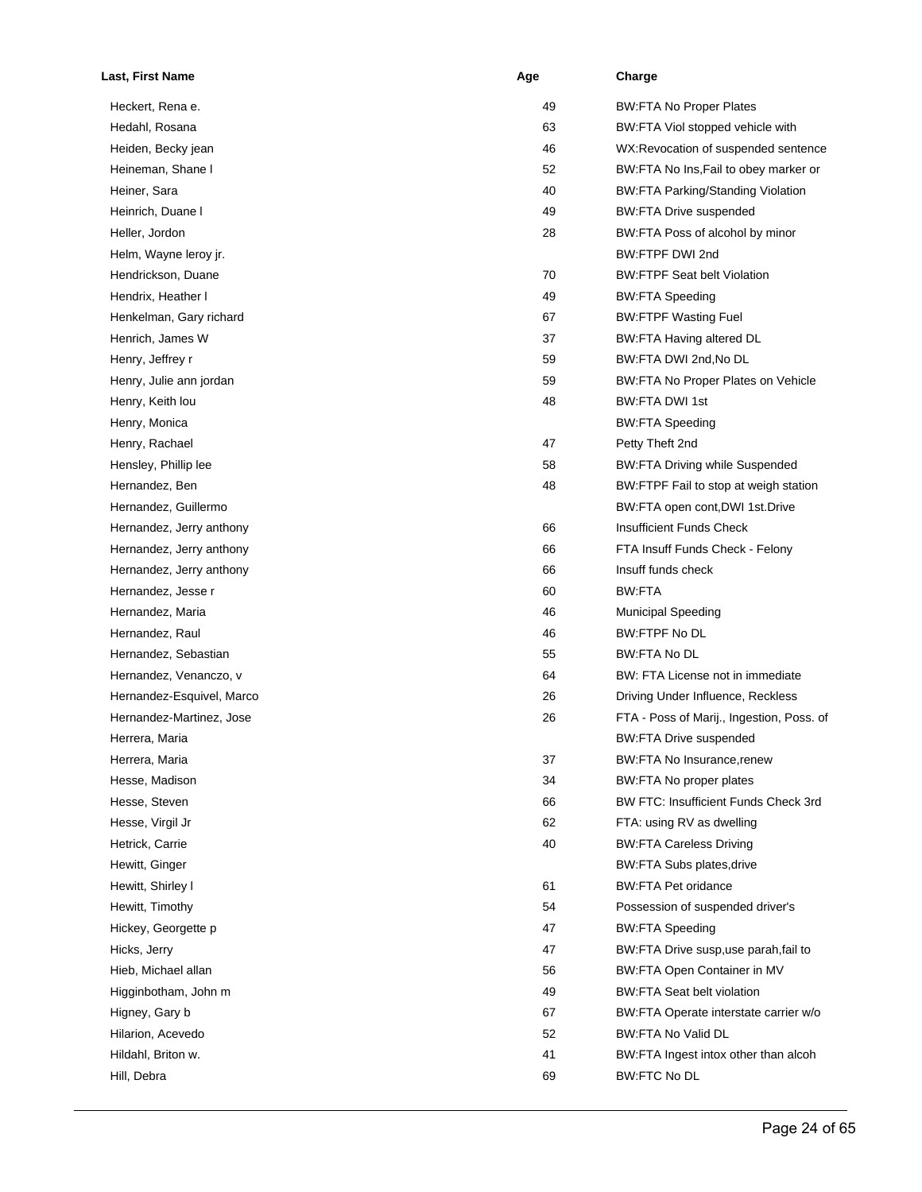| Last, First Name | Age | Charge |
|---|---|---|
| Heckert, Rena e. | 49 | BW:FTA No Proper Plates |
| Hedahl, Rosana | 63 | BW:FTA Viol stopped vehicle with |
| Heiden, Becky jean | 46 | WX:Revocation of suspended sentence |
| Heineman, Shane l | 52 | BW:FTA No Ins,Fail to obey marker or |
| Heiner, Sara | 40 | BW:FTA Parking/Standing Violation |
| Heinrich, Duane l | 49 | BW:FTA Drive suspended |
| Heller, Jordon | 28 | BW:FTA Poss of alcohol by minor |
| Helm, Wayne leroy jr. | | BW:FTPF DWI 2nd |
| Hendrickson, Duane | 70 | BW:FTPF Seat belt Violation |
| Hendrix, Heather l | 49 | BW:FTA Speeding |
| Henkelman, Gary richard | 67 | BW:FTPF Wasting Fuel |
| Henrich, James W | 37 | BW:FTA Having altered DL |
| Henry, Jeffrey r | 59 | BW:FTA DWI 2nd,No DL |
| Henry, Julie ann jordan | 59 | BW:FTA No Proper Plates on Vehicle |
| Henry, Keith lou | 48 | BW:FTA DWI 1st |
| Henry, Monica | | BW:FTA Speeding |
| Henry, Rachael | 47 | Petty Theft 2nd |
| Hensley, Phillip lee | 58 | BW:FTA Driving while Suspended |
| Hernandez, Ben | 48 | BW:FTPF Fail to stop at weigh station |
| Hernandez, Guillermo | | BW:FTA open cont,DWI 1st.Drive |
| Hernandez, Jerry anthony | 66 | Insufficient Funds Check |
| Hernandez, Jerry anthony | 66 | FTA Insuff Funds Check - Felony |
| Hernandez, Jerry anthony | 66 | Insuff funds check |
| Hernandez, Jesse r | 60 | BW:FTA |
| Hernandez, Maria | 46 | Municipal Speeding |
| Hernandez, Raul | 46 | BW:FTPF No DL |
| Hernandez, Sebastian | 55 | BW:FTA No DL |
| Hernandez, Venanczo, v | 64 | BW: FTA License not in immediate |
| Hernandez-Esquivel, Marco | 26 | Driving Under Influence, Reckless |
| Hernandez-Martinez, Jose | 26 | FTA - Poss of Marij., Ingestion, Poss. of |
| Herrera, Maria | | BW:FTA Drive suspended |
| Herrera, Maria | 37 | BW:FTA No Insurance,renew |
| Hesse, Madison | 34 | BW:FTA No proper plates |
| Hesse, Steven | 66 | BW FTC: Insufficient Funds Check 3rd |
| Hesse, Virgil Jr | 62 | FTA: using RV as dwelling |
| Hetrick, Carrie | 40 | BW:FTA Careless Driving |
| Hewitt, Ginger | | BW:FTA Subs plates,drive |
| Hewitt, Shirley l | 61 | BW:FTA Pet oridance |
| Hewitt, Timothy | 54 | Possession of suspended driver's |
| Hickey, Georgette p | 47 | BW:FTA Speeding |
| Hicks, Jerry | 47 | BW:FTA Drive susp,use parah,fail to |
| Hieb, Michael allan | 56 | BW:FTA Open Container in MV |
| Higginbotham, John m | 49 | BW:FTA Seat belt violation |
| Higney, Gary b | 67 | BW:FTA Operate interstate carrier w/o |
| Hilarion, Acevedo | 52 | BW:FTA No Valid DL |
| Hildahl, Briton w. | 41 | BW:FTA Ingest intox other than alcoh |
| Hill, Debra | 69 | BW:FTC No DL |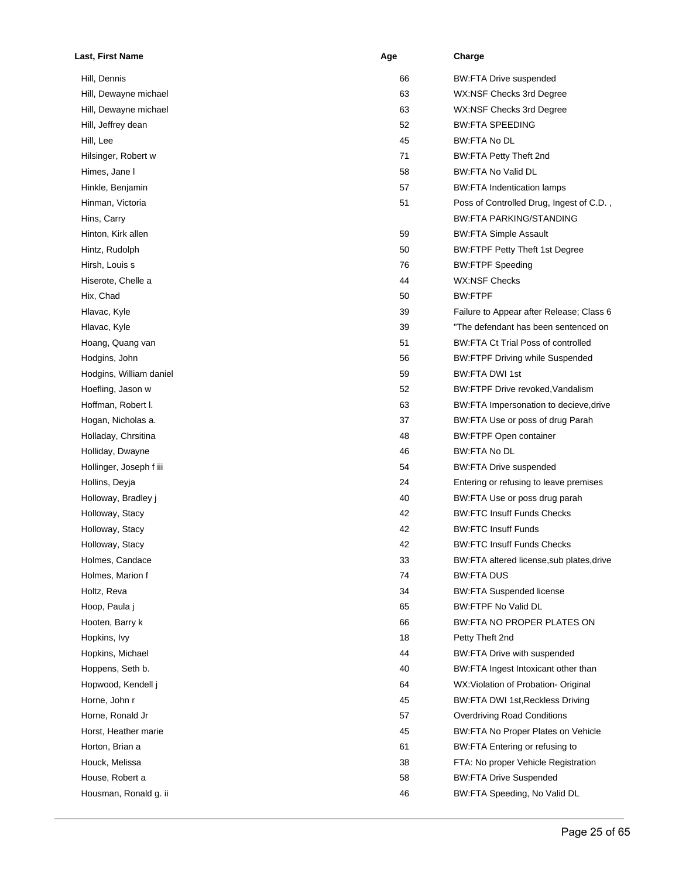| Last, First Name | Age | Charge |
|---|---|---|
| Hill, Dennis | 66 | BW:FTA Drive suspended |
| Hill, Dewayne michael | 63 | WX:NSF Checks 3rd Degree |
| Hill, Dewayne michael | 63 | WX:NSF Checks 3rd Degree |
| Hill, Jeffrey dean | 52 | BW:FTA SPEEDING |
| Hill, Lee | 45 | BW:FTA No DL |
| Hilsinger, Robert w | 71 | BW:FTA Petty Theft 2nd |
| Himes, Jane l | 58 | BW:FTA No Valid DL |
| Hinkle, Benjamin | 57 | BW:FTA Indentication lamps |
| Hinman, Victoria | 51 | Poss of Controlled Drug, Ingest of C.D. , |
| Hins, Carry | | BW:FTA PARKING/STANDING |
| Hinton, Kirk allen | 59 | BW:FTA Simple Assault |
| Hintz, Rudolph | 50 | BW:FTPF Petty Theft 1st Degree |
| Hirsh, Louis s | 76 | BW:FTPF Speeding |
| Hiserote, Chelle a | 44 | WX:NSF Checks |
| Hix, Chad | 50 | BW:FTPF |
| Hlavac, Kyle | 39 | Failure to Appear after Release; Class 6 |
| Hlavac, Kyle | 39 | "The defendant has been sentenced on |
| Hoang, Quang van | 51 | BW:FTA Ct Trial Poss of controlled |
| Hodgins, John | 56 | BW:FTPF Driving while Suspended |
| Hodgins, William daniel | 59 | BW:FTA DWI 1st |
| Hoefling, Jason w | 52 | BW:FTPF Drive revoked,Vandalism |
| Hoffman, Robert l. | 63 | BW:FTA Impersonation to decieve,drive |
| Hogan, Nicholas a. | 37 | BW:FTA Use or poss of drug Parah |
| Holladay, Chrsitina | 48 | BW:FTPF Open container |
| Holliday, Dwayne | 46 | BW:FTA No DL |
| Hollinger, Joseph f iii | 54 | BW:FTA Drive suspended |
| Hollins, Deyja | 24 | Entering or refusing to leave premises |
| Holloway, Bradley j | 40 | BW:FTA Use or poss drug parah |
| Holloway, Stacy | 42 | BW:FTC Insuff Funds Checks |
| Holloway, Stacy | 42 | BW:FTC Insuff Funds |
| Holloway, Stacy | 42 | BW:FTC Insuff Funds Checks |
| Holmes, Candace | 33 | BW:FTA altered license,sub plates,drive |
| Holmes, Marion f | 74 | BW:FTA DUS |
| Holtz, Reva | 34 | BW:FTA Suspended license |
| Hoop, Paula j | 65 | BW:FTPF No Valid DL |
| Hooten, Barry k | 66 | BW:FTA NO PROPER PLATES ON |
| Hopkins, Ivy | 18 | Petty Theft 2nd |
| Hopkins, Michael | 44 | BW:FTA Drive with suspended |
| Hoppens, Seth b. | 40 | BW:FTA Ingest Intoxicant other than |
| Hopwood, Kendell j | 64 | WX:Violation of Probation- Original |
| Horne, John r | 45 | BW:FTA DWI 1st,Reckless Driving |
| Horne, Ronald Jr | 57 | Overdriving Road Conditions |
| Horst, Heather marie | 45 | BW:FTA No Proper Plates on Vehicle |
| Horton, Brian a | 61 | BW:FTA Entering or refusing to |
| Houck, Melissa | 38 | FTA: No proper Vehicle Registration |
| House, Robert a | 58 | BW:FTA Drive Suspended |
| Housman, Ronald g. ii | 46 | BW:FTA Speeding, No Valid DL |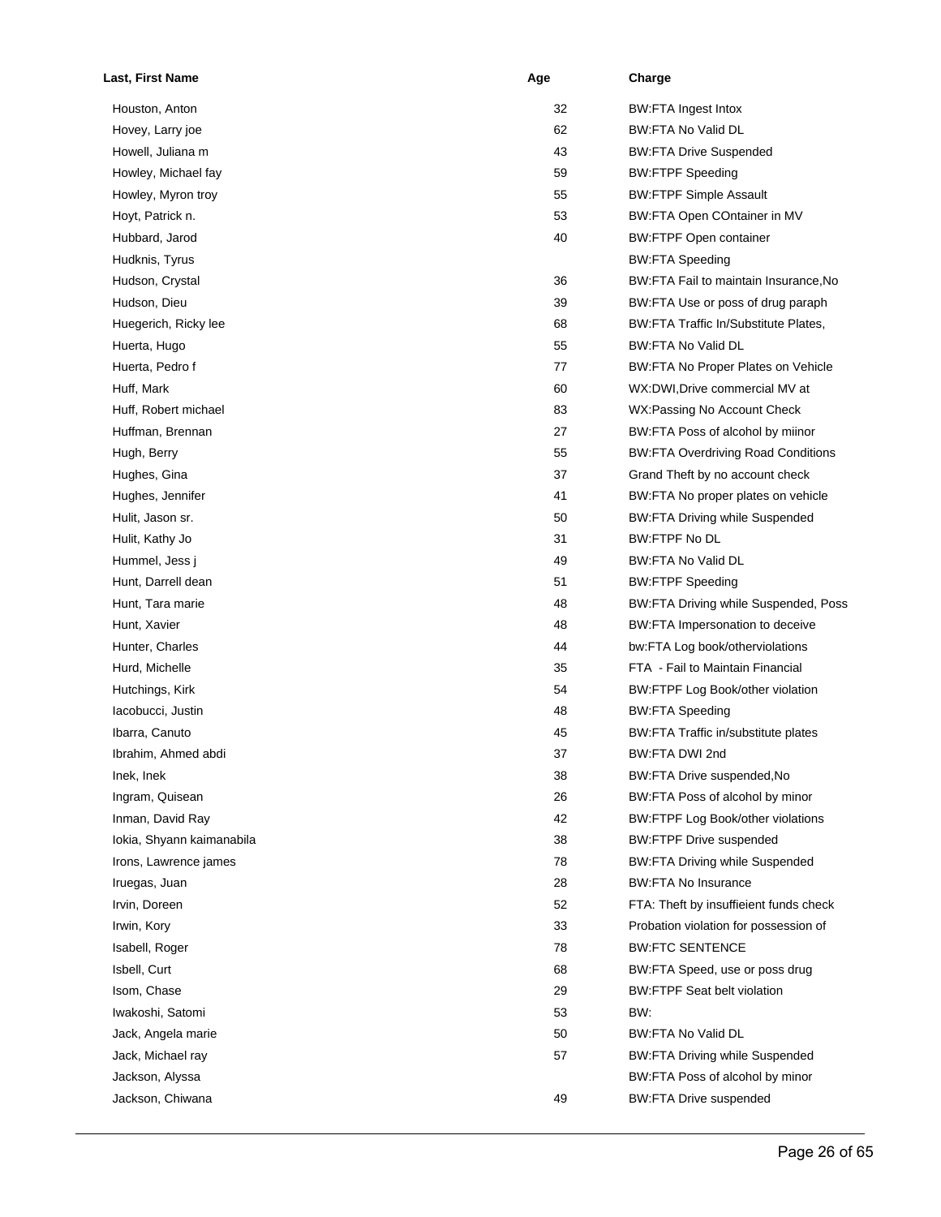| Last, First Name | Age | Charge |
|---|---|---|
| Houston, Anton | 32 | BW:FTA Ingest Intox |
| Hovey, Larry joe | 62 | BW:FTA No Valid DL |
| Howell, Juliana m | 43 | BW:FTA Drive Suspended |
| Howley, Michael fay | 59 | BW:FTPF Speeding |
| Howley, Myron troy | 55 | BW:FTPF Simple Assault |
| Hoyt, Patrick n. | 53 | BW:FTA Open COntainer in MV |
| Hubbard, Jarod | 40 | BW:FTPF Open container |
| Hudknis, Tyrus | | BW:FTA Speeding |
| Hudson, Crystal | 36 | BW:FTA Fail to maintain Insurance,No |
| Hudson, Dieu | 39 | BW:FTA Use or poss of drug paraph |
| Huegerich, Ricky lee | 68 | BW:FTA Traffic In/Substitute Plates, |
| Huerta, Hugo | 55 | BW:FTA No Valid DL |
| Huerta, Pedro f | 77 | BW:FTA No Proper Plates on Vehicle |
| Huff, Mark | 60 | WX:DWI,Drive commercial MV at |
| Huff, Robert michael | 83 | WX:Passing No Account Check |
| Huffman, Brennan | 27 | BW:FTA Poss of alcohol by miinor |
| Hugh, Berry | 55 | BW:FTA Overdriving Road Conditions |
| Hughes, Gina | 37 | Grand Theft by no account check |
| Hughes, Jennifer | 41 | BW:FTA No proper plates on vehicle |
| Hulit, Jason sr. | 50 | BW:FTA Driving while Suspended |
| Hulit, Kathy Jo | 31 | BW:FTPF No DL |
| Hummel, Jess j | 49 | BW:FTA No Valid DL |
| Hunt, Darrell dean | 51 | BW:FTPF Speeding |
| Hunt, Tara marie | 48 | BW:FTA Driving while Suspended, Poss |
| Hunt, Xavier | 48 | BW:FTA Impersonation to deceive |
| Hunter, Charles | 44 | bw:FTA Log book/otherviolations |
| Hurd, Michelle | 35 | FTA - Fail to Maintain Financial |
| Hutchings, Kirk | 54 | BW:FTPF Log Book/other violation |
| Iacobucci, Justin | 48 | BW:FTA Speeding |
| Ibarra, Canuto | 45 | BW:FTA Traffic in/substitute plates |
| Ibrahim, Ahmed abdi | 37 | BW:FTA DWI 2nd |
| Inek, Inek | 38 | BW:FTA Drive suspended,No |
| Ingram, Quisean | 26 | BW:FTA Poss of alcohol by minor |
| Inman, David Ray | 42 | BW:FTPF Log Book/other violations |
| Iokia, Shyann kaimanabila | 38 | BW:FTPF Drive suspended |
| Irons, Lawrence james | 78 | BW:FTA Driving while Suspended |
| Iruegas, Juan | 28 | BW:FTA No Insurance |
| Irvin, Doreen | 52 | FTA: Theft by insuffieient funds check |
| Irwin, Kory | 33 | Probation violation for possession of |
| Isabell, Roger | 78 | BW:FTC SENTENCE |
| Isbell, Curt | 68 | BW:FTA Speed, use or poss drug |
| Isom, Chase | 29 | BW:FTPF Seat belt violation |
| Iwakoshi, Satomi | 53 | BW: |
| Jack, Angela marie | 50 | BW:FTA No Valid DL |
| Jack, Michael ray | 57 | BW:FTA Driving while Suspended |
| Jackson, Alyssa | | BW:FTA Poss of alcohol by minor |
| Jackson, Chiwana | 49 | BW:FTA Drive suspended |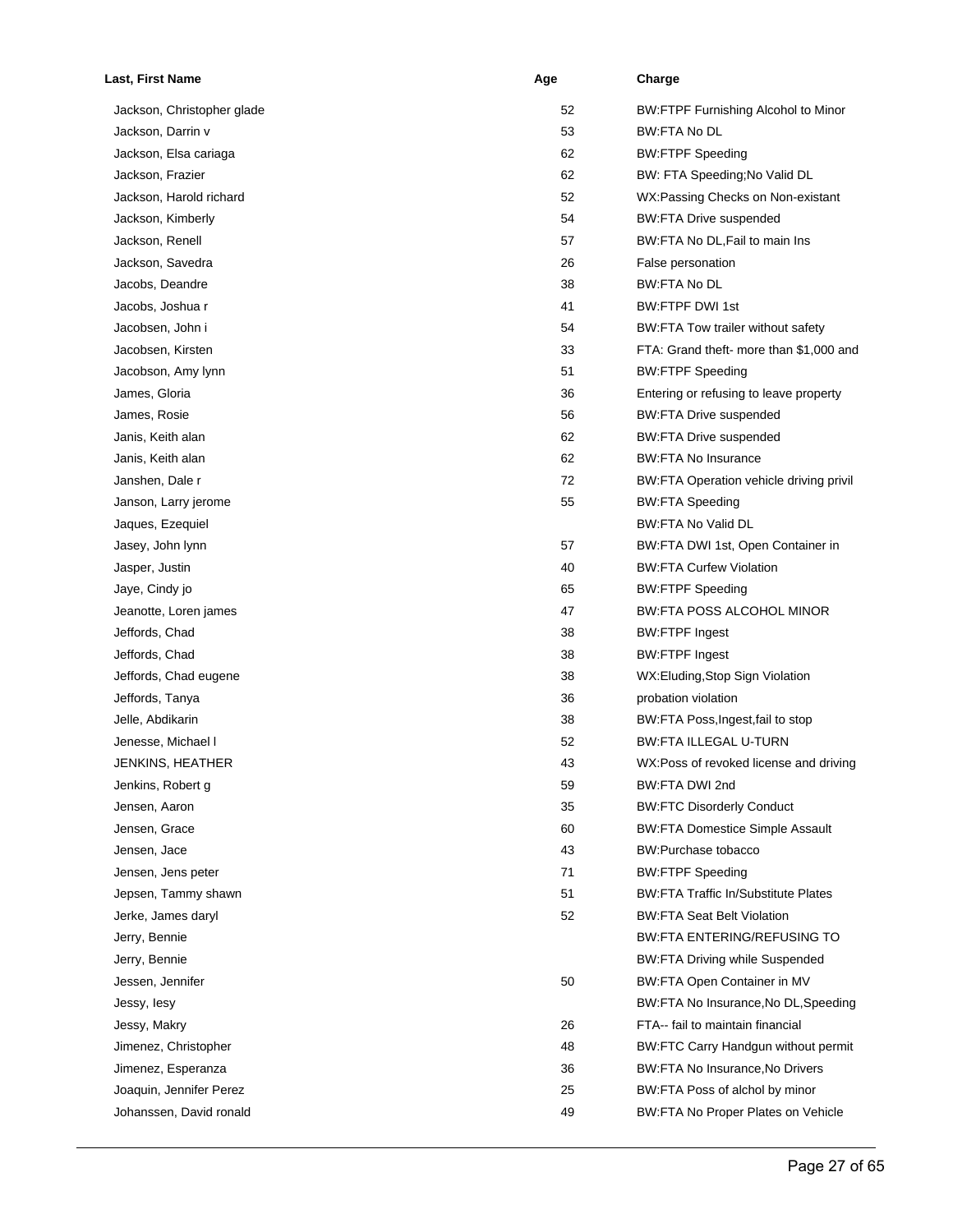| Last, First Name | Age | Charge |
| --- | --- | --- |
| Jackson, Christopher glade | 52 | BW:FTPF Furnishing Alcohol to Minor |
| Jackson, Darrin v | 53 | BW:FTA No DL |
| Jackson, Elsa cariaga | 62 | BW:FTPF Speeding |
| Jackson, Frazier | 62 | BW: FTA Speeding;No Valid DL |
| Jackson, Harold richard | 52 | WX:Passing Checks on Non-existant |
| Jackson, Kimberly | 54 | BW:FTA Drive suspended |
| Jackson, Renell | 57 | BW:FTA No DL,Fail to main Ins |
| Jackson, Savedra | 26 | False personation |
| Jacobs, Deandre | 38 | BW:FTA No DL |
| Jacobs, Joshua r | 41 | BW:FTPF DWI 1st |
| Jacobsen, John i | 54 | BW:FTA Tow trailer without safety |
| Jacobsen, Kirsten | 33 | FTA: Grand theft- more than $1,000 and |
| Jacobson, Amy lynn | 51 | BW:FTPF Speeding |
| James, Gloria | 36 | Entering or refusing to leave property |
| James, Rosie | 56 | BW:FTA Drive suspended |
| Janis, Keith alan | 62 | BW:FTA Drive suspended |
| Janis, Keith alan | 62 | BW:FTA No Insurance |
| Janshen, Dale r | 72 | BW:FTA Operation vehicle driving privil |
| Janson, Larry jerome | 55 | BW:FTA Speeding |
| Jaques, Ezequiel | | BW:FTA No Valid DL |
| Jasey, John lynn | 57 | BW:FTA DWI 1st, Open Container in |
| Jasper, Justin | 40 | BW:FTA Curfew Violation |
| Jaye, Cindy jo | 65 | BW:FTPF Speeding |
| Jeanotte, Loren james | 47 | BW:FTA POSS ALCOHOL MINOR |
| Jeffords, Chad | 38 | BW:FTPF Ingest |
| Jeffords, Chad | 38 | BW:FTPF Ingest |
| Jeffords, Chad eugene | 38 | WX:Eluding,Stop Sign Violation |
| Jeffords, Tanya | 36 | probation violation |
| Jelle, Abdikarin | 38 | BW:FTA Poss,Ingest,fail to stop |
| Jenesse, Michael l | 52 | BW:FTA ILLEGAL U-TURN |
| JENKINS, HEATHER | 43 | WX:Poss of revoked license and driving |
| Jenkins, Robert g | 59 | BW:FTA DWI 2nd |
| Jensen, Aaron | 35 | BW:FTC Disorderly Conduct |
| Jensen, Grace | 60 | BW:FTA Domestice Simple Assault |
| Jensen, Jace | 43 | BW:Purchase tobacco |
| Jensen, Jens peter | 71 | BW:FTPF Speeding |
| Jepsen, Tammy shawn | 51 | BW:FTA Traffic In/Substitute Plates |
| Jerke, James daryl | 52 | BW:FTA Seat Belt Violation |
| Jerry, Bennie | | BW:FTA ENTERING/REFUSING TO |
| Jerry, Bennie | | BW:FTA Driving while Suspended |
| Jessen, Jennifer | 50 | BW:FTA Open Container in MV |
| Jessy, Iesy | | BW:FTA No Insurance,No DL,Speeding |
| Jessy, Makry | 26 | FTA-- fail to maintain financial |
| Jimenez, Christopher | 48 | BW:FTC Carry Handgun without permit |
| Jimenez, Esperanza | 36 | BW:FTA No Insurance,No Drivers |
| Joaquin, Jennifer Perez | 25 | BW:FTA Poss of alchol by minor |
| Johanssen, David ronald | 49 | BW:FTA No Proper Plates on Vehicle |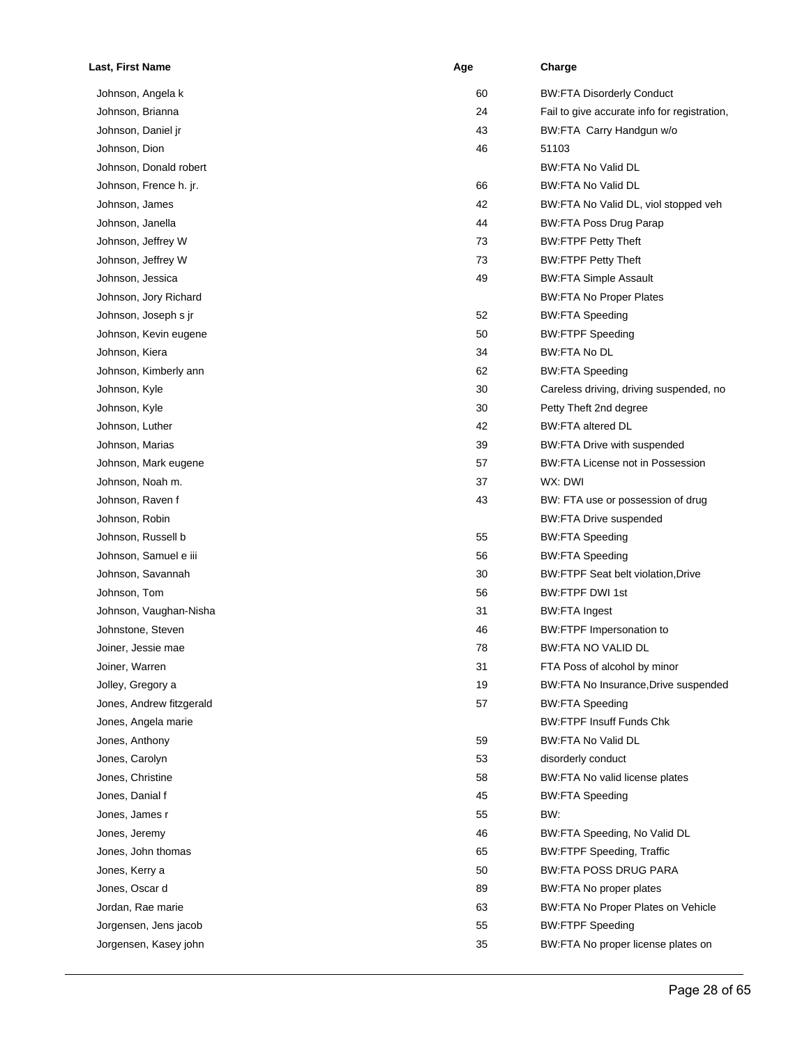| Last, First Name | Age | Charge |
|---|---|---|
| Johnson, Angela k | 60 | BW:FTA Disorderly Conduct |
| Johnson, Brianna | 24 | Fail to give accurate info for registration, |
| Johnson, Daniel jr | 43 | BW:FTA Carry Handgun w/o |
| Johnson, Dion | 46 | 51103 |
| Johnson, Donald robert | | BW:FTA No Valid DL |
| Johnson, Frence h. jr. | 66 | BW:FTA No Valid DL |
| Johnson, James | 42 | BW:FTA No Valid DL, viol stopped veh |
| Johnson, Janella | 44 | BW:FTA Poss Drug Parap |
| Johnson, Jeffrey W | 73 | BW:FTPF Petty Theft |
| Johnson, Jeffrey W | 73 | BW:FTPF Petty Theft |
| Johnson, Jessica | 49 | BW:FTA Simple Assault |
| Johnson, Jory Richard | | BW:FTA No Proper Plates |
| Johnson, Joseph s jr | 52 | BW:FTA Speeding |
| Johnson, Kevin eugene | 50 | BW:FTPF Speeding |
| Johnson, Kiera | 34 | BW:FTA No DL |
| Johnson, Kimberly ann | 62 | BW:FTA Speeding |
| Johnson, Kyle | 30 | Careless driving, driving suspended, no |
| Johnson, Kyle | 30 | Petty Theft 2nd degree |
| Johnson, Luther | 42 | BW:FTA altered DL |
| Johnson, Marias | 39 | BW:FTA Drive with suspended |
| Johnson, Mark eugene | 57 | BW:FTA License not in Possession |
| Johnson, Noah m. | 37 | WX: DWI |
| Johnson, Raven f | 43 | BW: FTA use or possession of drug |
| Johnson, Robin | | BW:FTA Drive suspended |
| Johnson, Russell b | 55 | BW:FTA Speeding |
| Johnson, Samuel e iii | 56 | BW:FTA Speeding |
| Johnson, Savannah | 30 | BW:FTPF Seat belt violation,Drive |
| Johnson, Tom | 56 | BW:FTPF DWI 1st |
| Johnson, Vaughan-Nisha | 31 | BW:FTA Ingest |
| Johnstone, Steven | 46 | BW:FTPF Impersonation to |
| Joiner, Jessie mae | 78 | BW:FTA NO VALID DL |
| Joiner, Warren | 31 | FTA Poss of alcohol by minor |
| Jolley, Gregory a | 19 | BW:FTA No Insurance,Drive suspended |
| Jones, Andrew fitzgerald | 57 | BW:FTA Speeding |
| Jones, Angela marie | | BW:FTPF Insuff Funds Chk |
| Jones, Anthony | 59 | BW:FTA No Valid DL |
| Jones, Carolyn | 53 | disorderly conduct |
| Jones, Christine | 58 | BW:FTA No valid license plates |
| Jones, Danial f | 45 | BW:FTA Speeding |
| Jones, James r | 55 | BW: |
| Jones, Jeremy | 46 | BW:FTA Speeding, No Valid DL |
| Jones, John thomas | 65 | BW:FTPF Speeding, Traffic |
| Jones, Kerry a | 50 | BW:FTA POSS DRUG PARA |
| Jones, Oscar d | 89 | BW:FTA No proper plates |
| Jordan, Rae marie | 63 | BW:FTA No Proper Plates on Vehicle |
| Jorgensen, Jens jacob | 55 | BW:FTPF Speeding |
| Jorgensen, Kasey john | 35 | BW:FTA No proper license plates on |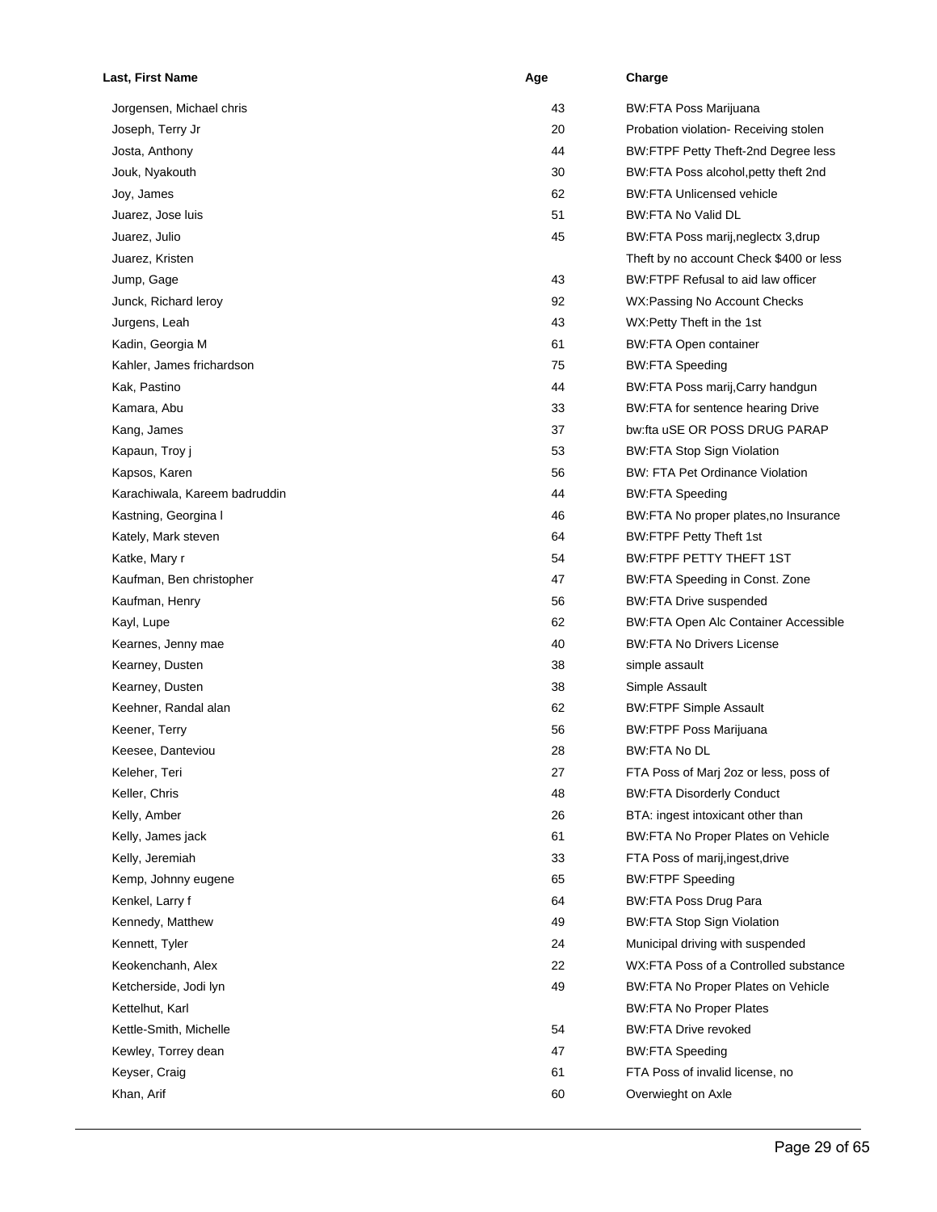| Last, First Name | Age | Charge |
|---|---|---|
| Jorgensen, Michael chris | 43 | BW:FTA Poss Marijuana |
| Joseph, Terry Jr | 20 | Probation violation- Receiving stolen |
| Josta, Anthony | 44 | BW:FTPF Petty Theft-2nd Degree less |
| Jouk, Nyakouth | 30 | BW:FTA Poss alcohol,petty theft 2nd |
| Joy, James | 62 | BW:FTA Unlicensed vehicle |
| Juarez, Jose luis | 51 | BW:FTA No Valid DL |
| Juarez, Julio | 45 | BW:FTA Poss marij,neglectx 3,drup |
| Juarez, Kristen | | Theft by no account Check $400 or less |
| Jump, Gage | 43 | BW:FTPF Refusal to aid law officer |
| Junck, Richard leroy | 92 | WX:Passing No Account Checks |
| Jurgens, Leah | 43 | WX:Petty Theft in the 1st |
| Kadin, Georgia M | 61 | BW:FTA Open container |
| Kahler, James frichardson | 75 | BW:FTA Speeding |
| Kak, Pastino | 44 | BW:FTA Poss marij,Carry handgun |
| Kamara, Abu | 33 | BW:FTA for sentence hearing Drive |
| Kang, James | 37 | bw:fta uSE OR POSS DRUG PARAP |
| Kapaun, Troy j | 53 | BW:FTA Stop Sign Violation |
| Kapsos, Karen | 56 | BW: FTA Pet Ordinance Violation |
| Karachiwala, Kareem badruddin | 44 | BW:FTA Speeding |
| Kastning, Georgina l | 46 | BW:FTA No proper plates,no Insurance |
| Kately, Mark steven | 64 | BW:FTPF Petty Theft 1st |
| Katke, Mary r | 54 | BW:FTPF PETTY THEFT 1ST |
| Kaufman, Ben christopher | 47 | BW:FTA Speeding in Const. Zone |
| Kaufman, Henry | 56 | BW:FTA Drive suspended |
| Kayl, Lupe | 62 | BW:FTA Open Alc Container Accessible |
| Kearnes, Jenny mae | 40 | BW:FTA No Drivers License |
| Kearney, Dusten | 38 | simple assault |
| Kearney, Dusten | 38 | Simple Assault |
| Keehner, Randal alan | 62 | BW:FTPF Simple Assault |
| Keener, Terry | 56 | BW:FTPF Poss Marijuana |
| Keesee, Danteviou | 28 | BW:FTA No DL |
| Keleher, Teri | 27 | FTA Poss of Marj 2oz or less, poss of |
| Keller, Chris | 48 | BW:FTA Disorderly Conduct |
| Kelly, Amber | 26 | BTA: ingest intoxicant other than |
| Kelly, James jack | 61 | BW:FTA No Proper Plates on Vehicle |
| Kelly, Jeremiah | 33 | FTA Poss of marij,ingest,drive |
| Kemp, Johnny eugene | 65 | BW:FTPF Speeding |
| Kenkel, Larry f | 64 | BW:FTA Poss Drug Para |
| Kennedy, Matthew | 49 | BW:FTA Stop Sign Violation |
| Kennett, Tyler | 24 | Municipal driving with suspended |
| Keokenchanh, Alex | 22 | WX:FTA Poss of a Controlled substance |
| Ketcherside, Jodi lyn | 49 | BW:FTA No Proper Plates on Vehicle |
| Kettelhut, Karl | | BW:FTA No Proper Plates |
| Kettle-Smith, Michelle | 54 | BW:FTA Drive revoked |
| Kewley, Torrey dean | 47 | BW:FTA Speeding |
| Keyser, Craig | 61 | FTA Poss of invalid license, no |
| Khan, Arif | 60 | Overwieght on Axle |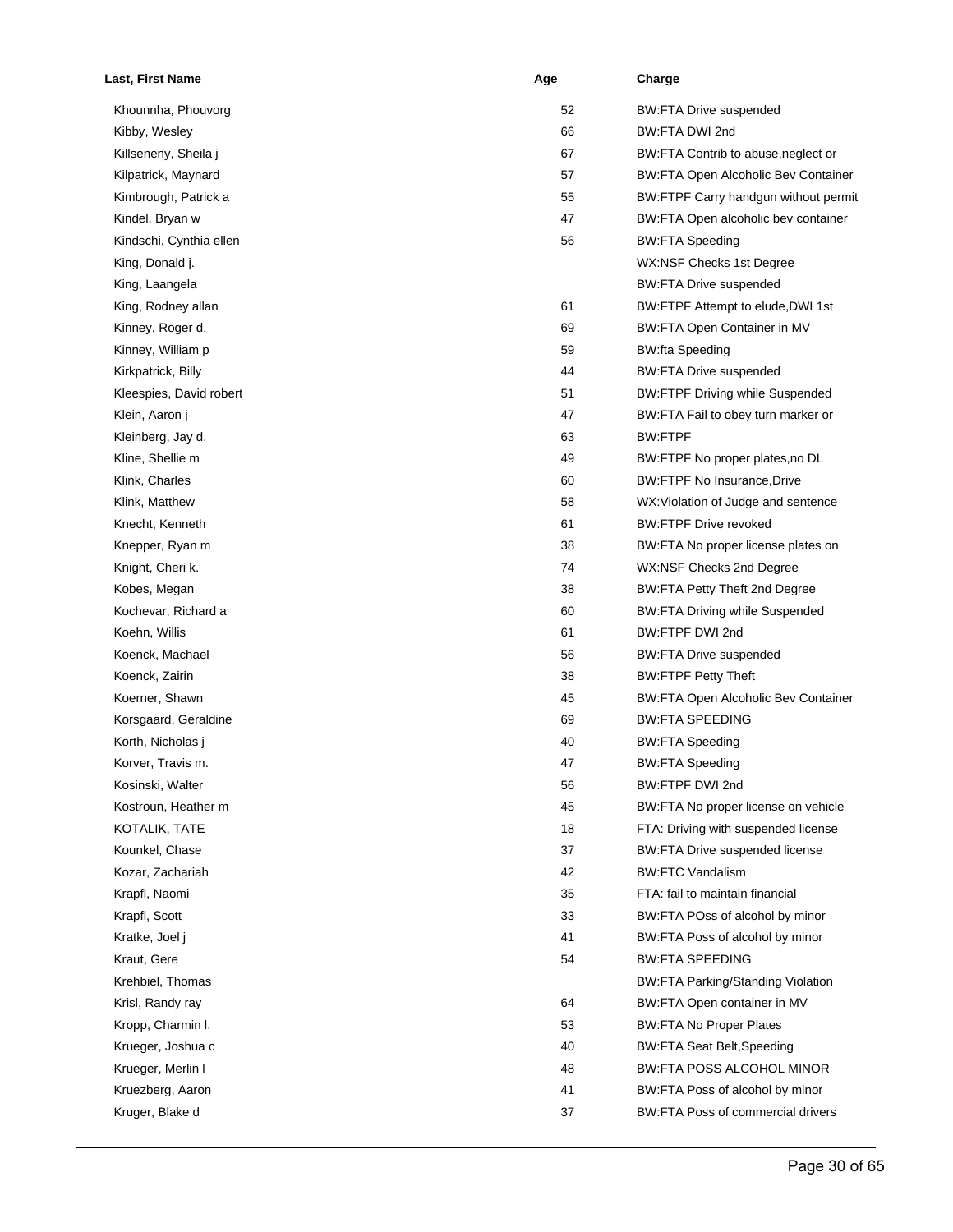| Last, First Name | Age | Charge |
|---|---|---|
| Khounnha, Phouvorg | 52 | BW:FTA Drive suspended |
| Kibby, Wesley | 66 | BW:FTA DWI 2nd |
| Killseneny, Sheila j | 67 | BW:FTA Contrib to abuse,neglect or |
| Kilpatrick, Maynard | 57 | BW:FTA Open Alcoholic Bev Container |
| Kimbrough, Patrick a | 55 | BW:FTPF Carry handgun without permit |
| Kindel, Bryan w | 47 | BW:FTA Open alcoholic bev container |
| Kindschi, Cynthia ellen | 56 | BW:FTA Speeding |
| King, Donald j. | | WX:NSF Checks 1st Degree |
| King, Laangela | | BW:FTA Drive suspended |
| King, Rodney allan | 61 | BW:FTPF Attempt to elude,DWI 1st |
| Kinney, Roger d. | 69 | BW:FTA Open Container in MV |
| Kinney, William p | 59 | BW:fta Speeding |
| Kirkpatrick, Billy | 44 | BW:FTA Drive suspended |
| Kleespies, David robert | 51 | BW:FTPF Driving while Suspended |
| Klein, Aaron j | 47 | BW:FTA Fail to obey turn marker or |
| Kleinberg, Jay d. | 63 | BW:FTPF |
| Kline, Shellie m | 49 | BW:FTPF No proper plates,no DL |
| Klink, Charles | 60 | BW:FTPF No Insurance,Drive |
| Klink, Matthew | 58 | WX:Violation of Judge and sentence |
| Knecht, Kenneth | 61 | BW:FTPF Drive revoked |
| Knepper, Ryan m | 38 | BW:FTA No proper license plates on |
| Knight, Cheri k. | 74 | WX:NSF Checks 2nd Degree |
| Kobes, Megan | 38 | BW:FTA Petty Theft 2nd Degree |
| Kochevar, Richard a | 60 | BW:FTA Driving while Suspended |
| Koehn, Willis | 61 | BW:FTPF DWI 2nd |
| Koenck, Machael | 56 | BW:FTA Drive suspended |
| Koenck, Zairin | 38 | BW:FTPF Petty Theft |
| Koerner, Shawn | 45 | BW:FTA Open Alcoholic Bev Container |
| Korsgaard, Geraldine | 69 | BW:FTA SPEEDING |
| Korth, Nicholas j | 40 | BW:FTA Speeding |
| Korver, Travis m. | 47 | BW:FTA Speeding |
| Kosinski, Walter | 56 | BW:FTPF DWI 2nd |
| Kostroun, Heather m | 45 | BW:FTA No proper license on vehicle |
| KOTALIK, TATE | 18 | FTA: Driving with suspended license |
| Kounkel, Chase | 37 | BW:FTA Drive suspended license |
| Kozar, Zachariah | 42 | BW:FTC Vandalism |
| Krapfl, Naomi | 35 | FTA: fail to maintain financial |
| Krapfl, Scott | 33 | BW:FTA POss of alcohol by minor |
| Kratke, Joel j | 41 | BW:FTA Poss of alcohol by minor |
| Kraut, Gere | 54 | BW:FTA SPEEDING |
| Krehbiel, Thomas | | BW:FTA Parking/Standing Violation |
| Krisl, Randy ray | 64 | BW:FTA Open container in MV |
| Kropp, Charmin l. | 53 | BW:FTA No Proper Plates |
| Krueger, Joshua c | 40 | BW:FTA Seat Belt,Speeding |
| Krueger, Merlin l | 48 | BW:FTA POSS ALCOHOL MINOR |
| Kruezberg, Aaron | 41 | BW:FTA Poss of alcohol by minor |
| Kruger, Blake d | 37 | BW:FTA Poss of commercial drivers |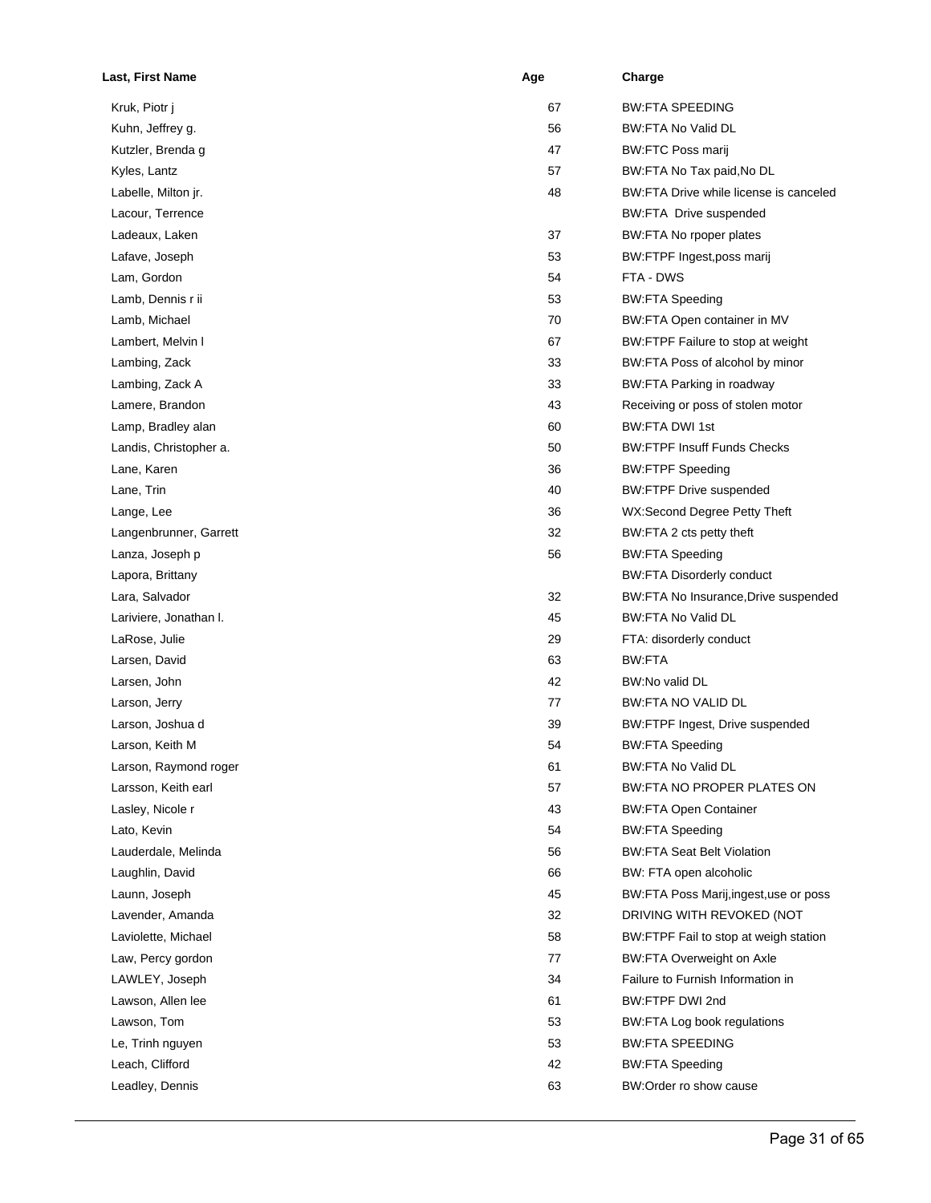| Last, First Name | Age | Charge |
|---|---|---|
| Kruk, Piotr j | 67 | BW:FTA SPEEDING |
| Kuhn, Jeffrey g. | 56 | BW:FTA No Valid DL |
| Kutzler, Brenda g | 47 | BW:FTC Poss marij |
| Kyles, Lantz | 57 | BW:FTA No Tax paid,No DL |
| Labelle, Milton jr. | 48 | BW:FTA Drive while license is canceled |
| Lacour, Terrence | | BW:FTA  Drive suspended |
| Ladeaux, Laken | 37 | BW:FTA No rpoper plates |
| Lafave, Joseph | 53 | BW:FTPF Ingest,poss marij |
| Lam, Gordon | 54 | FTA - DWS |
| Lamb, Dennis r ii | 53 | BW:FTA Speeding |
| Lamb, Michael | 70 | BW:FTA Open container in MV |
| Lambert, Melvin l | 67 | BW:FTPF Failure to stop at weight |
| Lambing, Zack | 33 | BW:FTA Poss of alcohol by minor |
| Lambing, Zack A | 33 | BW:FTA Parking in roadway |
| Lamere, Brandon | 43 | Receiving or poss of stolen motor |
| Lamp, Bradley alan | 60 | BW:FTA DWI 1st |
| Landis, Christopher a. | 50 | BW:FTPF Insuff Funds Checks |
| Lane, Karen | 36 | BW:FTPF Speeding |
| Lane, Trin | 40 | BW:FTPF Drive suspended |
| Lange, Lee | 36 | WX:Second Degree Petty Theft |
| Langenbrunner, Garrett | 32 | BW:FTA 2 cts petty theft |
| Lanza, Joseph p | 56 | BW:FTA Speeding |
| Lapora, Brittany | | BW:FTA Disorderly conduct |
| Lara, Salvador | 32 | BW:FTA No Insurance,Drive suspended |
| Lariviere, Jonathan l. | 45 | BW:FTA No Valid DL |
| LaRose, Julie | 29 | FTA: disorderly conduct |
| Larsen, David | 63 | BW:FTA |
| Larsen, John | 42 | BW:No valid DL |
| Larson, Jerry | 77 | BW:FTA NO VALID DL |
| Larson, Joshua d | 39 | BW:FTPF Ingest, Drive suspended |
| Larson, Keith M | 54 | BW:FTA Speeding |
| Larson, Raymond roger | 61 | BW:FTA No Valid DL |
| Larsson, Keith earl | 57 | BW:FTA NO PROPER PLATES ON |
| Lasley, Nicole r | 43 | BW:FTA Open Container |
| Lato, Kevin | 54 | BW:FTA Speeding |
| Lauderdale, Melinda | 56 | BW:FTA Seat Belt Violation |
| Laughlin, David | 66 | BW: FTA open alcoholic |
| Launn, Joseph | 45 | BW:FTA Poss Marij,ingest,use or poss |
| Lavender, Amanda | 32 | DRIVING WITH REVOKED (NOT |
| Laviolette, Michael | 58 | BW:FTPF Fail to stop at weigh station |
| Law, Percy gordon | 77 | BW:FTA Overweight on Axle |
| LAWLEY, Joseph | 34 | Failure to Furnish Information in |
| Lawson, Allen lee | 61 | BW:FTPF DWI 2nd |
| Lawson, Tom | 53 | BW:FTA Log book regulations |
| Le, Trinh nguyen | 53 | BW:FTA SPEEDING |
| Leach, Clifford | 42 | BW:FTA Speeding |
| Leadley, Dennis | 63 | BW:Order ro show cause |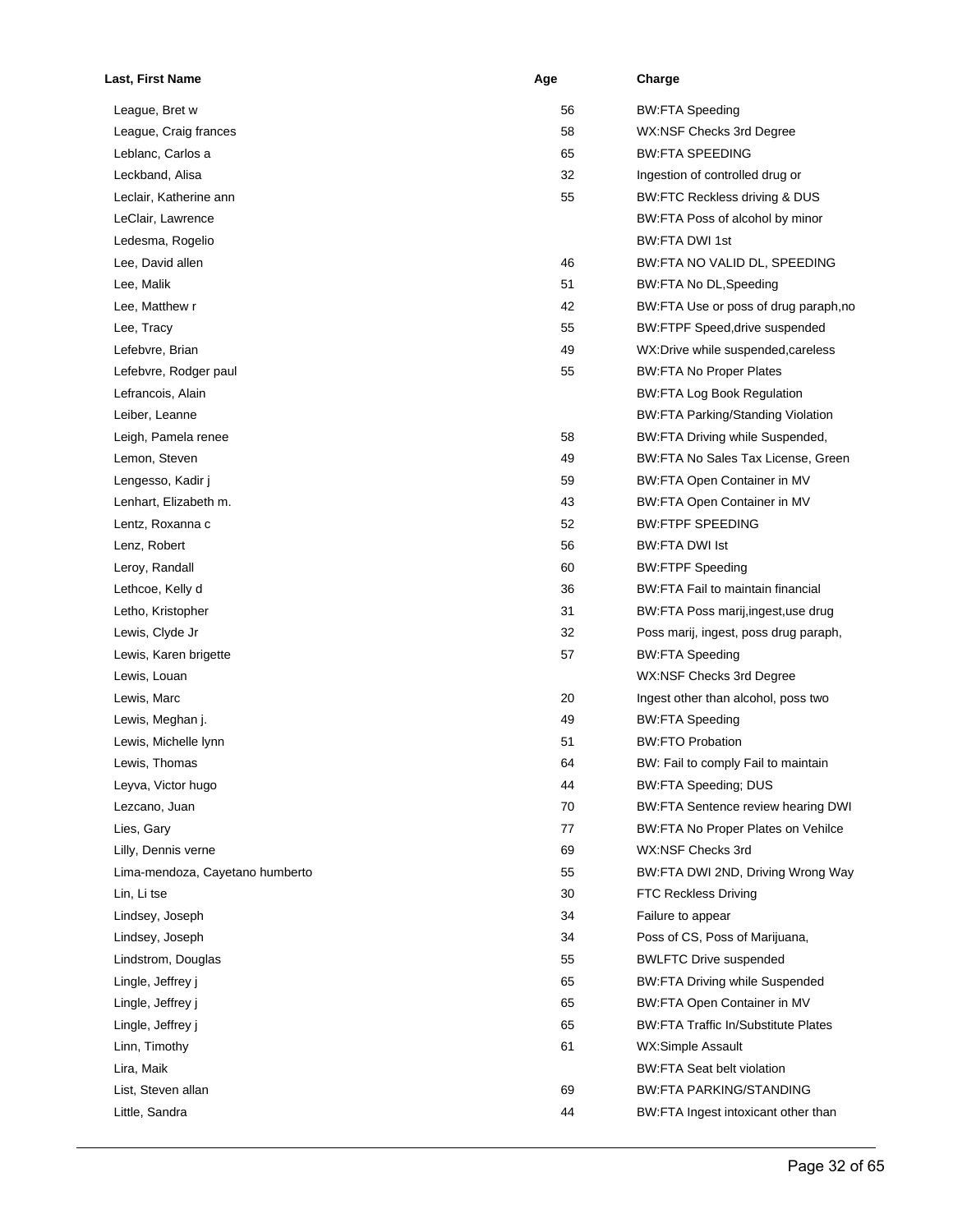| Last, First Name | Age | Charge |
|---|---|---|
| League, Bret w | 56 | BW:FTA Speeding |
| League, Craig frances | 58 | WX:NSF Checks 3rd Degree |
| Leblanc, Carlos a | 65 | BW:FTA SPEEDING |
| Leckband, Alisa | 32 | Ingestion of controlled drug or |
| Leclair, Katherine ann | 55 | BW:FTC Reckless driving & DUS |
| LeClair, Lawrence | | BW:FTA Poss of alcohol by minor |
| Ledesma, Rogelio | | BW:FTA DWI 1st |
| Lee, David allen | 46 | BW:FTA NO VALID DL, SPEEDING |
| Lee, Malik | 51 | BW:FTA No DL,Speeding |
| Lee, Matthew r | 42 | BW:FTA Use or poss of drug paraph,no |
| Lee, Tracy | 55 | BW:FTPF Speed,drive suspended |
| Lefebvre, Brian | 49 | WX:Drive while suspended,careless |
| Lefebvre, Rodger paul | 55 | BW:FTA No Proper Plates |
| Lefrancois, Alain | | BW:FTA Log Book Regulation |
| Leiber, Leanne | | BW:FTA Parking/Standing Violation |
| Leigh, Pamela renee | 58 | BW:FTA Driving while Suspended, |
| Lemon, Steven | 49 | BW:FTA No Sales Tax License, Green |
| Lengesso, Kadir j | 59 | BW:FTA Open Container in MV |
| Lenhart, Elizabeth m. | 43 | BW:FTA Open Container in MV |
| Lentz, Roxanna c | 52 | BW:FTPF SPEEDING |
| Lenz, Robert | 56 | BW:FTA DWI Ist |
| Leroy, Randall | 60 | BW:FTPF Speeding |
| Lethcoe, Kelly d | 36 | BW:FTA Fail to maintain financial |
| Letho, Kristopher | 31 | BW:FTA Poss marij,ingest,use drug |
| Lewis, Clyde Jr | 32 | Poss marij, ingest, poss drug paraph, |
| Lewis, Karen brigette | 57 | BW:FTA Speeding |
| Lewis, Louan | | WX:NSF Checks 3rd Degree |
| Lewis, Marc | 20 | Ingest other than alcohol, poss two |
| Lewis, Meghan j. | 49 | BW:FTA Speeding |
| Lewis, Michelle lynn | 51 | BW:FTO Probation |
| Lewis, Thomas | 64 | BW: Fail to comply Fail to maintain |
| Leyva, Victor hugo | 44 | BW:FTA Speeding; DUS |
| Lezcano, Juan | 70 | BW:FTA Sentence review hearing DWI |
| Lies, Gary | 77 | BW:FTA No Proper Plates on Vehilce |
| Lilly, Dennis verne | 69 | WX:NSF Checks 3rd |
| Lima-mendoza, Cayetano humberto | 55 | BW:FTA DWI 2ND, Driving Wrong Way |
| Lin, Li tse | 30 | FTC Reckless Driving |
| Lindsey, Joseph | 34 | Failure to appear |
| Lindsey, Joseph | 34 | Poss of CS, Poss of Marijuana, |
| Lindstrom, Douglas | 55 | BWLFTC Drive suspended |
| Lingle, Jeffrey j | 65 | BW:FTA Driving while Suspended |
| Lingle, Jeffrey j | 65 | BW:FTA Open Container in MV |
| Lingle, Jeffrey j | 65 | BW:FTA Traffic In/Substitute Plates |
| Linn, Timothy | 61 | WX:Simple Assault |
| Lira, Maik | | BW:FTA Seat belt violation |
| List, Steven allan | 69 | BW:FTA PARKING/STANDING |
| Little, Sandra | 44 | BW:FTA Ingest intoxicant other than |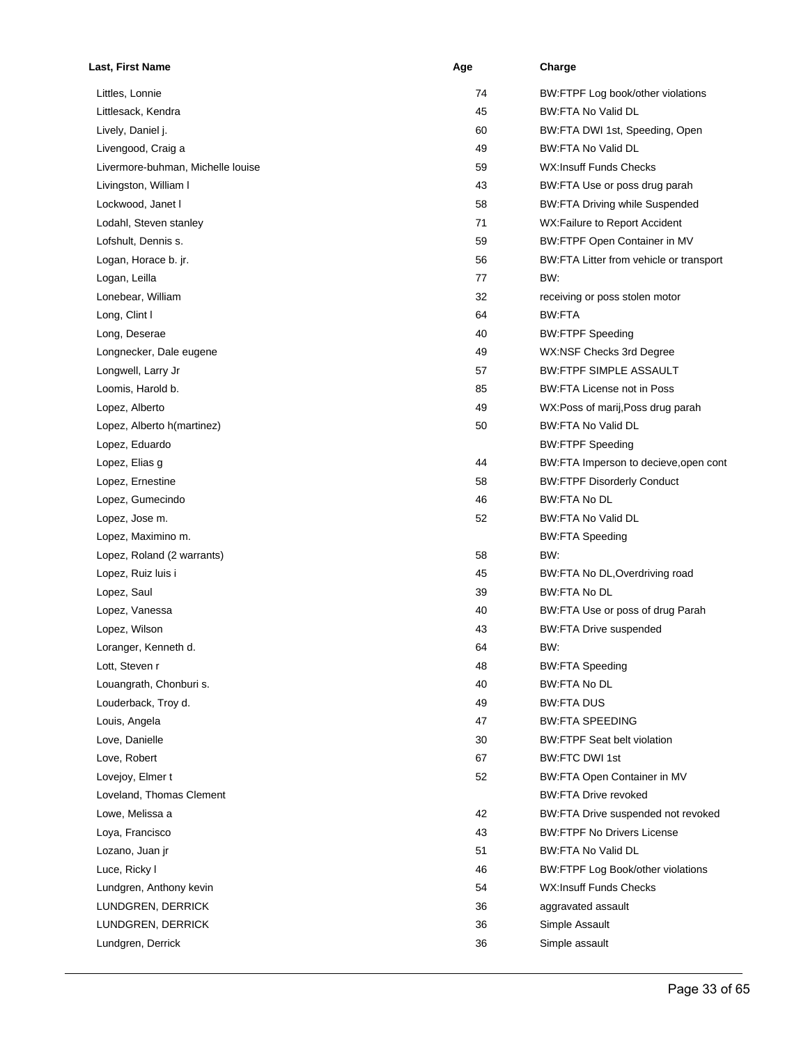| Last, First Name | Age | Charge |
| --- | --- | --- |
| Littles, Lonnie | 74 | BW:FTPF Log book/other violations |
| Littlesack, Kendra | 45 | BW:FTA No Valid DL |
| Lively, Daniel j. | 60 | BW:FTA DWI 1st, Speeding, Open |
| Livengood, Craig a | 49 | BW:FTA No Valid DL |
| Livermore-buhman, Michelle louise | 59 | WX:Insuff Funds Checks |
| Livingston, William l | 43 | BW:FTA Use or poss drug parah |
| Lockwood, Janet l | 58 | BW:FTA Driving while Suspended |
| Lodahl, Steven stanley | 71 | WX:Failure to Report Accident |
| Lofshult, Dennis s. | 59 | BW:FTPF Open Container in MV |
| Logan, Horace b. jr. | 56 | BW:FTA Litter from vehicle or transport |
| Logan, Leilla | 77 | BW: |
| Lonebear, William | 32 | receiving or poss stolen motor |
| Long, Clint l | 64 | BW:FTA |
| Long, Deserae | 40 | BW:FTPF Speeding |
| Longnecker, Dale eugene | 49 | WX:NSF Checks 3rd Degree |
| Longwell, Larry Jr | 57 | BW:FTPF SIMPLE ASSAULT |
| Loomis, Harold b. | 85 | BW:FTA License not in Poss |
| Lopez, Alberto | 49 | WX:Poss of marij,Poss drug parah |
| Lopez, Alberto h(martinez) | 50 | BW:FTA No Valid DL |
| Lopez, Eduardo | | BW:FTPF Speeding |
| Lopez, Elias g | 44 | BW:FTA Imperson to decieve,open cont |
| Lopez, Ernestine | 58 | BW:FTPF Disorderly Conduct |
| Lopez, Gumecindo | 46 | BW:FTA No DL |
| Lopez, Jose m. | 52 | BW:FTA No Valid DL |
| Lopez, Maximino m. | | BW:FTA Speeding |
| Lopez, Roland (2 warrants) | 58 | BW: |
| Lopez, Ruiz luis i | 45 | BW:FTA No DL,Overdriving road |
| Lopez, Saul | 39 | BW:FTA No DL |
| Lopez, Vanessa | 40 | BW:FTA Use or poss of drug Parah |
| Lopez, Wilson | 43 | BW:FTA Drive suspended |
| Loranger, Kenneth d. | 64 | BW: |
| Lott, Steven r | 48 | BW:FTA Speeding |
| Louangrath, Chonburi s. | 40 | BW:FTA No DL |
| Louderback, Troy d. | 49 | BW:FTA DUS |
| Louis, Angela | 47 | BW:FTA SPEEDING |
| Love, Danielle | 30 | BW:FTPF Seat belt violation |
| Love, Robert | 67 | BW:FTC DWI 1st |
| Lovejoy, Elmer t | 52 | BW:FTA Open Container in MV |
| Loveland, Thomas Clement | | BW:FTA Drive revoked |
| Lowe, Melissa a | 42 | BW:FTA Drive suspended not revoked |
| Loya, Francisco | 43 | BW:FTPF No Drivers License |
| Lozano, Juan jr | 51 | BW:FTA No Valid DL |
| Luce, Ricky l | 46 | BW:FTPF Log Book/other violations |
| Lundgren, Anthony kevin | 54 | WX:Insuff Funds Checks |
| LUNDGREN, DERRICK | 36 | aggravated assault |
| LUNDGREN, DERRICK | 36 | Simple Assault |
| Lundgren, Derrick | 36 | Simple assault |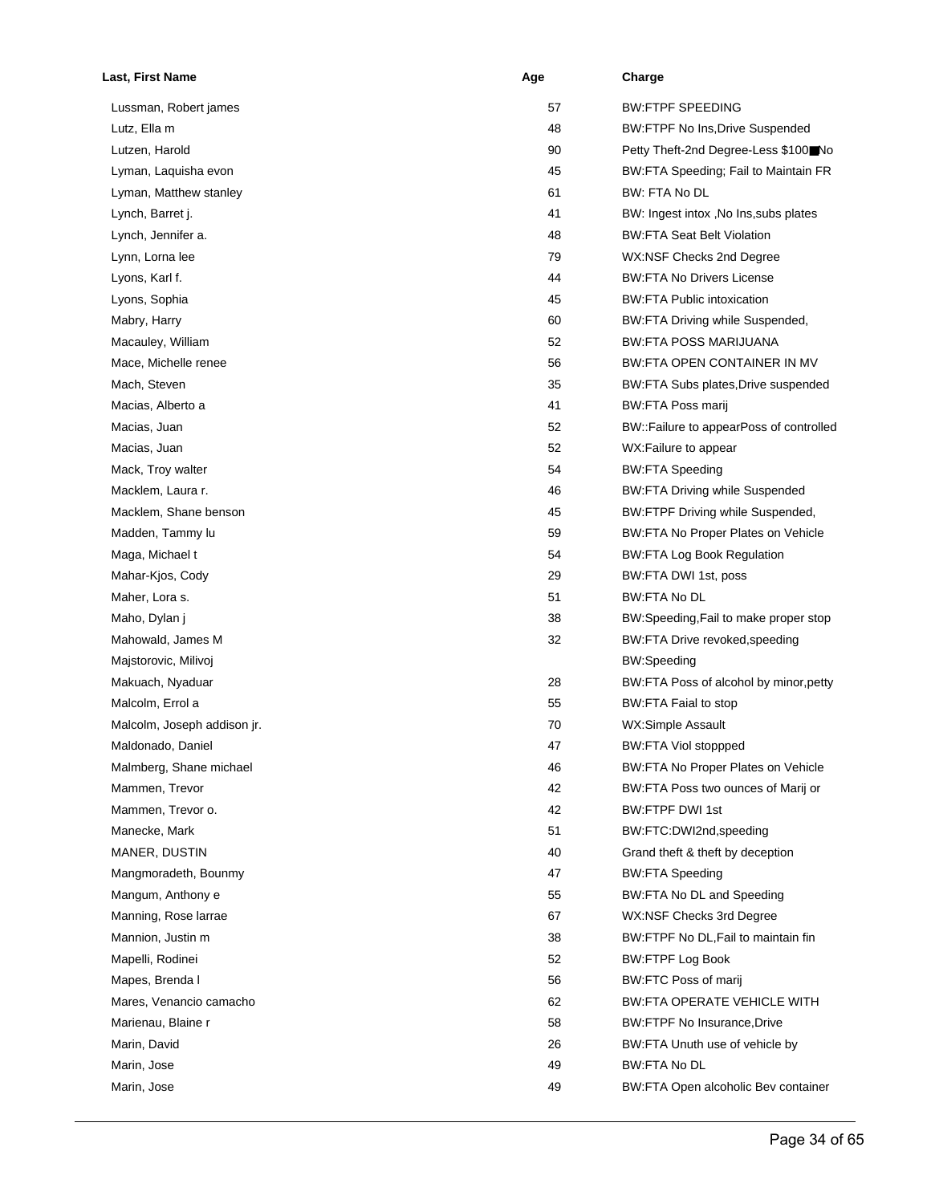| Last, First Name | Age | Charge |
|---|---|---|
| Lussman, Robert james | 57 | BW:FTPF SPEEDING |
| Lutz, Ella m | 48 | BW:FTPF No Ins,Drive Suspended |
| Lutzen, Harold | 90 | Petty Theft-2nd Degree-Less $100■No |
| Lyman, Laquisha evon | 45 | BW:FTA Speeding; Fail to Maintain FR |
| Lyman, Matthew stanley | 61 | BW: FTA No DL |
| Lynch, Barret j. | 41 | BW: Ingest intox ,No Ins,subs plates |
| Lynch, Jennifer a. | 48 | BW:FTA Seat Belt Violation |
| Lynn, Lorna lee | 79 | WX:NSF Checks 2nd Degree |
| Lyons, Karl f. | 44 | BW:FTA No Drivers License |
| Lyons, Sophia | 45 | BW:FTA Public intoxication |
| Mabry, Harry | 60 | BW:FTA Driving while Suspended, |
| Macauley, William | 52 | BW:FTA POSS MARIJUANA |
| Mace, Michelle renee | 56 | BW:FTA OPEN CONTAINER IN MV |
| Mach, Steven | 35 | BW:FTA Subs plates,Drive suspended |
| Macias, Alberto a | 41 | BW:FTA Poss marij |
| Macias, Juan | 52 | BW::Failure to appearPoss of controlled |
| Macias, Juan | 52 | WX:Failure to appear |
| Mack, Troy walter | 54 | BW:FTA Speeding |
| Macklem, Laura r. | 46 | BW:FTA Driving while Suspended |
| Macklem, Shane benson | 45 | BW:FTPF Driving while Suspended, |
| Madden, Tammy lu | 59 | BW:FTA No Proper Plates on Vehicle |
| Maga, Michael t | 54 | BW:FTA Log Book Regulation |
| Mahar-Kjos, Cody | 29 | BW:FTA DWI 1st, poss |
| Maher, Lora s. | 51 | BW:FTA No DL |
| Maho, Dylan j | 38 | BW:Speeding,Fail to make proper stop |
| Mahowald, James M | 32 | BW:FTA Drive revoked,speeding |
| Majstorovic, Milivoj | | BW:Speeding |
| Makuach, Nyaduar | 28 | BW:FTA Poss of alcohol by minor,petty |
| Malcolm, Errol a | 55 | BW:FTA Faial to stop |
| Malcolm, Joseph addison jr. | 70 | WX:Simple Assault |
| Maldonado, Daniel | 47 | BW:FTA Viol stoppped |
| Malmberg, Shane michael | 46 | BW:FTA No Proper Plates on Vehicle |
| Mammen, Trevor | 42 | BW:FTA Poss two ounces of Marij or |
| Mammen, Trevor o. | 42 | BW:FTPF DWI 1st |
| Manecke, Mark | 51 | BW:FTC:DWI2nd,speeding |
| MANER, DUSTIN | 40 | Grand theft & theft by deception |
| Mangmoradeth, Bounmy | 47 | BW:FTA Speeding |
| Mangum, Anthony e | 55 | BW:FTA No DL and Speeding |
| Manning, Rose larrae | 67 | WX:NSF Checks 3rd Degree |
| Mannion, Justin m | 38 | BW:FTPF No DL,Fail to maintain fin |
| Mapelli, Rodinei | 52 | BW:FTPF Log Book |
| Mapes, Brenda l | 56 | BW:FTC Poss of marij |
| Mares, Venancio camacho | 62 | BW:FTA OPERATE VEHICLE WITH |
| Marienau, Blaine r | 58 | BW:FTPF No Insurance,Drive |
| Marin, David | 26 | BW:FTA Unuth use of vehicle by |
| Marin, Jose | 49 | BW:FTA No DL |
| Marin, Jose | 49 | BW:FTA Open alcoholic Bev container |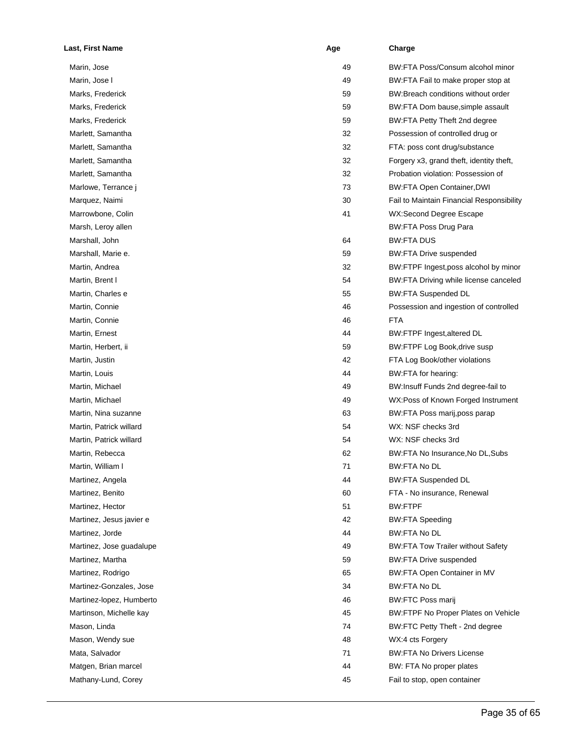| Last, First Name | Age | Charge |
|---|---|---|
| Marin, Jose | 49 | BW:FTA Poss/Consum alcohol minor |
| Marin, Jose l | 49 | BW:FTA Fail to make proper stop at |
| Marks, Frederick | 59 | BW:Breach conditions without order |
| Marks, Frederick | 59 | BW:FTA Dom bause,simple assault |
| Marks, Frederick | 59 | BW:FTA Petty Theft 2nd degree |
| Marlett, Samantha | 32 | Possession of controlled drug or |
| Marlett, Samantha | 32 | FTA: poss cont drug/substance |
| Marlett, Samantha | 32 | Forgery x3, grand theft, identity theft, |
| Marlett, Samantha | 32 | Probation violation: Possession of |
| Marlowe, Terrance j | 73 | BW:FTA Open Container,DWI |
| Marquez, Naimi | 30 | Fail to Maintain Financial Responsibility |
| Marrowbone, Colin | 41 | WX:Second Degree Escape |
| Marsh, Leroy allen | | BW:FTA Poss Drug Para |
| Marshall, John | 64 | BW:FTA DUS |
| Marshall, Marie e. | 59 | BW:FTA Drive suspended |
| Martin, Andrea | 32 | BW:FTPF Ingest,poss alcohol by minor |
| Martin, Brent l | 54 | BW:FTA Driving while license canceled |
| Martin, Charles e | 55 | BW:FTA Suspended DL |
| Martin, Connie | 46 | Possession and ingestion of controlled |
| Martin, Connie | 46 | FTA |
| Martin, Ernest | 44 | BW:FTPF Ingest,altered DL |
| Martin, Herbert, ii | 59 | BW:FTPF Log Book,drive susp |
| Martin, Justin | 42 | FTA Log Book/other violations |
| Martin, Louis | 44 | BW:FTA for hearing: |
| Martin, Michael | 49 | BW:Insuff Funds 2nd degree-fail to |
| Martin, Michael | 49 | WX:Poss of Known Forged Instrument |
| Martin, Nina suzanne | 63 | BW:FTA Poss marij,poss parap |
| Martin, Patrick willard | 54 | WX: NSF checks 3rd |
| Martin, Patrick willard | 54 | WX: NSF checks 3rd |
| Martin, Rebecca | 62 | BW:FTA No Insurance,No DL,Subs |
| Martin, William l | 71 | BW:FTA No DL |
| Martinez, Angela | 44 | BW:FTA Suspended DL |
| Martinez, Benito | 60 | FTA - No insurance, Renewal |
| Martinez, Hector | 51 | BW:FTPF |
| Martinez, Jesus javier e | 42 | BW:FTA Speeding |
| Martinez, Jorde | 44 | BW:FTA No DL |
| Martinez, Jose guadalupe | 49 | BW:FTA Tow Trailer without Safety |
| Martinez, Martha | 59 | BW:FTA Drive suspended |
| Martinez, Rodrigo | 65 | BW:FTA Open Container in MV |
| Martinez-Gonzales, Jose | 34 | BW:FTA No DL |
| Martinez-lopez, Humberto | 46 | BW:FTC Poss marij |
| Martinson, Michelle kay | 45 | BW:FTPF No Proper Plates on Vehicle |
| Mason, Linda | 74 | BW:FTC Petty Theft - 2nd degree |
| Mason, Wendy sue | 48 | WX:4 cts Forgery |
| Mata, Salvador | 71 | BW:FTA No Drivers License |
| Matgen, Brian marcel | 44 | BW: FTA No proper plates |
| Mathany-Lund, Corey | 45 | Fail to stop, open container |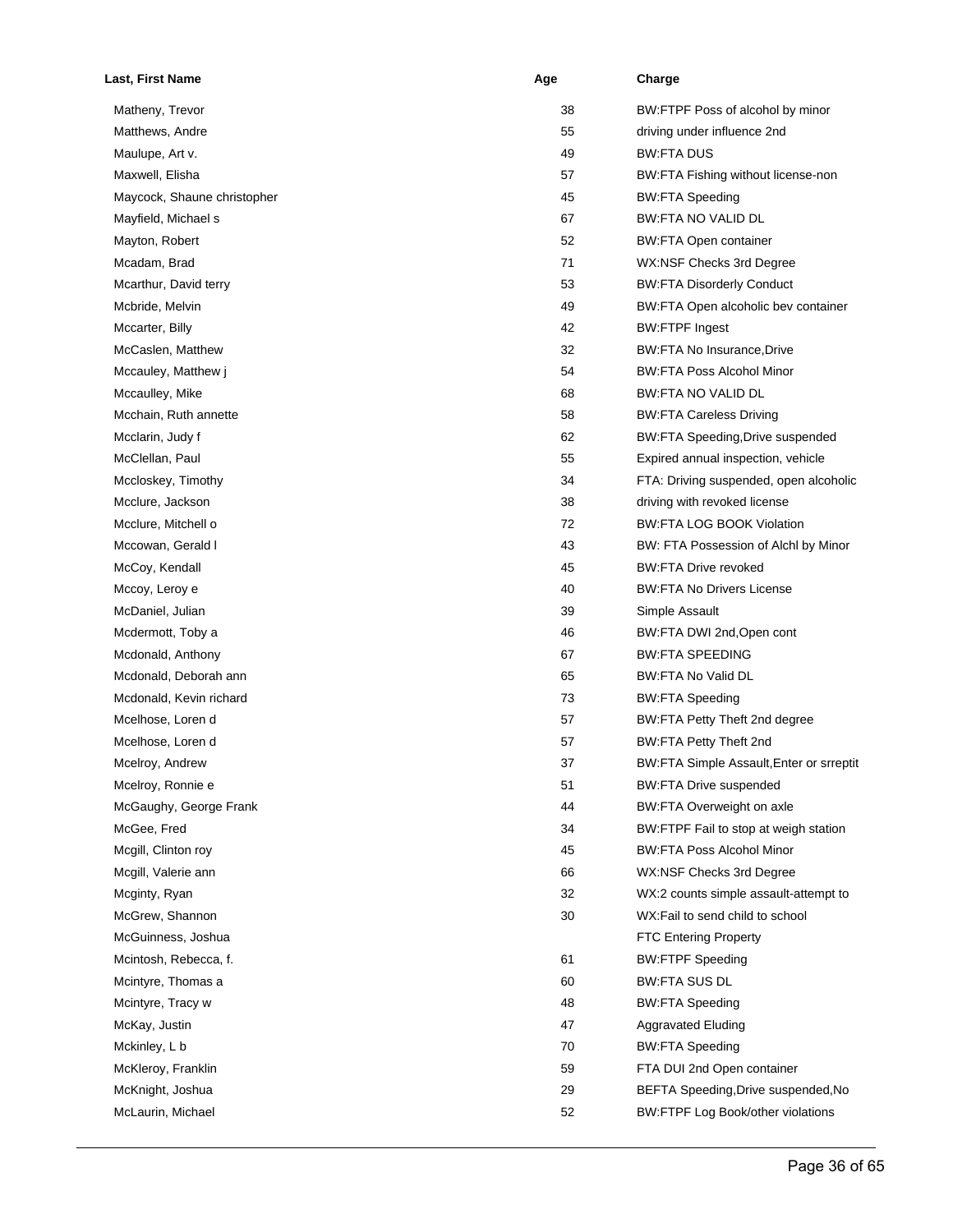| Last, First Name | Age | Charge |
|---|---|---|
| Matheny, Trevor | 38 | BW:FTPF Poss of alcohol by minor |
| Matthews, Andre | 55 | driving under influence 2nd |
| Maulupe, Art v. | 49 | BW:FTA DUS |
| Maxwell, Elisha | 57 | BW:FTA Fishing without license-non |
| Maycock, Shaune christopher | 45 | BW:FTA Speeding |
| Mayfield, Michael s | 67 | BW:FTA NO VALID DL |
| Mayton, Robert | 52 | BW:FTA Open container |
| Mcadam, Brad | 71 | WX:NSF Checks 3rd Degree |
| Mcarthur, David terry | 53 | BW:FTA Disorderly Conduct |
| Mcbride, Melvin | 49 | BW:FTA Open alcoholic bev container |
| Mccarter, Billy | 42 | BW:FTPF Ingest |
| McCaslen, Matthew | 32 | BW:FTA No Insurance,Drive |
| Mccauley, Matthew j | 54 | BW:FTA Poss Alcohol Minor |
| Mccaulley, Mike | 68 | BW:FTA NO VALID DL |
| Mcchain, Ruth annette | 58 | BW:FTA Careless Driving |
| Mcclarin, Judy f | 62 | BW:FTA Speeding,Drive suspended |
| McClellan, Paul | 55 | Expired annual inspection, vehicle |
| Mccloskey, Timothy | 34 | FTA: Driving suspended, open alcoholic |
| Mcclure, Jackson | 38 | driving with revoked license |
| Mcclure, Mitchell o | 72 | BW:FTA LOG BOOK Violation |
| Mccowan, Gerald l | 43 | BW: FTA Possession of Alchl by Minor |
| McCoy, Kendall | 45 | BW:FTA Drive revoked |
| Mccoy, Leroy e | 40 | BW:FTA No Drivers License |
| McDaniel, Julian | 39 | Simple Assault |
| Mcdermott, Toby a | 46 | BW:FTA DWI 2nd,Open cont |
| Mcdonald, Anthony | 67 | BW:FTA SPEEDING |
| Mcdonald, Deborah ann | 65 | BW:FTA No Valid DL |
| Mcdonald, Kevin richard | 73 | BW:FTA Speeding |
| Mcelhose, Loren d | 57 | BW:FTA Petty Theft 2nd degree |
| Mcelhose, Loren d | 57 | BW:FTA Petty Theft 2nd |
| Mcelroy, Andrew | 37 | BW:FTA Simple Assault,Enter or srreptit |
| Mcelroy, Ronnie e | 51 | BW:FTA Drive suspended |
| McGaughy, George Frank | 44 | BW:FTA Overweight on axle |
| McGee, Fred | 34 | BW:FTPF Fail to stop at weigh station |
| Mcgill, Clinton roy | 45 | BW:FTA Poss Alcohol Minor |
| Mcgill, Valerie ann | 66 | WX:NSF Checks 3rd Degree |
| Mcginty, Ryan | 32 | WX:2 counts simple assault-attempt to |
| McGrew, Shannon | 30 | WX:Fail to send child to school |
| McGuinness, Joshua | | FTC Entering Property |
| Mcintosh, Rebecca, f. | 61 | BW:FTPF Speeding |
| Mcintyre, Thomas a | 60 | BW:FTA SUS DL |
| Mcintyre, Tracy w | 48 | BW:FTA Speeding |
| McKay, Justin | 47 | Aggravated Eluding |
| Mckinley, L b | 70 | BW:FTA Speeding |
| McKleroy, Franklin | 59 | FTA DUI 2nd Open container |
| McKnight, Joshua | 29 | BEFTA Speeding,Drive suspended,No |
| McLaurin, Michael | 52 | BW:FTPF Log Book/other violations |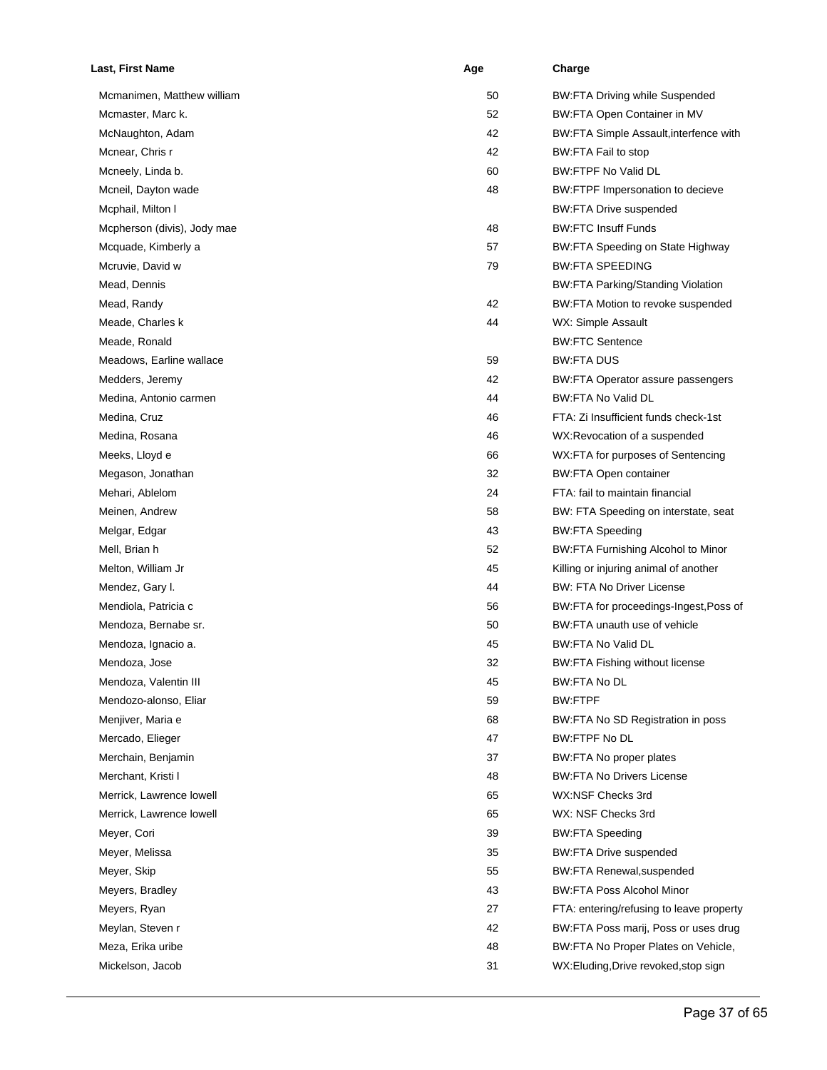| Last, First Name | Age | Charge |
|---|---|---|
| Mcmanimen, Matthew william | 50 | BW:FTA Driving while Suspended |
| Mcmaster, Marc k. | 52 | BW:FTA Open Container in MV |
| McNaughton, Adam | 42 | BW:FTA Simple Assault,interfence with |
| Mcnear, Chris r | 42 | BW:FTA Fail to stop |
| Mcneely, Linda b. | 60 | BW:FTPF No Valid DL |
| Mcneil, Dayton wade | 48 | BW:FTPF Impersonation to decieve |
| Mcphail, Milton l | | BW:FTA Drive suspended |
| Mcpherson (divis), Jody mae | 48 | BW:FTC Insuff Funds |
| Mcquade, Kimberly a | 57 | BW:FTA Speeding on State Highway |
| Mcruvie, David w | 79 | BW:FTA SPEEDING |
| Mead, Dennis | | BW:FTA Parking/Standing Violation |
| Mead, Randy | 42 | BW:FTA Motion to revoke suspended |
| Meade, Charles k | 44 | WX: Simple Assault |
| Meade, Ronald | | BW:FTC Sentence |
| Meadows, Earline wallace | 59 | BW:FTA DUS |
| Medders, Jeremy | 42 | BW:FTA Operator assure passengers |
| Medina, Antonio carmen | 44 | BW:FTA No Valid DL |
| Medina, Cruz | 46 | FTA: Zi Insufficient funds check-1st |
| Medina, Rosana | 46 | WX:Revocation of a suspended |
| Meeks, Lloyd e | 66 | WX:FTA for purposes of Sentencing |
| Megason, Jonathan | 32 | BW:FTA Open container |
| Mehari, Ablelom | 24 | FTA: fail to maintain financial |
| Meinen, Andrew | 58 | BW: FTA Speeding on interstate, seat |
| Melgar, Edgar | 43 | BW:FTA Speeding |
| Mell, Brian h | 52 | BW:FTA Furnishing Alcohol to Minor |
| Melton, William Jr | 45 | Killing or injuring animal of another |
| Mendez, Gary l. | 44 | BW: FTA No Driver License |
| Mendiola, Patricia c | 56 | BW:FTA for proceedings-Ingest,Poss of |
| Mendoza, Bernabe sr. | 50 | BW:FTA unauth use of vehicle |
| Mendoza, Ignacio a. | 45 | BW:FTA No Valid DL |
| Mendoza, Jose | 32 | BW:FTA Fishing without license |
| Mendoza, Valentin III | 45 | BW:FTA No DL |
| Mendozo-alonso, Eliar | 59 | BW:FTPF |
| Menjiver, Maria e | 68 | BW:FTA No SD Registration in poss |
| Mercado, Elieger | 47 | BW:FTPF No DL |
| Merchain, Benjamin | 37 | BW:FTA No proper plates |
| Merchant, Kristi l | 48 | BW:FTA No Drivers License |
| Merrick, Lawrence lowell | 65 | WX:NSF Checks 3rd |
| Merrick, Lawrence lowell | 65 | WX: NSF Checks 3rd |
| Meyer, Cori | 39 | BW:FTA Speeding |
| Meyer, Melissa | 35 | BW:FTA Drive suspended |
| Meyer, Skip | 55 | BW:FTA Renewal,suspended |
| Meyers, Bradley | 43 | BW:FTA Poss Alcohol Minor |
| Meyers, Ryan | 27 | FTA: entering/refusing to leave property |
| Meylan, Steven r | 42 | BW:FTA Poss marij, Poss or uses drug |
| Meza, Erika uribe | 48 | BW:FTA No Proper Plates on Vehicle, |
| Mickelson, Jacob | 31 | WX:Eluding,Drive revoked,stop sign |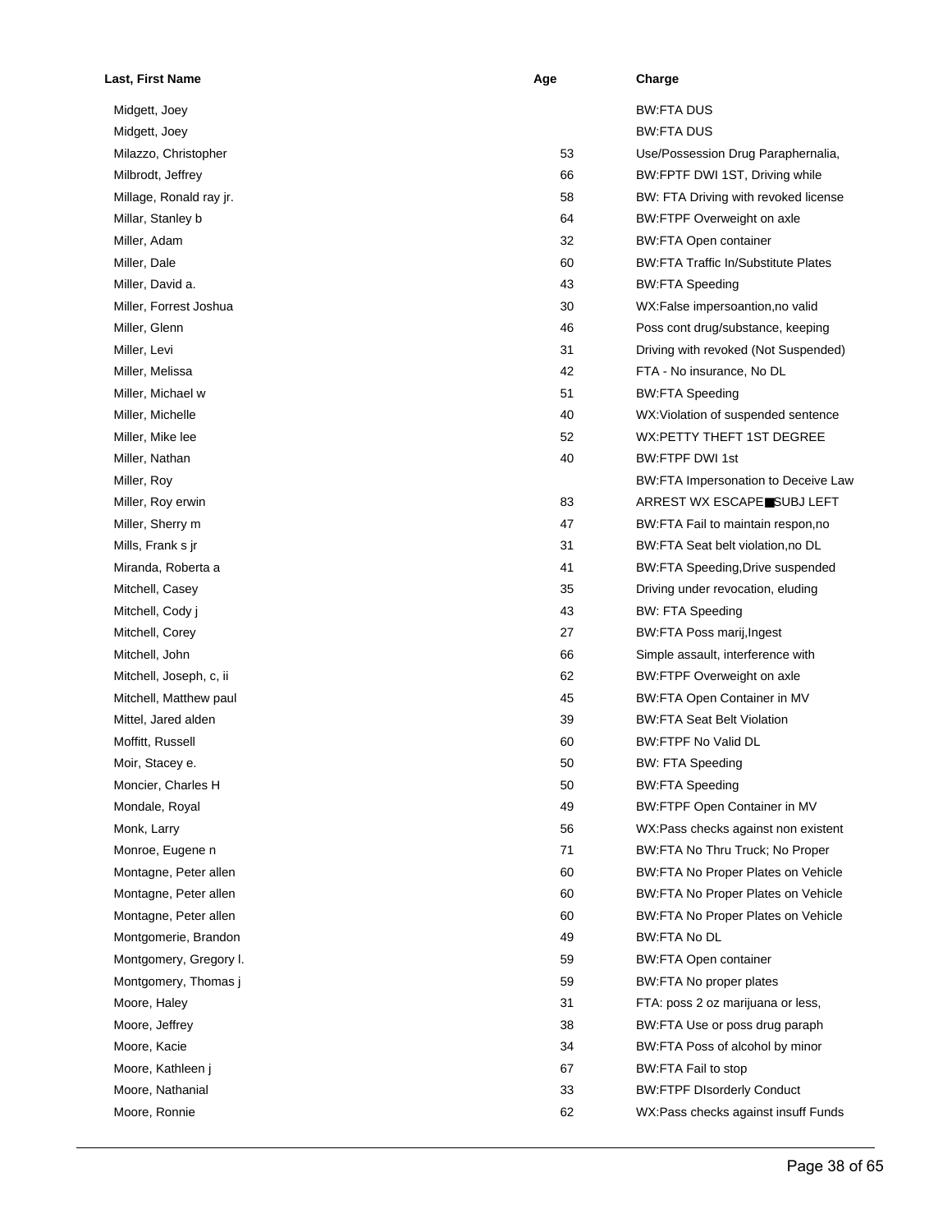| Last, First Name | Age | Charge |
|---|---|---|
| Midgett, Joey | | BW:FTA DUS |
| Midgett, Joey | | BW:FTA DUS |
| Milazzo, Christopher | 53 | Use/Possession Drug Paraphernalia, |
| Milbrodt, Jeffrey | 66 | BW:FPTF DWI 1ST, Driving while |
| Millage, Ronald ray jr. | 58 | BW: FTA Driving with revoked license |
| Millar, Stanley b | 64 | BW:FTPF Overweight on axle |
| Miller, Adam | 32 | BW:FTA Open container |
| Miller, Dale | 60 | BW:FTA Traffic In/Substitute Plates |
| Miller, David a. | 43 | BW:FTA Speeding |
| Miller, Forrest Joshua | 30 | WX:False impersoantion,no valid |
| Miller, Glenn | 46 | Poss cont drug/substance, keeping |
| Miller, Levi | 31 | Driving with revoked (Not Suspended) |
| Miller, Melissa | 42 | FTA - No insurance, No DL |
| Miller, Michael w | 51 | BW:FTA Speeding |
| Miller, Michelle | 40 | WX:Violation of suspended sentence |
| Miller, Mike lee | 52 | WX:PETTY THEFT 1ST DEGREE |
| Miller, Nathan | 40 | BW:FTPF DWI 1st |
| Miller, Roy | | BW:FTA Impersonation to Deceive Law |
| Miller, Roy erwin | 83 | ARREST WX ESCAPE■SUBJ LEFT |
| Miller, Sherry m | 47 | BW:FTA Fail to maintain respon,no |
| Mills, Frank s jr | 31 | BW:FTA Seat belt violation,no DL |
| Miranda, Roberta a | 41 | BW:FTA Speeding,Drive suspended |
| Mitchell, Casey | 35 | Driving under revocation, eluding |
| Mitchell, Cody j | 43 | BW: FTA Speeding |
| Mitchell, Corey | 27 | BW:FTA Poss marij,Ingest |
| Mitchell, John | 66 | Simple assault, interference with |
| Mitchell, Joseph, c, ii | 62 | BW:FTPF Overweight on axle |
| Mitchell, Matthew paul | 45 | BW:FTA Open Container in MV |
| Mittel, Jared alden | 39 | BW:FTA Seat Belt Violation |
| Moffitt, Russell | 60 | BW:FTPF No Valid DL |
| Moir, Stacey e. | 50 | BW: FTA Speeding |
| Moncier, Charles H | 50 | BW:FTA Speeding |
| Mondale, Royal | 49 | BW:FTPF Open Container in MV |
| Monk, Larry | 56 | WX:Pass checks against non existent |
| Monroe, Eugene n | 71 | BW:FTA No Thru Truck; No Proper |
| Montagne, Peter allen | 60 | BW:FTA No Proper Plates on Vehicle |
| Montagne, Peter allen | 60 | BW:FTA No Proper Plates on Vehicle |
| Montagne, Peter allen | 60 | BW:FTA No Proper Plates on Vehicle |
| Montgomerie, Brandon | 49 | BW:FTA No DL |
| Montgomery, Gregory l. | 59 | BW:FTA Open container |
| Montgomery, Thomas j | 59 | BW:FTA No proper plates |
| Moore, Haley | 31 | FTA: poss 2 oz marijuana or less, |
| Moore, Jeffrey | 38 | BW:FTA Use or poss drug paraph |
| Moore, Kacie | 34 | BW:FTA Poss of alcohol by minor |
| Moore, Kathleen j | 67 | BW:FTA Fail to stop |
| Moore, Nathanial | 33 | BW:FTPF DIsorderly Conduct |
| Moore, Ronnie | 62 | WX:Pass checks against insuff Funds |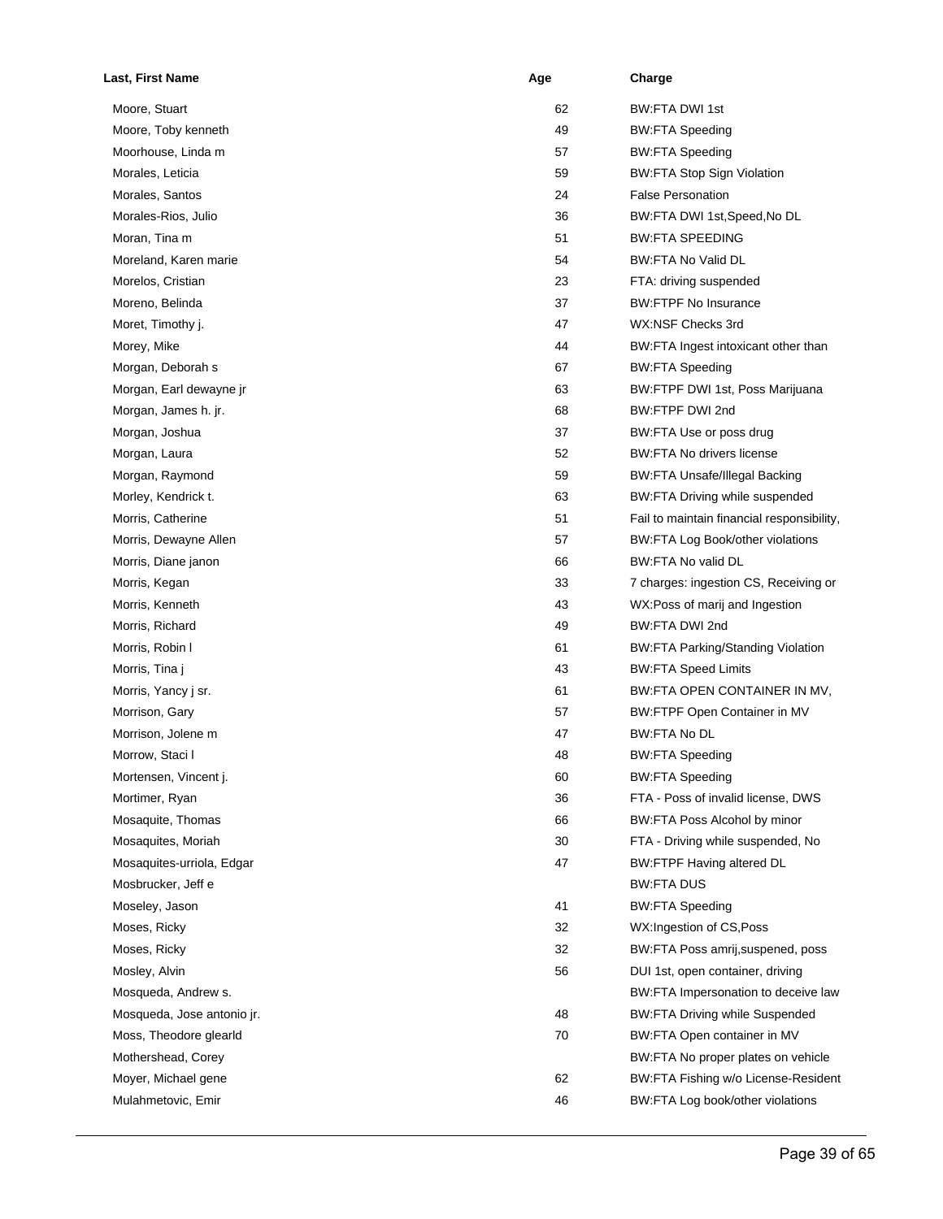| Last, First Name | Age | Charge |
| --- | --- | --- |
| Moore, Stuart | 62 | BW:FTA DWI 1st |
| Moore, Toby kenneth | 49 | BW:FTA Speeding |
| Moorhouse, Linda m | 57 | BW:FTA Speeding |
| Morales, Leticia | 59 | BW:FTA Stop Sign Violation |
| Morales, Santos | 24 | False Personation |
| Morales-Rios, Julio | 36 | BW:FTA DWI 1st,Speed,No DL |
| Moran, Tina m | 51 | BW:FTA SPEEDING |
| Moreland, Karen marie | 54 | BW:FTA No Valid DL |
| Morelos, Cristian | 23 | FTA: driving suspended |
| Moreno, Belinda | 37 | BW:FTPF No Insurance |
| Moret, Timothy j. | 47 | WX:NSF Checks 3rd |
| Morey, Mike | 44 | BW:FTA Ingest intoxicant other than |
| Morgan, Deborah s | 67 | BW:FTA Speeding |
| Morgan, Earl dewayne jr | 63 | BW:FTPF DWI 1st, Poss Marijuana |
| Morgan, James h. jr. | 68 | BW:FTPF DWI 2nd |
| Morgan, Joshua | 37 | BW:FTA Use or poss drug |
| Morgan, Laura | 52 | BW:FTA No drivers license |
| Morgan, Raymond | 59 | BW:FTA Unsafe/Illegal Backing |
| Morley, Kendrick t. | 63 | BW:FTA Driving while suspended |
| Morris, Catherine | 51 | Fail to maintain financial responsibility, |
| Morris, Dewayne Allen | 57 | BW:FTA Log Book/other violations |
| Morris, Diane janon | 66 | BW:FTA No valid DL |
| Morris, Kegan | 33 | 7 charges: ingestion CS, Receiving or |
| Morris, Kenneth | 43 | WX:Poss of marij and Ingestion |
| Morris, Richard | 49 | BW:FTA DWI 2nd |
| Morris, Robin l | 61 | BW:FTA Parking/Standing Violation |
| Morris, Tina j | 43 | BW:FTA Speed Limits |
| Morris, Yancy j sr. | 61 | BW:FTA OPEN CONTAINER IN MV, |
| Morrison, Gary | 57 | BW:FTPF Open Container in MV |
| Morrison, Jolene m | 47 | BW:FTA No DL |
| Morrow, Staci l | 48 | BW:FTA Speeding |
| Mortensen, Vincent j. | 60 | BW:FTA Speeding |
| Mortimer, Ryan | 36 | FTA - Poss of invalid license, DWS |
| Mosaquite, Thomas | 66 | BW:FTA Poss Alcohol by minor |
| Mosaquites, Moriah | 30 | FTA - Driving while suspended, No |
| Mosaquites-urriola, Edgar | 47 | BW:FTPF Having altered DL |
| Mosbrucker, Jeff e | | BW:FTA DUS |
| Moseley, Jason | 41 | BW:FTA Speeding |
| Moses, Ricky | 32 | WX:Ingestion of CS,Poss |
| Moses, Ricky | 32 | BW:FTA Poss amrij,suspened, poss |
| Mosley, Alvin | 56 | DUI 1st, open container, driving |
| Mosqueda, Andrew s. | | BW:FTA Impersonation to deceive law |
| Mosqueda, Jose antonio jr. | 48 | BW:FTA Driving while Suspended |
| Moss, Theodore glearld | 70 | BW:FTA Open container in MV |
| Mothershead, Corey | | BW:FTA No proper plates on vehicle |
| Moyer, Michael gene | 62 | BW:FTA Fishing w/o License-Resident |
| Mulahmetovic, Emir | 46 | BW:FTA Log book/other violations |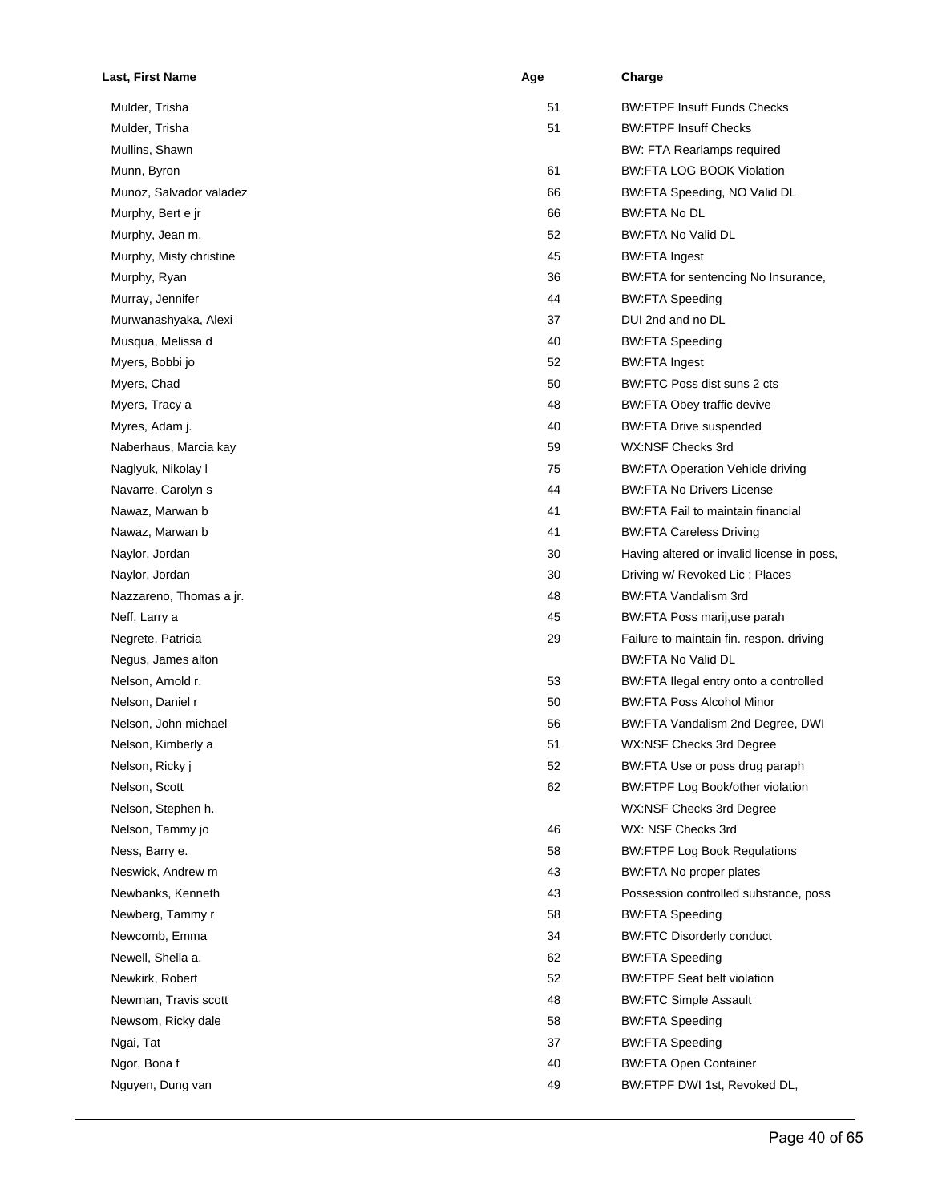| Last, First Name | Age | Charge |
|---|---|---|
| Mulder, Trisha | 51 | BW:FTPF Insuff Funds Checks |
| Mulder, Trisha | 51 | BW:FTPF Insuff Checks |
| Mullins, Shawn | | BW: FTA Rearlamps required |
| Munn, Byron | 61 | BW:FTA LOG BOOK Violation |
| Munoz, Salvador valadez | 66 | BW:FTA Speeding, NO Valid DL |
| Murphy, Bert e jr | 66 | BW:FTA No DL |
| Murphy, Jean m. | 52 | BW:FTA No Valid DL |
| Murphy, Misty christine | 45 | BW:FTA Ingest |
| Murphy, Ryan | 36 | BW:FTA for sentencing No Insurance, |
| Murray, Jennifer | 44 | BW:FTA Speeding |
| Murwanashyaka, Alexi | 37 | DUI 2nd and no DL |
| Musqua, Melissa d | 40 | BW:FTA Speeding |
| Myers, Bobbi jo | 52 | BW:FTA Ingest |
| Myers, Chad | 50 | BW:FTC Poss dist suns 2 cts |
| Myers, Tracy a | 48 | BW:FTA Obey traffic devive |
| Myres, Adam j. | 40 | BW:FTA Drive suspended |
| Naberhaus, Marcia kay | 59 | WX:NSF Checks 3rd |
| Naglyuk, Nikolay l | 75 | BW:FTA Operation Vehicle driving |
| Navarre, Carolyn s | 44 | BW:FTA No Drivers License |
| Nawaz, Marwan b | 41 | BW:FTA Fail to maintain financial |
| Nawaz, Marwan b | 41 | BW:FTA Careless Driving |
| Naylor, Jordan | 30 | Having altered or invalid license in poss, |
| Naylor, Jordan | 30 | Driving w/ Revoked Lic ; Places |
| Nazzareno, Thomas a jr. | 48 | BW:FTA Vandalism 3rd |
| Neff, Larry a | 45 | BW:FTA Poss marij,use parah |
| Negrete, Patricia | 29 | Failure to maintain fin. respon. driving |
| Negus, James alton | | BW:FTA No Valid DL |
| Nelson, Arnold r. | 53 | BW:FTA Ilegal entry onto a controlled |
| Nelson, Daniel r | 50 | BW:FTA Poss Alcohol Minor |
| Nelson, John michael | 56 | BW:FTA Vandalism 2nd Degree, DWI |
| Nelson, Kimberly a | 51 | WX:NSF Checks 3rd Degree |
| Nelson, Ricky j | 52 | BW:FTA Use or poss drug paraph |
| Nelson, Scott | 62 | BW:FTPF Log Book/other violation |
| Nelson, Stephen h. | | WX:NSF Checks 3rd Degree |
| Nelson, Tammy jo | 46 | WX: NSF Checks 3rd |
| Ness, Barry e. | 58 | BW:FTPF Log Book Regulations |
| Neswick, Andrew m | 43 | BW:FTA No proper plates |
| Newbanks, Kenneth | 43 | Possession controlled substance, poss |
| Newberg, Tammy r | 58 | BW:FTA Speeding |
| Newcomb, Emma | 34 | BW:FTC Disorderly conduct |
| Newell, Shella a. | 62 | BW:FTA Speeding |
| Newkirk, Robert | 52 | BW:FTPF Seat belt violation |
| Newman, Travis scott | 48 | BW:FTC Simple Assault |
| Newsom, Ricky dale | 58 | BW:FTA Speeding |
| Ngai, Tat | 37 | BW:FTA Speeding |
| Ngor, Bona f | 40 | BW:FTA Open Container |
| Nguyen, Dung van | 49 | BW:FTPF DWI 1st, Revoked DL, |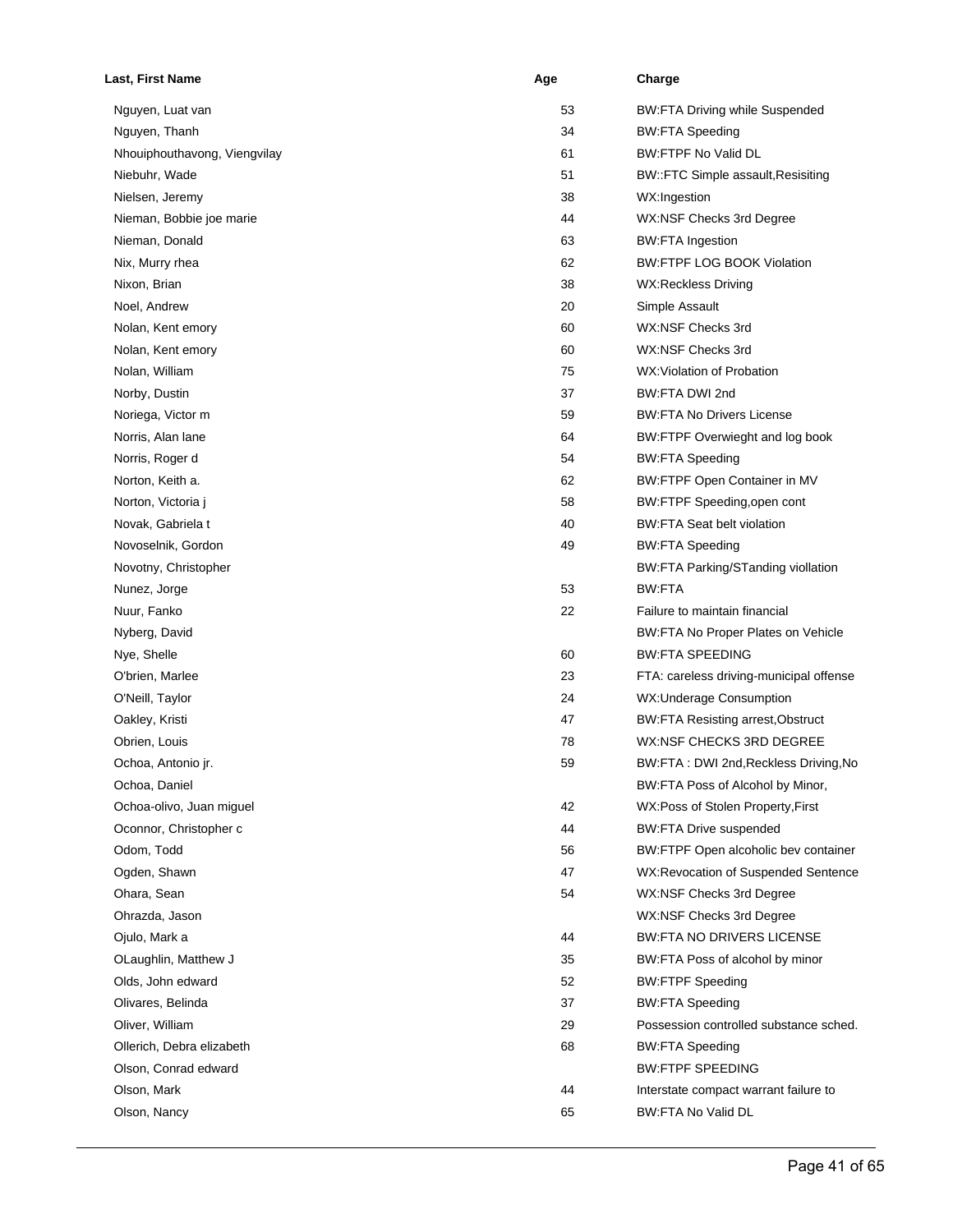| Last, First Name | Age | Charge |
| --- | --- | --- |
| Nguyen, Luat van | 53 | BW:FTA Driving while Suspended |
| Nguyen, Thanh | 34 | BW:FTA Speeding |
| Nhouiphouthavong, Viengvilay | 61 | BW:FTPF No Valid DL |
| Niebuhr, Wade | 51 | BW::FTC Simple assault,Resisiting |
| Nielsen, Jeremy | 38 | WX:Ingestion |
| Nieman, Bobbie joe marie | 44 | WX:NSF Checks 3rd Degree |
| Nieman, Donald | 63 | BW:FTA Ingestion |
| Nix, Murry rhea | 62 | BW:FTPF LOG BOOK Violation |
| Nixon, Brian | 38 | WX:Reckless Driving |
| Noel, Andrew | 20 | Simple Assault |
| Nolan, Kent emory | 60 | WX:NSF Checks 3rd |
| Nolan, Kent emory | 60 | WX:NSF Checks 3rd |
| Nolan, William | 75 | WX:Violation of Probation |
| Norby, Dustin | 37 | BW:FTA DWI 2nd |
| Noriega, Victor m | 59 | BW:FTA No Drivers License |
| Norris, Alan lane | 64 | BW:FTPF Overwieght and log book |
| Norris, Roger d | 54 | BW:FTA Speeding |
| Norton, Keith a. | 62 | BW:FTPF Open Container in MV |
| Norton, Victoria j | 58 | BW:FTPF Speeding,open cont |
| Novak, Gabriela t | 40 | BW:FTA Seat belt violation |
| Novoselnik, Gordon | 49 | BW:FTA Speeding |
| Novotny, Christopher | | BW:FTA Parking/STanding viollation |
| Nunez, Jorge | 53 | BW:FTA |
| Nuur, Fanko | 22 | Failure to maintain financial |
| Nyberg, David | | BW:FTA No Proper Plates on Vehicle |
| Nye, Shelle | 60 | BW:FTA SPEEDING |
| O'brien, Marlee | 23 | FTA: careless driving-municipal offense |
| O'Neill, Taylor | 24 | WX:Underage Consumption |
| Oakley, Kristi | 47 | BW:FTA Resisting arrest,Obstruct |
| Obrien, Louis | 78 | WX:NSF CHECKS 3RD DEGREE |
| Ochoa, Antonio jr. | 59 | BW:FTA : DWI 2nd,Reckless Driving,No |
| Ochoa, Daniel | | BW:FTA Poss of Alcohol by Minor, |
| Ochoa-olivo, Juan miguel | 42 | WX:Poss of Stolen Property,First |
| Oconnor, Christopher c | 44 | BW:FTA Drive suspended |
| Odom, Todd | 56 | BW:FTPF Open alcoholic bev container |
| Ogden, Shawn | 47 | WX:Revocation of Suspended Sentence |
| Ohara, Sean | 54 | WX:NSF Checks 3rd Degree |
| Ohrazda, Jason | | WX:NSF Checks 3rd Degree |
| Ojulo, Mark a | 44 | BW:FTA NO DRIVERS LICENSE |
| OLaughlin, Matthew J | 35 | BW:FTA Poss of alcohol by minor |
| Olds, John edward | 52 | BW:FTPF Speeding |
| Olivares, Belinda | 37 | BW:FTA Speeding |
| Oliver, William | 29 | Possession controlled substance sched. |
| Ollerich, Debra elizabeth | 68 | BW:FTA Speeding |
| Olson, Conrad edward | | BW:FTPF SPEEDING |
| Olson, Mark | 44 | Interstate compact warrant failure to |
| Olson, Nancy | 65 | BW:FTA No Valid DL |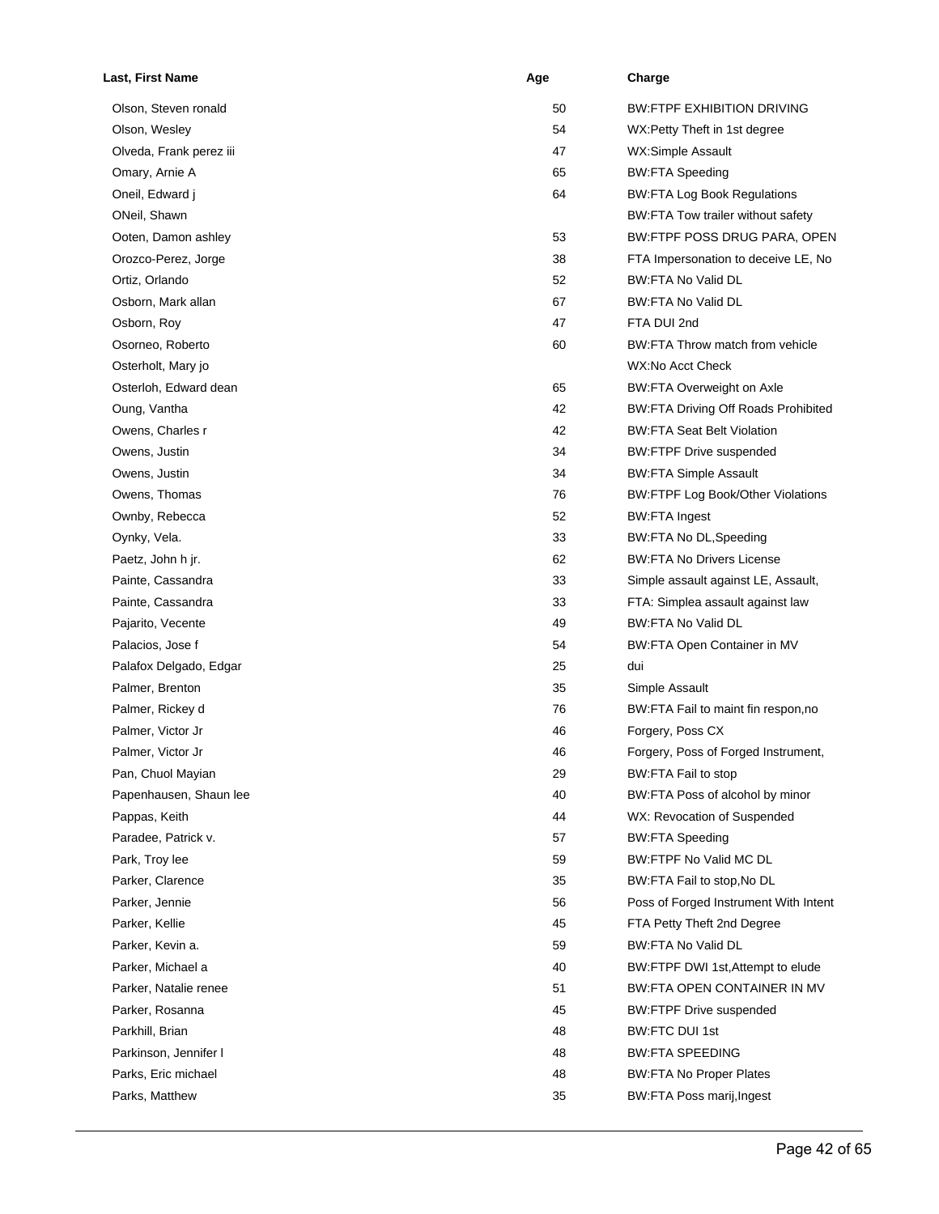| Last, First Name | Age | Charge |
|---|---|---|
| Olson, Steven ronald | 50 | BW:FTPF EXHIBITION DRIVING |
| Olson, Wesley | 54 | WX:Petty Theft in 1st degree |
| Olveda, Frank perez iii | 47 | WX:Simple Assault |
| Omary, Arnie A | 65 | BW:FTA Speeding |
| Oneil, Edward j | 64 | BW:FTA Log Book Regulations |
| ONeil, Shawn | | BW:FTA Tow trailer without safety |
| Ooten, Damon ashley | 53 | BW:FTPF POSS DRUG PARA, OPEN |
| Orozco-Perez, Jorge | 38 | FTA Impersonation to deceive LE, No |
| Ortiz, Orlando | 52 | BW:FTA No Valid DL |
| Osborn, Mark allan | 67 | BW:FTA No Valid DL |
| Osborn, Roy | 47 | FTA DUI 2nd |
| Osorneo, Roberto | 60 | BW:FTA Throw match from vehicle |
| Osterholt, Mary jo | | WX:No Acct Check |
| Osterloh, Edward dean | 65 | BW:FTA Overweight on Axle |
| Oung, Vantha | 42 | BW:FTA Driving Off Roads Prohibited |
| Owens, Charles r | 42 | BW:FTA Seat Belt Violation |
| Owens, Justin | 34 | BW:FTPF Drive suspended |
| Owens, Justin | 34 | BW:FTA Simple Assault |
| Owens, Thomas | 76 | BW:FTPF Log Book/Other Violations |
| Ownby, Rebecca | 52 | BW:FTA Ingest |
| Oynky, Vela. | 33 | BW:FTA No DL,Speeding |
| Paetz, John h jr. | 62 | BW:FTA No Drivers License |
| Painte, Cassandra | 33 | Simple assault against LE, Assault, |
| Painte, Cassandra | 33 | FTA: Simplea assault against law |
| Pajarito, Vecente | 49 | BW:FTA No Valid DL |
| Palacios, Jose f | 54 | BW:FTA Open Container in MV |
| Palafox Delgado, Edgar | 25 | dui |
| Palmer, Brenton | 35 | Simple Assault |
| Palmer, Rickey d | 76 | BW:FTA Fail to maint fin respon,no |
| Palmer, Victor Jr | 46 | Forgery, Poss CX |
| Palmer, Victor Jr | 46 | Forgery, Poss of Forged Instrument, |
| Pan, Chuol Mayian | 29 | BW:FTA Fail to stop |
| Papenhausen, Shaun lee | 40 | BW:FTA Poss of alcohol by minor |
| Pappas, Keith | 44 | WX: Revocation of Suspended |
| Paradee, Patrick v. | 57 | BW:FTA Speeding |
| Park, Troy lee | 59 | BW:FTPF No Valid MC DL |
| Parker, Clarence | 35 | BW:FTA Fail to stop,No DL |
| Parker, Jennie | 56 | Poss of Forged Instrument With Intent |
| Parker, Kellie | 45 | FTA Petty Theft 2nd Degree |
| Parker, Kevin a. | 59 | BW:FTA No Valid DL |
| Parker, Michael a | 40 | BW:FTPF DWI 1st,Attempt to elude |
| Parker, Natalie renee | 51 | BW:FTA OPEN CONTAINER IN MV |
| Parker, Rosanna | 45 | BW:FTPF Drive suspended |
| Parkhill, Brian | 48 | BW:FTC DUI 1st |
| Parkinson, Jennifer l | 48 | BW:FTA SPEEDING |
| Parks, Eric michael | 48 | BW:FTA No Proper Plates |
| Parks, Matthew | 35 | BW:FTA Poss marij,Ingest |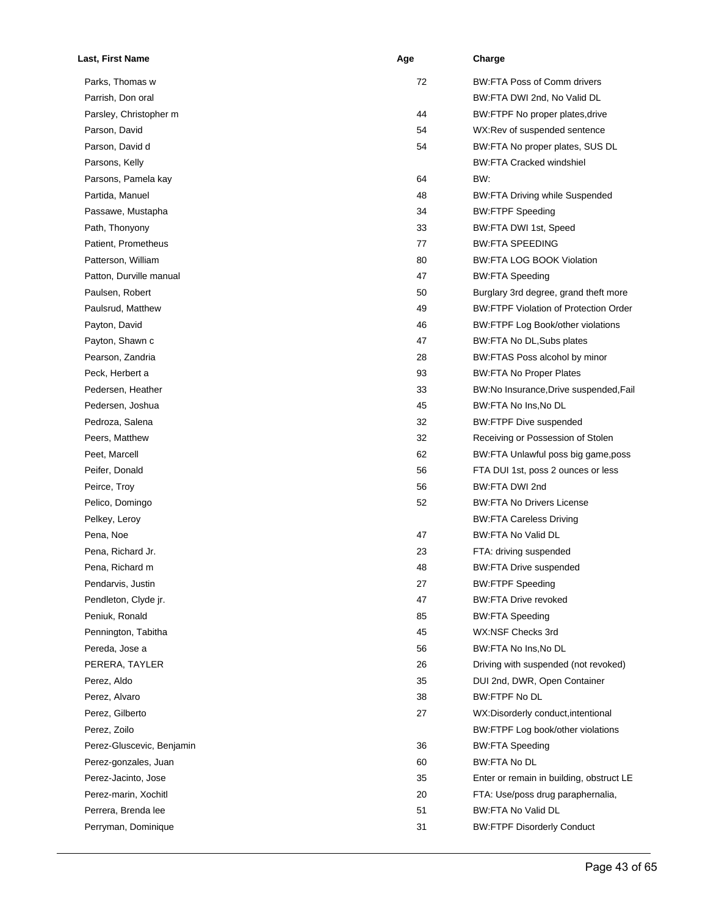| Last, First Name | Age | Charge |
|---|---|---|
| Parks, Thomas w | 72 | BW:FTA Poss of Comm drivers |
| Parrish, Don oral | | BW:FTA DWI 2nd, No Valid DL |
| Parsley, Christopher m | 44 | BW:FTPF No proper plates,drive |
| Parson, David | 54 | WX:Rev of suspended sentence |
| Parson, David d | 54 | BW:FTA No proper plates, SUS DL |
| Parsons, Kelly | | BW:FTA Cracked windshiel |
| Parsons, Pamela kay | 64 | BW: |
| Partida, Manuel | 48 | BW:FTA Driving while Suspended |
| Passawe, Mustapha | 34 | BW:FTPF Speeding |
| Path, Thonyony | 33 | BW:FTA DWI 1st, Speed |
| Patient, Prometheus | 77 | BW:FTA SPEEDING |
| Patterson, William | 80 | BW:FTA LOG BOOK Violation |
| Patton, Durville manual | 47 | BW:FTA Speeding |
| Paulsen, Robert | 50 | Burglary 3rd degree, grand theft more |
| Paulsrud, Matthew | 49 | BW:FTPF Violation of Protection Order |
| Payton, David | 46 | BW:FTPF Log Book/other violations |
| Payton, Shawn c | 47 | BW:FTA No DL,Subs plates |
| Pearson, Zandria | 28 | BW:FTAS Poss alcohol by minor |
| Peck, Herbert a | 93 | BW:FTA No Proper Plates |
| Pedersen, Heather | 33 | BW:No Insurance,Drive suspended,Fail |
| Pedersen, Joshua | 45 | BW:FTA No Ins,No DL |
| Pedroza, Salena | 32 | BW:FTPF Dive suspended |
| Peers, Matthew | 32 | Receiving or Possession of Stolen |
| Peet, Marcell | 62 | BW:FTA Unlawful poss big game,poss |
| Peifer, Donald | 56 | FTA DUI 1st, poss 2 ounces or less |
| Peirce, Troy | 56 | BW:FTA DWI 2nd |
| Pelico, Domingo | 52 | BW:FTA No Drivers License |
| Pelkey, Leroy | | BW:FTA Careless Driving |
| Pena, Noe | 47 | BW:FTA No Valid DL |
| Pena, Richard Jr. | 23 | FTA: driving suspended |
| Pena, Richard m | 48 | BW:FTA Drive suspended |
| Pendarvis, Justin | 27 | BW:FTPF Speeding |
| Pendleton, Clyde jr. | 47 | BW:FTA Drive revoked |
| Peniuk, Ronald | 85 | BW:FTA Speeding |
| Pennington, Tabitha | 45 | WX:NSF Checks 3rd |
| Pereda, Jose a | 56 | BW:FTA No Ins,No DL |
| PERERA, TAYLER | 26 | Driving with suspended (not revoked) |
| Perez, Aldo | 35 | DUI 2nd, DWR, Open Container |
| Perez, Alvaro | 38 | BW:FTPF No DL |
| Perez, Gilberto | 27 | WX:Disorderly conduct,intentional |
| Perez, Zoilo | | BW:FTPF Log book/other violations |
| Perez-Gluscevic, Benjamin | 36 | BW:FTA Speeding |
| Perez-gonzales, Juan | 60 | BW:FTA No DL |
| Perez-Jacinto, Jose | 35 | Enter or remain in building, obstruct LE |
| Perez-marin, Xochitl | 20 | FTA: Use/poss drug paraphernalia, |
| Perrera, Brenda lee | 51 | BW:FTA No Valid DL |
| Perryman, Dominique | 31 | BW:FTPF Disorderly Conduct |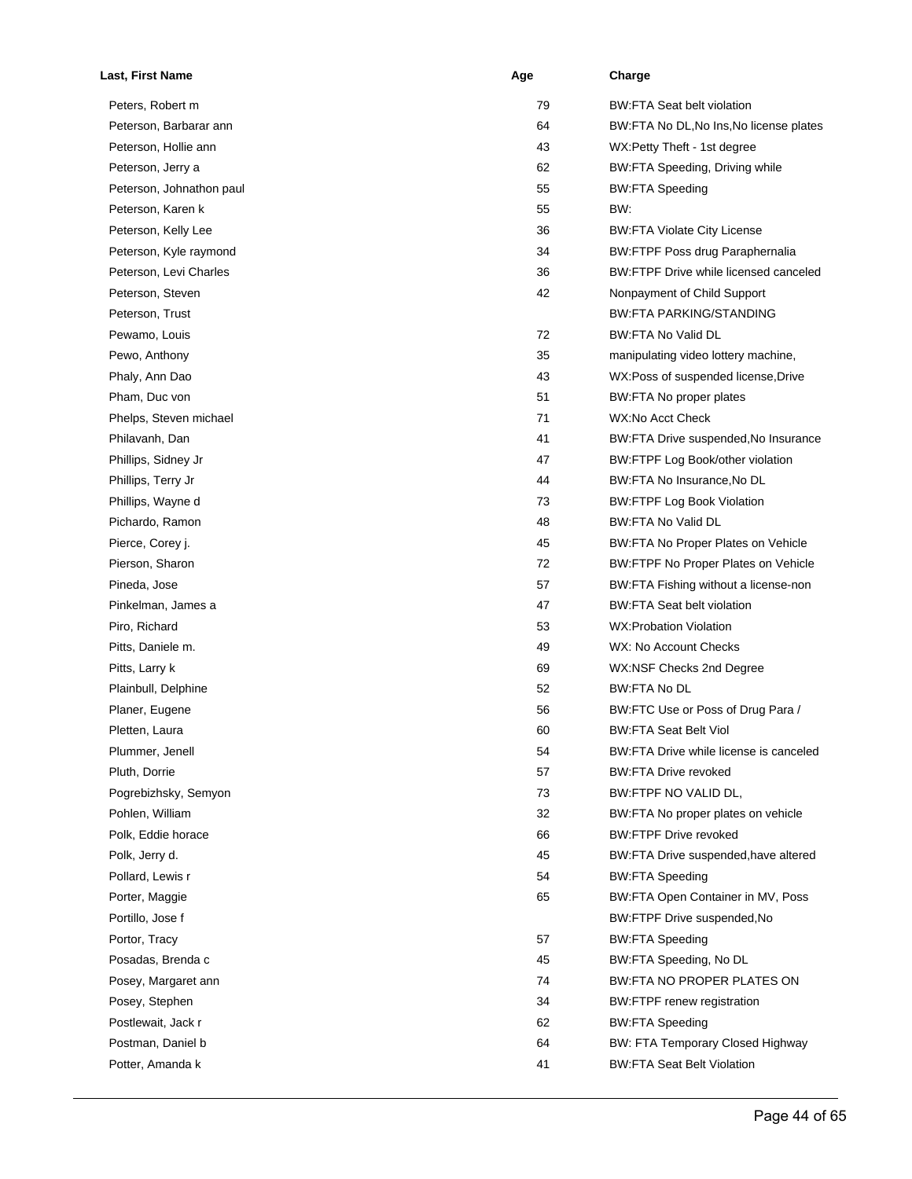| Last, First Name | Age | Charge |
|---|---|---|
| Peters, Robert m | 79 | BW:FTA Seat belt violation |
| Peterson, Barbarar ann | 64 | BW:FTA No DL,No Ins,No license plates |
| Peterson, Hollie ann | 43 | WX:Petty Theft - 1st degree |
| Peterson, Jerry a | 62 | BW:FTA Speeding, Driving while |
| Peterson, Johnathon paul | 55 | BW:FTA Speeding |
| Peterson, Karen k | 55 | BW: |
| Peterson, Kelly Lee | 36 | BW:FTA Violate City License |
| Peterson, Kyle raymond | 34 | BW:FTPF Poss drug Paraphernalia |
| Peterson, Levi Charles | 36 | BW:FTPF Drive while licensed canceled |
| Peterson, Steven | 42 | Nonpayment of Child Support |
| Peterson, Trust | | BW:FTA PARKING/STANDING |
| Pewamo, Louis | 72 | BW:FTA No Valid DL |
| Pewo, Anthony | 35 | manipulating video lottery machine, |
| Phaly, Ann Dao | 43 | WX:Poss of suspended license,Drive |
| Pham, Duc von | 51 | BW:FTA No proper plates |
| Phelps, Steven michael | 71 | WX:No Acct Check |
| Philavanh, Dan | 41 | BW:FTA Drive suspended,No Insurance |
| Phillips, Sidney Jr | 47 | BW:FTPF Log Book/other violation |
| Phillips, Terry Jr | 44 | BW:FTA No Insurance,No DL |
| Phillips, Wayne d | 73 | BW:FTPF Log Book Violation |
| Pichardo, Ramon | 48 | BW:FTA No Valid DL |
| Pierce, Corey j. | 45 | BW:FTA No Proper Plates on Vehicle |
| Pierson, Sharon | 72 | BW:FTPF No Proper Plates on Vehicle |
| Pineda, Jose | 57 | BW:FTA Fishing without a license-non |
| Pinkelman, James a | 47 | BW:FTA Seat belt violation |
| Piro, Richard | 53 | WX:Probation Violation |
| Pitts, Daniele m. | 49 | WX: No Account Checks |
| Pitts, Larry k | 69 | WX:NSF Checks 2nd Degree |
| Plainbull, Delphine | 52 | BW:FTA No DL |
| Planer, Eugene | 56 | BW:FTC Use or Poss of Drug Para / |
| Pletten, Laura | 60 | BW:FTA Seat Belt Viol |
| Plummer, Jenell | 54 | BW:FTA Drive while license is canceled |
| Pluth, Dorrie | 57 | BW:FTA Drive revoked |
| Pogrebizhsky, Semyon | 73 | BW:FTPF NO VALID DL, |
| Pohlen, William | 32 | BW:FTA No proper plates on vehicle |
| Polk, Eddie horace | 66 | BW:FTPF Drive revoked |
| Polk, Jerry d. | 45 | BW:FTA Drive suspended,have altered |
| Pollard, Lewis r | 54 | BW:FTA Speeding |
| Porter, Maggie | 65 | BW:FTA Open Container in MV, Poss |
| Portillo, Jose f | | BW:FTPF Drive suspended,No |
| Portor, Tracy | 57 | BW:FTA Speeding |
| Posadas, Brenda c | 45 | BW:FTA Speeding, No DL |
| Posey, Margaret ann | 74 | BW:FTA NO PROPER PLATES ON |
| Posey, Stephen | 34 | BW:FTPF renew registration |
| Postlewait, Jack r | 62 | BW:FTA Speeding |
| Postman, Daniel b | 64 | BW: FTA Temporary Closed Highway |
| Potter, Amanda k | 41 | BW:FTA Seat Belt Violation |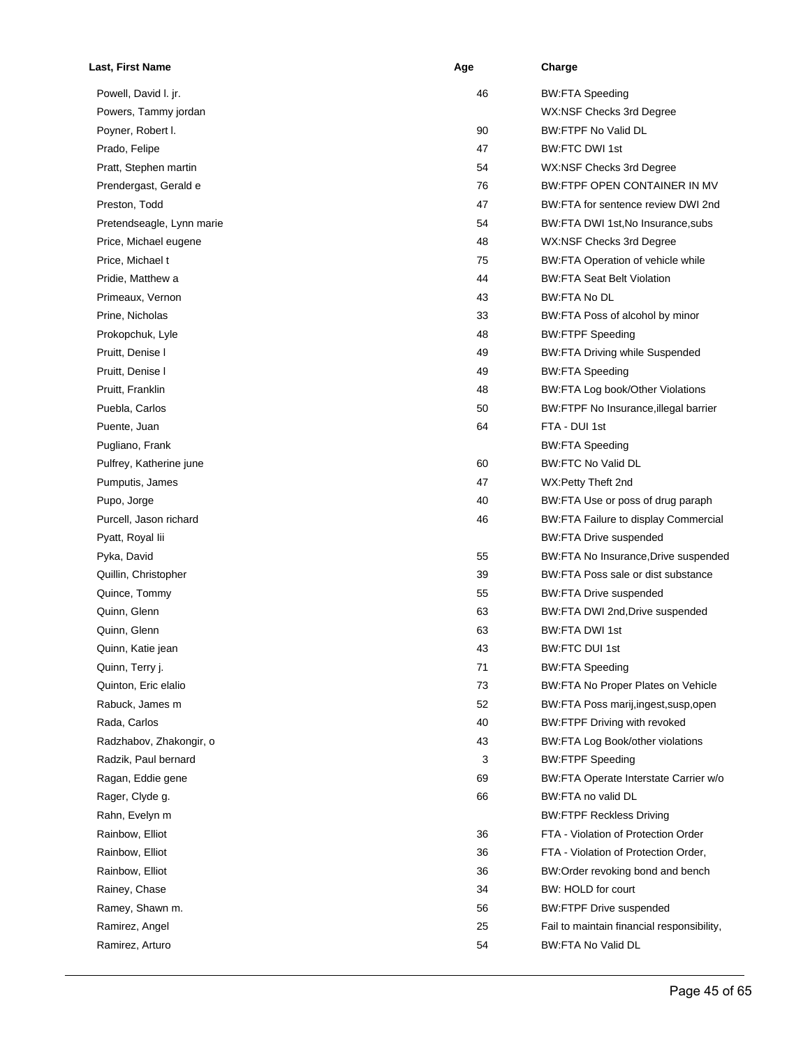| Last, First Name | Age | Charge |
|---|---|---|
| Powell, David l. jr. | 46 | BW:FTA Speeding |
| Powers, Tammy jordan | | WX:NSF Checks 3rd Degree |
| Poyner, Robert l. | 90 | BW:FTPF No Valid DL |
| Prado, Felipe | 47 | BW:FTC DWI 1st |
| Pratt, Stephen martin | 54 | WX:NSF Checks 3rd Degree |
| Prendergast, Gerald e | 76 | BW:FTPF OPEN CONTAINER IN MV |
| Preston, Todd | 47 | BW:FTA for sentence review DWI 2nd |
| Pretendseagle, Lynn marie | 54 | BW:FTA DWI 1st,No Insurance,subs |
| Price, Michael eugene | 48 | WX:NSF Checks 3rd Degree |
| Price, Michael t | 75 | BW:FTA Operation of vehicle while |
| Pridie, Matthew a | 44 | BW:FTA Seat Belt Violation |
| Primeaux, Vernon | 43 | BW:FTA No DL |
| Prine, Nicholas | 33 | BW:FTA Poss of alcohol by minor |
| Prokopchuk, Lyle | 48 | BW:FTPF Speeding |
| Pruitt, Denise l | 49 | BW:FTA Driving while Suspended |
| Pruitt, Denise l | 49 | BW:FTA Speeding |
| Pruitt, Franklin | 48 | BW:FTA Log book/Other Violations |
| Puebla, Carlos | 50 | BW:FTPF No Insurance,illegal barrier |
| Puente, Juan | 64 | FTA - DUI 1st |
| Pugliano, Frank | | BW:FTA Speeding |
| Pulfrey, Katherine june | 60 | BW:FTC No Valid DL |
| Pumputis, James | 47 | WX:Petty Theft 2nd |
| Pupo, Jorge | 40 | BW:FTA Use or poss of drug paraph |
| Purcell, Jason richard | 46 | BW:FTA Failure to display Commercial |
| Pyatt, Royal Iii | | BW:FTA Drive suspended |
| Pyka, David | 55 | BW:FTA No Insurance,Drive suspended |
| Quillin, Christopher | 39 | BW:FTA Poss sale or dist substance |
| Quince, Tommy | 55 | BW:FTA Drive suspended |
| Quinn, Glenn | 63 | BW:FTA DWI 2nd,Drive suspended |
| Quinn, Glenn | 63 | BW:FTA DWI 1st |
| Quinn, Katie jean | 43 | BW:FTC DUI 1st |
| Quinn, Terry j. | 71 | BW:FTA Speeding |
| Quinton, Eric elalio | 73 | BW:FTA No Proper Plates on Vehicle |
| Rabuck, James m | 52 | BW:FTA Poss marij,ingest,susp,open |
| Rada, Carlos | 40 | BW:FTPF Driving with revoked |
| Radzhabov, Zhakongir, o | 43 | BW:FTA Log Book/other violations |
| Radzik, Paul bernard | 3 | BW:FTPF Speeding |
| Ragan, Eddie gene | 69 | BW:FTA Operate Interstate Carrier w/o |
| Rager, Clyde g. | 66 | BW:FTA no valid DL |
| Rahn, Evelyn m | | BW:FTPF Reckless Driving |
| Rainbow, Elliot | 36 | FTA - Violation of Protection Order |
| Rainbow, Elliot | 36 | FTA - Violation of Protection Order, |
| Rainbow, Elliot | 36 | BW:Order revoking bond and bench |
| Rainey, Chase | 34 | BW: HOLD for court |
| Ramey, Shawn m. | 56 | BW:FTPF Drive suspended |
| Ramirez, Angel | 25 | Fail to maintain financial responsibility, |
| Ramirez, Arturo | 54 | BW:FTA No Valid DL |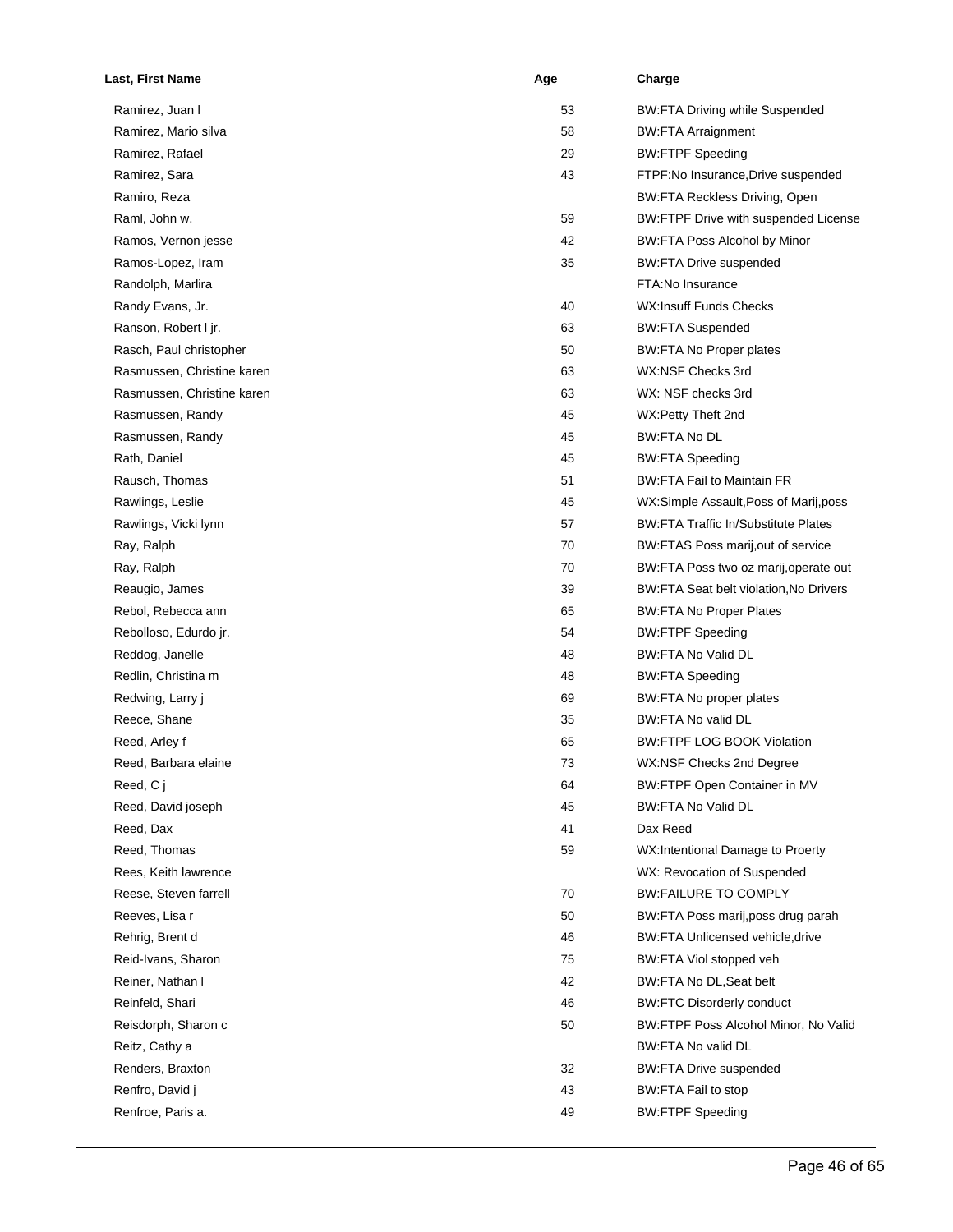| Last, First Name | Age | Charge |
|---|---|---|
| Ramirez, Juan l | 53 | BW:FTA Driving while Suspended |
| Ramirez, Mario silva | 58 | BW:FTA Arraignment |
| Ramirez, Rafael | 29 | BW:FTPF Speeding |
| Ramirez, Sara | 43 | FTPF:No Insurance,Drive suspended |
| Ramiro, Reza | | BW:FTA Reckless Driving, Open |
| Raml, John w. | 59 | BW:FTPF Drive with suspended License |
| Ramos, Vernon jesse | 42 | BW:FTA Poss Alcohol by Minor |
| Ramos-Lopez, Iram | 35 | BW:FTA Drive suspended |
| Randolph, Marlira | | FTA:No Insurance |
| Randy Evans, Jr. | 40 | WX:Insuff Funds Checks |
| Ranson, Robert l jr. | 63 | BW:FTA Suspended |
| Rasch, Paul christopher | 50 | BW:FTA No Proper plates |
| Rasmussen, Christine karen | 63 | WX:NSF Checks 3rd |
| Rasmussen, Christine karen | 63 | WX: NSF checks 3rd |
| Rasmussen, Randy | 45 | WX:Petty Theft 2nd |
| Rasmussen, Randy | 45 | BW:FTA No DL |
| Rath, Daniel | 45 | BW:FTA Speeding |
| Rausch, Thomas | 51 | BW:FTA Fail to Maintain FR |
| Rawlings, Leslie | 45 | WX:Simple Assault,Poss of Marij,poss |
| Rawlings, Vicki lynn | 57 | BW:FTA Traffic In/Substitute Plates |
| Ray, Ralph | 70 | BW:FTAS Poss marij,out of service |
| Ray, Ralph | 70 | BW:FTA Poss two oz marij,operate out |
| Reaugio, James | 39 | BW:FTA Seat belt violation,No Drivers |
| Rebol, Rebecca ann | 65 | BW:FTA No Proper Plates |
| Rebolloso, Edurdo jr. | 54 | BW:FTPF Speeding |
| Reddog, Janelle | 48 | BW:FTA No Valid DL |
| Redlin, Christina m | 48 | BW:FTA Speeding |
| Redwing, Larry j | 69 | BW:FTA No proper plates |
| Reece, Shane | 35 | BW:FTA No valid DL |
| Reed, Arley f | 65 | BW:FTPF LOG BOOK Violation |
| Reed, Barbara elaine | 73 | WX:NSF Checks 2nd Degree |
| Reed, C j | 64 | BW:FTPF Open Container in MV |
| Reed, David joseph | 45 | BW:FTA No Valid DL |
| Reed, Dax | 41 | Dax Reed |
| Reed, Thomas | 59 | WX:Intentional Damage to Proerty |
| Rees, Keith lawrence | | WX: Revocation of Suspended |
| Reese, Steven farrell | 70 | BW:FAILURE TO COMPLY |
| Reeves, Lisa r | 50 | BW:FTA Poss marij,poss drug parah |
| Rehrig, Brent d | 46 | BW:FTA Unlicensed vehicle,drive |
| Reid-Ivans, Sharon | 75 | BW:FTA Viol stopped veh |
| Reiner, Nathan l | 42 | BW:FTA No DL,Seat belt |
| Reinfeld, Shari | 46 | BW:FTC Disorderly conduct |
| Reisdorph, Sharon c | 50 | BW:FTPF Poss Alcohol Minor, No Valid |
| Reitz, Cathy a | | BW:FTA No valid DL |
| Renders, Braxton | 32 | BW:FTA Drive suspended |
| Renfro, David j | 43 | BW:FTA Fail to stop |
| Renfroe, Paris a. | 49 | BW:FTPF Speeding |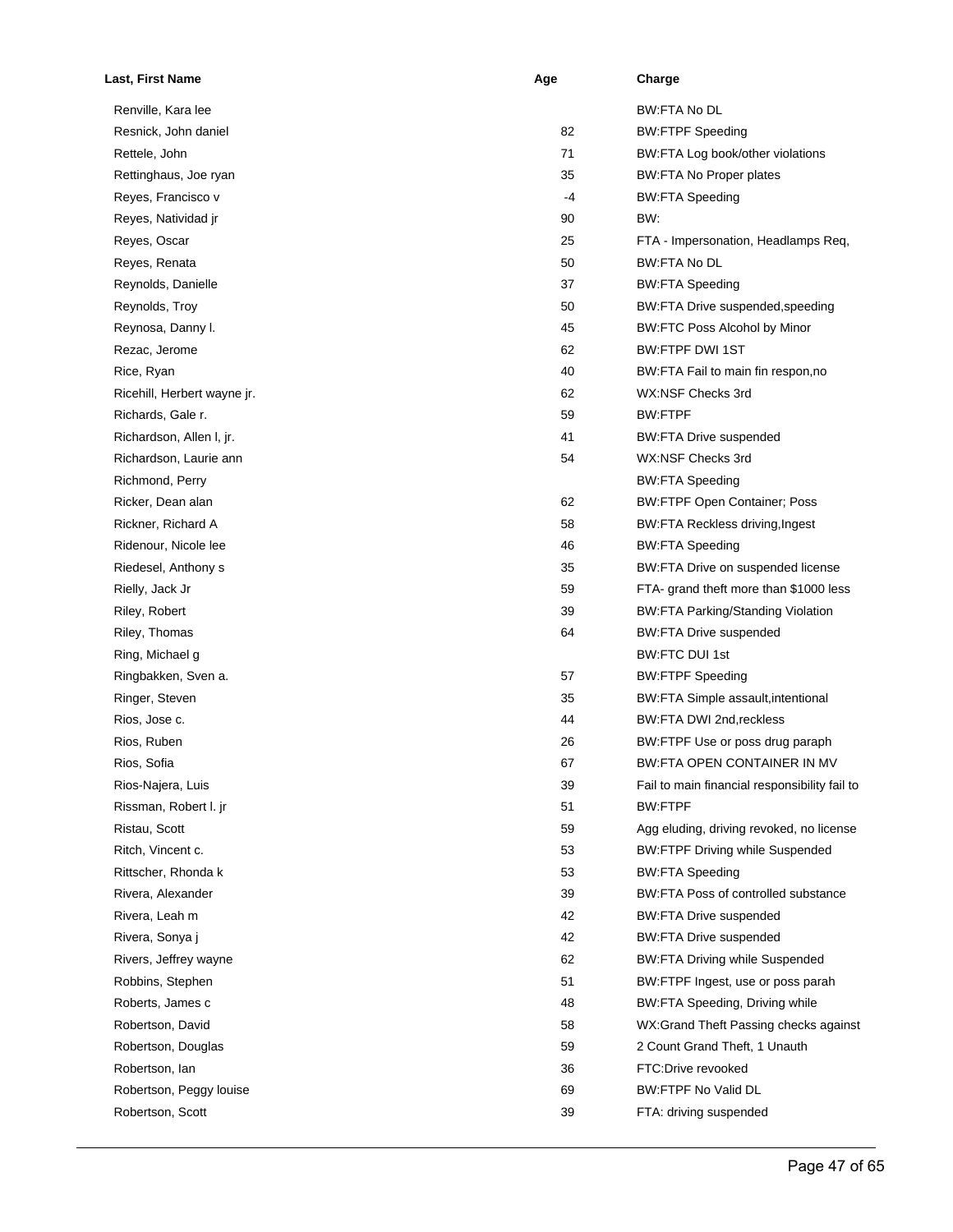| Last, First Name | Age | Charge |
|---|---|---|
| Renville, Kara lee | | BW:FTA No DL |
| Resnick, John daniel | 82 | BW:FTPF Speeding |
| Rettele, John | 71 | BW:FTA Log book/other violations |
| Rettinghaus, Joe ryan | 35 | BW:FTA No Proper plates |
| Reyes, Francisco v | -4 | BW:FTA Speeding |
| Reyes, Natividad jr | 90 | BW: |
| Reyes, Oscar | 25 | FTA - Impersonation, Headlamps Req, |
| Reyes, Renata | 50 | BW:FTA No DL |
| Reynolds, Danielle | 37 | BW:FTA Speeding |
| Reynolds, Troy | 50 | BW:FTA Drive suspended,speeding |
| Reynosa, Danny l. | 45 | BW:FTC Poss Alcohol by Minor |
| Rezac, Jerome | 62 | BW:FTPF DWI 1ST |
| Rice, Ryan | 40 | BW:FTA Fail to main fin respon,no |
| Ricehill, Herbert wayne jr. | 62 | WX:NSF Checks 3rd |
| Richards, Gale r. | 59 | BW:FTPF |
| Richardson, Allen l, jr. | 41 | BW:FTA Drive suspended |
| Richardson, Laurie ann | 54 | WX:NSF Checks 3rd |
| Richmond, Perry | | BW:FTA Speeding |
| Ricker, Dean alan | 62 | BW:FTPF Open Container; Poss |
| Rickner, Richard A | 58 | BW:FTA Reckless driving,Ingest |
| Ridenour, Nicole lee | 46 | BW:FTA Speeding |
| Riedesel, Anthony s | 35 | BW:FTA Drive on suspended license |
| Rielly, Jack Jr | 59 | FTA- grand theft more than $1000 less |
| Riley, Robert | 39 | BW:FTA Parking/Standing Violation |
| Riley, Thomas | 64 | BW:FTA Drive suspended |
| Ring, Michael g | | BW:FTC DUI 1st |
| Ringbakken, Sven a. | 57 | BW:FTPF Speeding |
| Ringer, Steven | 35 | BW:FTA Simple assault,intentional |
| Rios, Jose c. | 44 | BW:FTA DWI 2nd,reckless |
| Rios, Ruben | 26 | BW:FTPF Use or poss drug paraph |
| Rios, Sofia | 67 | BW:FTA OPEN CONTAINER IN MV |
| Rios-Najera, Luis | 39 | Fail to main financial responsibility fail to |
| Rissman, Robert l. jr | 51 | BW:FTPF |
| Ristau, Scott | 59 | Agg eluding, driving revoked, no license |
| Ritch, Vincent c. | 53 | BW:FTPF Driving while Suspended |
| Rittscher, Rhonda k | 53 | BW:FTA Speeding |
| Rivera, Alexander | 39 | BW:FTA Poss of controlled substance |
| Rivera, Leah m | 42 | BW:FTA Drive suspended |
| Rivera, Sonya j | 42 | BW:FTA Drive suspended |
| Rivers, Jeffrey wayne | 62 | BW:FTA Driving while Suspended |
| Robbins, Stephen | 51 | BW:FTPF Ingest, use or poss parah |
| Roberts, James c | 48 | BW:FTA Speeding, Driving while |
| Robertson, David | 58 | WX:Grand Theft Passing checks against |
| Robertson, Douglas | 59 | 2 Count Grand Theft, 1 Unauth |
| Robertson, Ian | 36 | FTC:Drive revooked |
| Robertson, Peggy louise | 69 | BW:FTPF No Valid DL |
| Robertson, Scott | 39 | FTA: driving suspended |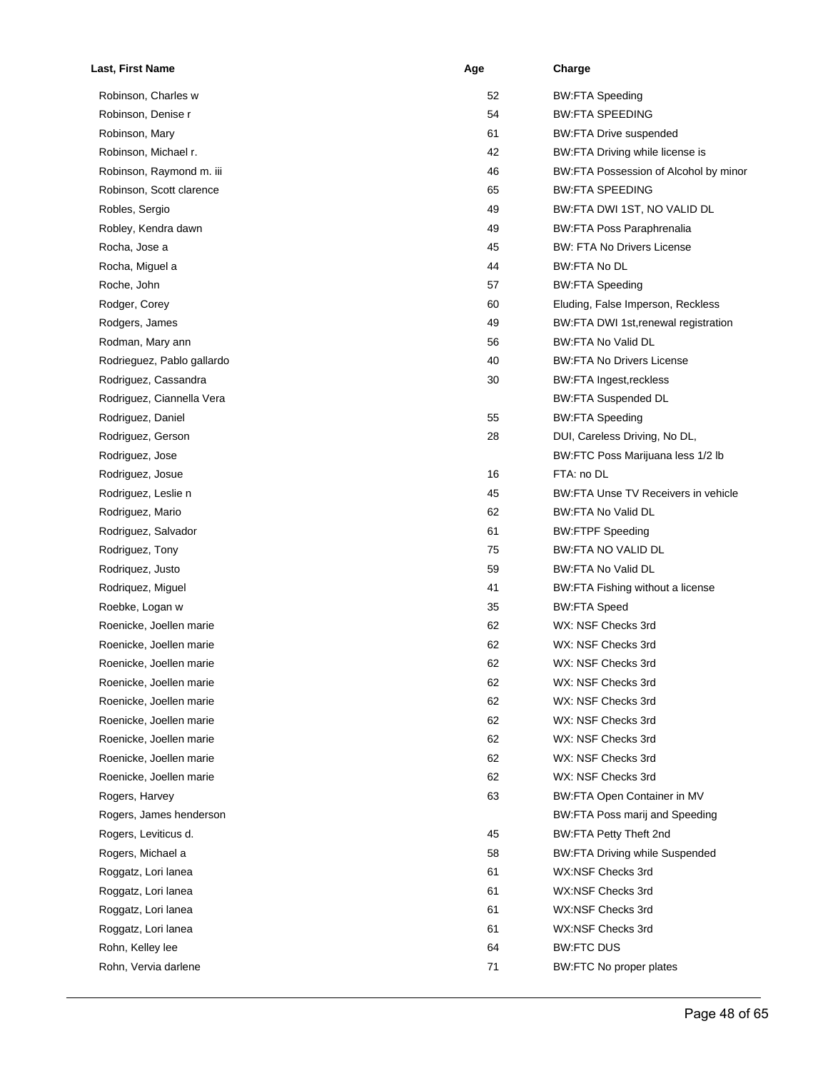| Last, First Name | Age | Charge |
|---|---|---|
| Robinson, Charles w | 52 | BW:FTA Speeding |
| Robinson, Denise r | 54 | BW:FTA SPEEDING |
| Robinson, Mary | 61 | BW:FTA Drive suspended |
| Robinson, Michael r. | 42 | BW:FTA Driving while license is |
| Robinson, Raymond m. iii | 46 | BW:FTA Possession of Alcohol by minor |
| Robinson, Scott clarence | 65 | BW:FTA SPEEDING |
| Robles, Sergio | 49 | BW:FTA DWI 1ST, NO VALID DL |
| Robley, Kendra dawn | 49 | BW:FTA Poss Paraphrenalia |
| Rocha, Jose a | 45 | BW: FTA No Drivers License |
| Rocha, Miguel a | 44 | BW:FTA No DL |
| Roche, John | 57 | BW:FTA Speeding |
| Rodger, Corey | 60 | Eluding, False Imperson, Reckless |
| Rodgers, James | 49 | BW:FTA DWI 1st,renewal registration |
| Rodman, Mary ann | 56 | BW:FTA No Valid DL |
| Rodrieguez, Pablo gallardo | 40 | BW:FTA No Drivers License |
| Rodriguez, Cassandra | 30 | BW:FTA Ingest,reckless |
| Rodriguez, Ciannella Vera | | BW:FTA Suspended DL |
| Rodriguez, Daniel | 55 | BW:FTA Speeding |
| Rodriguez, Gerson | 28 | DUI, Careless Driving, No DL, |
| Rodriguez, Jose | | BW:FTC Poss Marijuana less 1/2 lb |
| Rodriguez, Josue | 16 | FTA: no DL |
| Rodriguez, Leslie n | 45 | BW:FTA Unse TV Receivers in vehicle |
| Rodriguez, Mario | 62 | BW:FTA No Valid DL |
| Rodriguez, Salvador | 61 | BW:FTPF Speeding |
| Rodriguez, Tony | 75 | BW:FTA NO VALID DL |
| Rodriquez, Justo | 59 | BW:FTA No Valid DL |
| Rodriquez, Miguel | 41 | BW:FTA Fishing without a license |
| Roebke, Logan w | 35 | BW:FTA Speed |
| Roenicke, Joellen marie | 62 | WX: NSF Checks 3rd |
| Roenicke, Joellen marie | 62 | WX: NSF Checks 3rd |
| Roenicke, Joellen marie | 62 | WX: NSF Checks 3rd |
| Roenicke, Joellen marie | 62 | WX: NSF Checks 3rd |
| Roenicke, Joellen marie | 62 | WX: NSF Checks 3rd |
| Roenicke, Joellen marie | 62 | WX: NSF Checks 3rd |
| Roenicke, Joellen marie | 62 | WX: NSF Checks 3rd |
| Roenicke, Joellen marie | 62 | WX: NSF Checks 3rd |
| Roenicke, Joellen marie | 62 | WX: NSF Checks 3rd |
| Rogers, Harvey | 63 | BW:FTA Open Container in MV |
| Rogers, James henderson | | BW:FTA Poss marij and Speeding |
| Rogers, Leviticus d. | 45 | BW:FTA Petty Theft 2nd |
| Rogers, Michael a | 58 | BW:FTA Driving while Suspended |
| Roggatz, Lori lanea | 61 | WX:NSF Checks 3rd |
| Roggatz, Lori lanea | 61 | WX:NSF Checks 3rd |
| Roggatz, Lori lanea | 61 | WX:NSF Checks 3rd |
| Roggatz, Lori lanea | 61 | WX:NSF Checks 3rd |
| Rohn, Kelley lee | 64 | BW:FTC DUS |
| Rohn, Vervia darlene | 71 | BW:FTC No proper plates |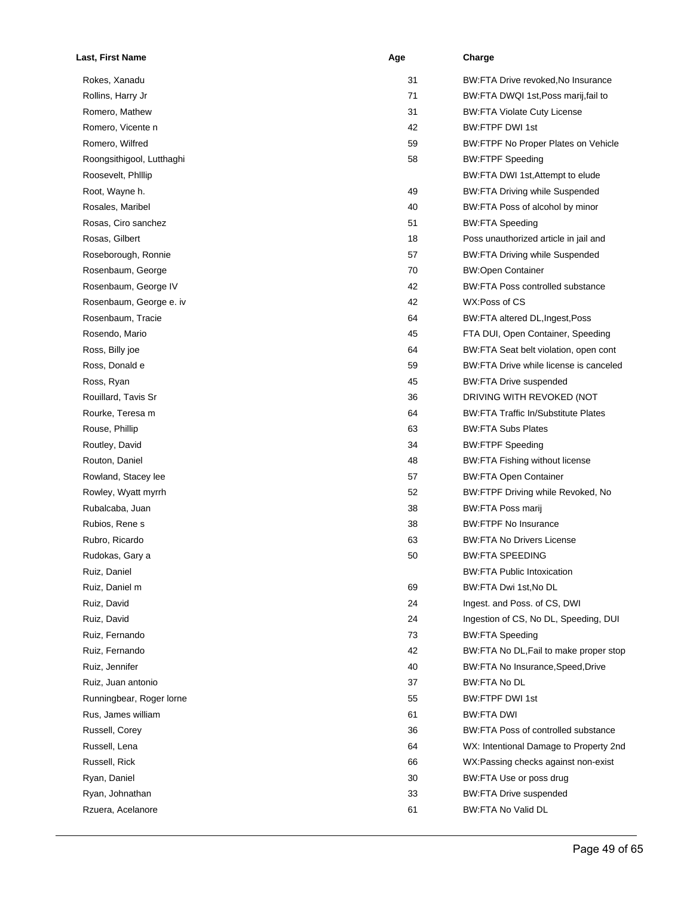| Last, First Name | Age | Charge |
|---|---|---|
| Rokes, Xanadu | 31 | BW:FTA Drive revoked,No Insurance |
| Rollins, Harry Jr | 71 | BW:FTA DWQI 1st,Poss marij,fail to |
| Romero, Mathew | 31 | BW:FTA Violate Cuty License |
| Romero, Vicente n | 42 | BW:FTPF DWI 1st |
| Romero, Wilfred | 59 | BW:FTPF No Proper Plates on Vehicle |
| Roongsithigool, Lutthaghi | 58 | BW:FTPF Speeding |
| Roosevelt, Phlllip | | BW:FTA DWI 1st,Attempt to elude |
| Root, Wayne h. | 49 | BW:FTA Driving while Suspended |
| Rosales, Maribel | 40 | BW:FTA Poss of alcohol by minor |
| Rosas, Ciro sanchez | 51 | BW:FTA Speeding |
| Rosas, Gilbert | 18 | Poss unauthorized article in jail and |
| Roseborough, Ronnie | 57 | BW:FTA Driving while Suspended |
| Rosenbaum, George | 70 | BW:Open Container |
| Rosenbaum, George IV | 42 | BW:FTA Poss controlled substance |
| Rosenbaum, George e. iv | 42 | WX:Poss of CS |
| Rosenbaum, Tracie | 64 | BW:FTA altered DL,Ingest,Poss |
| Rosendo, Mario | 45 | FTA DUI, Open Container, Speeding |
| Ross, Billy joe | 64 | BW:FTA Seat belt violation, open cont |
| Ross, Donald e | 59 | BW:FTA Drive while license is canceled |
| Ross, Ryan | 45 | BW:FTA Drive suspended |
| Rouillard, Tavis Sr | 36 | DRIVING WITH REVOKED (NOT |
| Rourke, Teresa m | 64 | BW:FTA Traffic In/Substitute Plates |
| Rouse, Phillip | 63 | BW:FTA Subs Plates |
| Routley, David | 34 | BW:FTPF Speeding |
| Routon, Daniel | 48 | BW:FTA Fishing without license |
| Rowland, Stacey lee | 57 | BW:FTA Open Container |
| Rowley, Wyatt myrrh | 52 | BW:FTPF Driving while Revoked, No |
| Rubalcaba, Juan | 38 | BW:FTA Poss marij |
| Rubios, Rene s | 38 | BW:FTPF No Insurance |
| Rubro, Ricardo | 63 | BW:FTA No Drivers License |
| Rudokas, Gary a | 50 | BW:FTA SPEEDING |
| Ruiz, Daniel | | BW:FTA Public Intoxication |
| Ruiz, Daniel m | 69 | BW:FTA Dwi 1st,No DL |
| Ruiz, David | 24 | Ingest. and Poss. of CS, DWI |
| Ruiz, David | 24 | Ingestion of CS, No DL, Speeding, DUI |
| Ruiz, Fernando | 73 | BW:FTA Speeding |
| Ruiz, Fernando | 42 | BW:FTA No DL,Fail to make proper stop |
| Ruiz, Jennifer | 40 | BW:FTA No Insurance,Speed,Drive |
| Ruiz, Juan antonio | 37 | BW:FTA No DL |
| Runningbear, Roger lorne | 55 | BW:FTPF DWI 1st |
| Rus, James william | 61 | BW:FTA DWI |
| Russell, Corey | 36 | BW:FTA Poss of controlled substance |
| Russell, Lena | 64 | WX: Intentional Damage to Property 2nd |
| Russell, Rick | 66 | WX:Passing checks against non-exist |
| Ryan, Daniel | 30 | BW:FTA Use or poss drug |
| Ryan, Johnathan | 33 | BW:FTA Drive suspended |
| Rzuera, Acelanore | 61 | BW:FTA No Valid DL |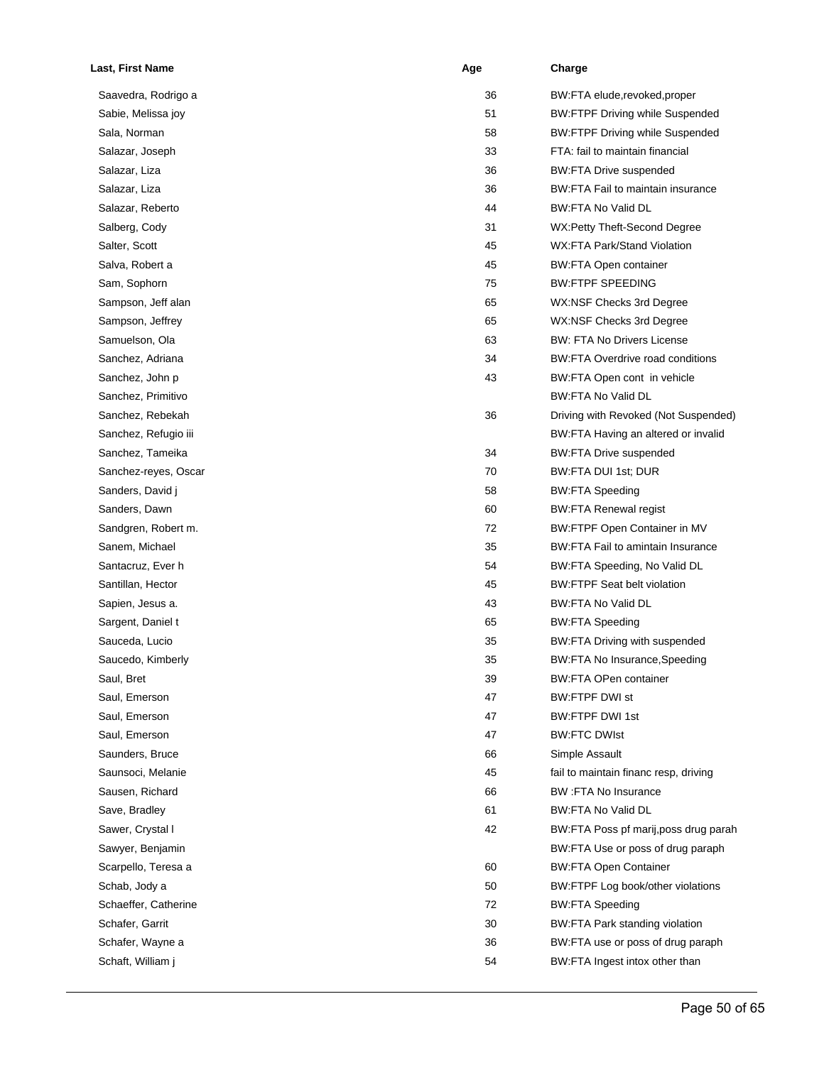| Last, First Name | Age | Charge |
|---|---|---|
| Saavedra, Rodrigo a | 36 | BW:FTA elude,revoked,proper |
| Sabie, Melissa joy | 51 | BW:FTPF Driving while Suspended |
| Sala, Norman | 58 | BW:FTPF Driving while Suspended |
| Salazar, Joseph | 33 | FTA: fail to maintain financial |
| Salazar, Liza | 36 | BW:FTA Drive suspended |
| Salazar, Liza | 36 | BW:FTA Fail to maintain insurance |
| Salazar, Reberto | 44 | BW:FTA No Valid DL |
| Salberg, Cody | 31 | WX:Petty Theft-Second Degree |
| Salter, Scott | 45 | WX:FTA Park/Stand Violation |
| Salva, Robert a | 45 | BW:FTA Open container |
| Sam, Sophorn | 75 | BW:FTPF SPEEDING |
| Sampson, Jeff alan | 65 | WX:NSF Checks 3rd Degree |
| Sampson, Jeffrey | 65 | WX:NSF Checks 3rd Degree |
| Samuelson, Ola | 63 | BW: FTA No Drivers License |
| Sanchez, Adriana | 34 | BW:FTA Overdrive road conditions |
| Sanchez, John p | 43 | BW:FTA Open cont in vehicle |
| Sanchez, Primitivo | | BW:FTA No Valid DL |
| Sanchez, Rebekah | 36 | Driving with Revoked (Not Suspended) |
| Sanchez, Refugio iii | | BW:FTA Having an altered or invalid |
| Sanchez, Tameika | 34 | BW:FTA Drive suspended |
| Sanchez-reyes, Oscar | 70 | BW:FTA DUI 1st; DUR |
| Sanders, David j | 58 | BW:FTA Speeding |
| Sanders, Dawn | 60 | BW:FTA Renewal regist |
| Sandgren, Robert m. | 72 | BW:FTPF Open Container in MV |
| Sanem, Michael | 35 | BW:FTA Fail to amintain Insurance |
| Santacruz, Ever h | 54 | BW:FTA Speeding, No Valid DL |
| Santillan, Hector | 45 | BW:FTPF Seat belt violation |
| Sapien, Jesus a. | 43 | BW:FTA No Valid DL |
| Sargent, Daniel t | 65 | BW:FTA Speeding |
| Sauceda, Lucio | 35 | BW:FTA Driving with suspended |
| Saucedo, Kimberly | 35 | BW:FTA No Insurance,Speeding |
| Saul, Bret | 39 | BW:FTA OPen container |
| Saul, Emerson | 47 | BW:FTPF DWI st |
| Saul, Emerson | 47 | BW:FTPF DWI 1st |
| Saul, Emerson | 47 | BW:FTC DWIst |
| Saunders, Bruce | 66 | Simple Assault |
| Saunsoci, Melanie | 45 | fail to maintain financ resp, driving |
| Sausen, Richard | 66 | BW :FTA No Insurance |
| Save, Bradley | 61 | BW:FTA No Valid DL |
| Sawer, Crystal l | 42 | BW:FTA Poss pf marij,poss drug parah |
| Sawyer, Benjamin | | BW:FTA Use or poss of drug paraph |
| Scarpello, Teresa a | 60 | BW:FTA Open Container |
| Schab, Jody a | 50 | BW:FTPF Log book/other violations |
| Schaeffer, Catherine | 72 | BW:FTA Speeding |
| Schafer, Garrit | 30 | BW:FTA Park standing violation |
| Schafer, Wayne a | 36 | BW:FTA use or poss of drug paraph |
| Schaft, William j | 54 | BW:FTA Ingest intox other than |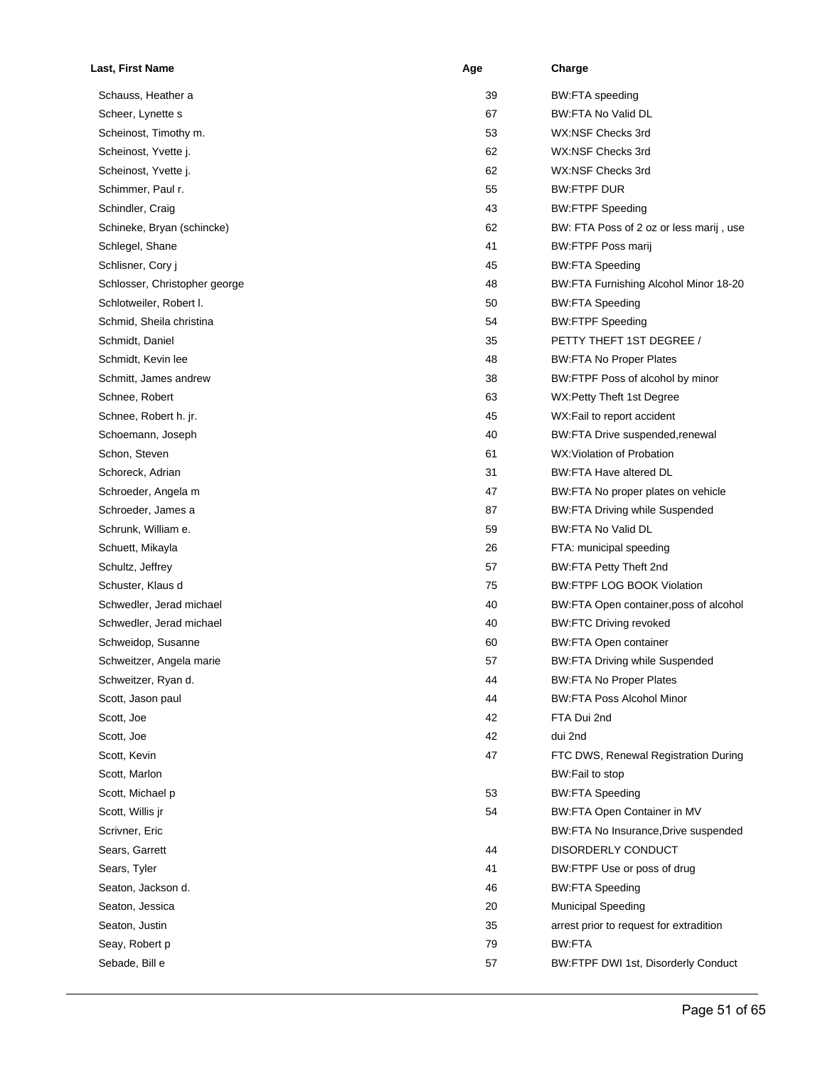| Last, First Name | Age | Charge |
|---|---|---|
| Schauss, Heather a | 39 | BW:FTA speeding |
| Scheer, Lynette s | 67 | BW:FTA No Valid DL |
| Scheinost, Timothy m. | 53 | WX:NSF Checks 3rd |
| Scheinost, Yvette j. | 62 | WX:NSF Checks 3rd |
| Scheinost, Yvette j. | 62 | WX:NSF Checks 3rd |
| Schimmer, Paul r. | 55 | BW:FTPF DUR |
| Schindler, Craig | 43 | BW:FTPF Speeding |
| Schineke, Bryan (schincke) | 62 | BW: FTA Poss of 2 oz or less marij , use |
| Schlegel, Shane | 41 | BW:FTPF Poss marij |
| Schlisner, Cory j | 45 | BW:FTA Speeding |
| Schlosser, Christopher george | 48 | BW:FTA Furnishing Alcohol Minor 18-20 |
| Schlotweiler, Robert l. | 50 | BW:FTA Speeding |
| Schmid, Sheila christina | 54 | BW:FTPF Speeding |
| Schmidt, Daniel | 35 | PETTY THEFT 1ST DEGREE / |
| Schmidt, Kevin lee | 48 | BW:FTA No Proper Plates |
| Schmitt, James andrew | 38 | BW:FTPF Poss of alcohol by minor |
| Schnee, Robert | 63 | WX:Petty Theft 1st Degree |
| Schnee, Robert h. jr. | 45 | WX:Fail to report accident |
| Schoemann, Joseph | 40 | BW:FTA Drive suspended,renewal |
| Schon, Steven | 61 | WX:Violation of Probation |
| Schoreck, Adrian | 31 | BW:FTA Have altered DL |
| Schroeder, Angela m | 47 | BW:FTA No proper plates on vehicle |
| Schroeder, James a | 87 | BW:FTA Driving while Suspended |
| Schrunk, William e. | 59 | BW:FTA No Valid DL |
| Schuett, Mikayla | 26 | FTA: municipal speeding |
| Schultz, Jeffrey | 57 | BW:FTA Petty Theft 2nd |
| Schuster, Klaus d | 75 | BW:FTPF LOG BOOK Violation |
| Schwedler, Jerad michael | 40 | BW:FTA Open container,poss of alcohol |
| Schwedler, Jerad michael | 40 | BW:FTC Driving revoked |
| Schweidop, Susanne | 60 | BW:FTA Open container |
| Schweitzer, Angela marie | 57 | BW:FTA Driving while Suspended |
| Schweitzer, Ryan d. | 44 | BW:FTA No Proper Plates |
| Scott, Jason paul | 44 | BW:FTA Poss Alcohol Minor |
| Scott, Joe | 42 | FTA Dui 2nd |
| Scott, Joe | 42 | dui 2nd |
| Scott, Kevin | 47 | FTC DWS, Renewal Registration During |
| Scott, Marlon | | BW:Fail to stop |
| Scott, Michael p | 53 | BW:FTA Speeding |
| Scott, Willis jr | 54 | BW:FTA Open Container in MV |
| Scrivner, Eric | | BW:FTA No Insurance,Drive suspended |
| Sears, Garrett | 44 | DISORDERLY CONDUCT |
| Sears, Tyler | 41 | BW:FTPF Use or poss of drug |
| Seaton, Jackson d. | 46 | BW:FTA Speeding |
| Seaton, Jessica | 20 | Municipal Speeding |
| Seaton, Justin | 35 | arrest prior to request for extradition |
| Seay, Robert p | 79 | BW:FTA |
| Sebade, Bill e | 57 | BW:FTPF DWI 1st, Disorderly Conduct |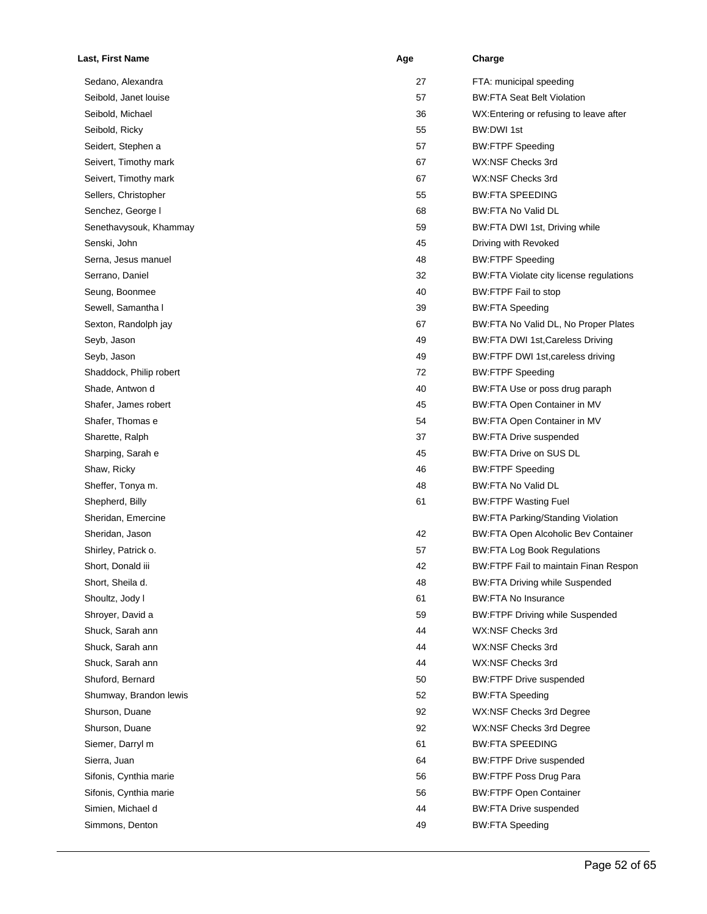| Last, First Name | Age | Charge |
|---|---|---|
| Sedano, Alexandra | 27 | FTA: municipal speeding |
| Seibold, Janet louise | 57 | BW:FTA Seat Belt Violation |
| Seibold, Michael | 36 | WX:Entering or refusing to leave after |
| Seibold, Ricky | 55 | BW:DWI 1st |
| Seidert, Stephen a | 57 | BW:FTPF Speeding |
| Seivert, Timothy mark | 67 | WX:NSF Checks 3rd |
| Seivert, Timothy mark | 67 | WX:NSF Checks 3rd |
| Sellers, Christopher | 55 | BW:FTA SPEEDING |
| Senchez, George l | 68 | BW:FTA No Valid DL |
| Senethavysouk, Khammay | 59 | BW:FTA DWI 1st, Driving while |
| Senski, John | 45 | Driving with Revoked |
| Serna, Jesus manuel | 48 | BW:FTPF Speeding |
| Serrano, Daniel | 32 | BW:FTA Violate city license regulations |
| Seung, Boonmee | 40 | BW:FTPF Fail to stop |
| Sewell, Samantha l | 39 | BW:FTA Speeding |
| Sexton, Randolph jay | 67 | BW:FTA No Valid DL, No Proper Plates |
| Seyb, Jason | 49 | BW:FTA DWI 1st,Careless Driving |
| Seyb, Jason | 49 | BW:FTPF DWI 1st,careless driving |
| Shaddock, Philip robert | 72 | BW:FTPF Speeding |
| Shade, Antwon d | 40 | BW:FTA Use or poss drug paraph |
| Shafer, James robert | 45 | BW:FTA Open Container in MV |
| Shafer, Thomas e | 54 | BW:FTA Open Container in MV |
| Sharette, Ralph | 37 | BW:FTA Drive suspended |
| Sharping, Sarah e | 45 | BW:FTA Drive on SUS DL |
| Shaw, Ricky | 46 | BW:FTPF Speeding |
| Sheffer, Tonya m. | 48 | BW:FTA No Valid DL |
| Shepherd, Billy | 61 | BW:FTPF Wasting Fuel |
| Sheridan, Emercine | | BW:FTA Parking/Standing Violation |
| Sheridan, Jason | 42 | BW:FTA Open Alcoholic Bev Container |
| Shirley, Patrick o. | 57 | BW:FTA Log Book Regulations |
| Short, Donald iii | 42 | BW:FTPF Fail to maintain Finan Respon |
| Short, Sheila d. | 48 | BW:FTA Driving while Suspended |
| Shoultz, Jody l | 61 | BW:FTA No Insurance |
| Shroyer, David a | 59 | BW:FTPF Driving while Suspended |
| Shuck, Sarah ann | 44 | WX:NSF Checks 3rd |
| Shuck, Sarah ann | 44 | WX:NSF Checks 3rd |
| Shuck, Sarah ann | 44 | WX:NSF Checks 3rd |
| Shuford, Bernard | 50 | BW:FTPF Drive suspended |
| Shumway, Brandon lewis | 52 | BW:FTA Speeding |
| Shurson, Duane | 92 | WX:NSF Checks 3rd Degree |
| Shurson, Duane | 92 | WX:NSF Checks 3rd Degree |
| Siemer, Darryl m | 61 | BW:FTA SPEEDING |
| Sierra, Juan | 64 | BW:FTPF Drive suspended |
| Sifonis, Cynthia marie | 56 | BW:FTPF Poss Drug Para |
| Sifonis, Cynthia marie | 56 | BW:FTPF Open Container |
| Simien, Michael d | 44 | BW:FTA Drive suspended |
| Simmons, Denton | 49 | BW:FTA Speeding |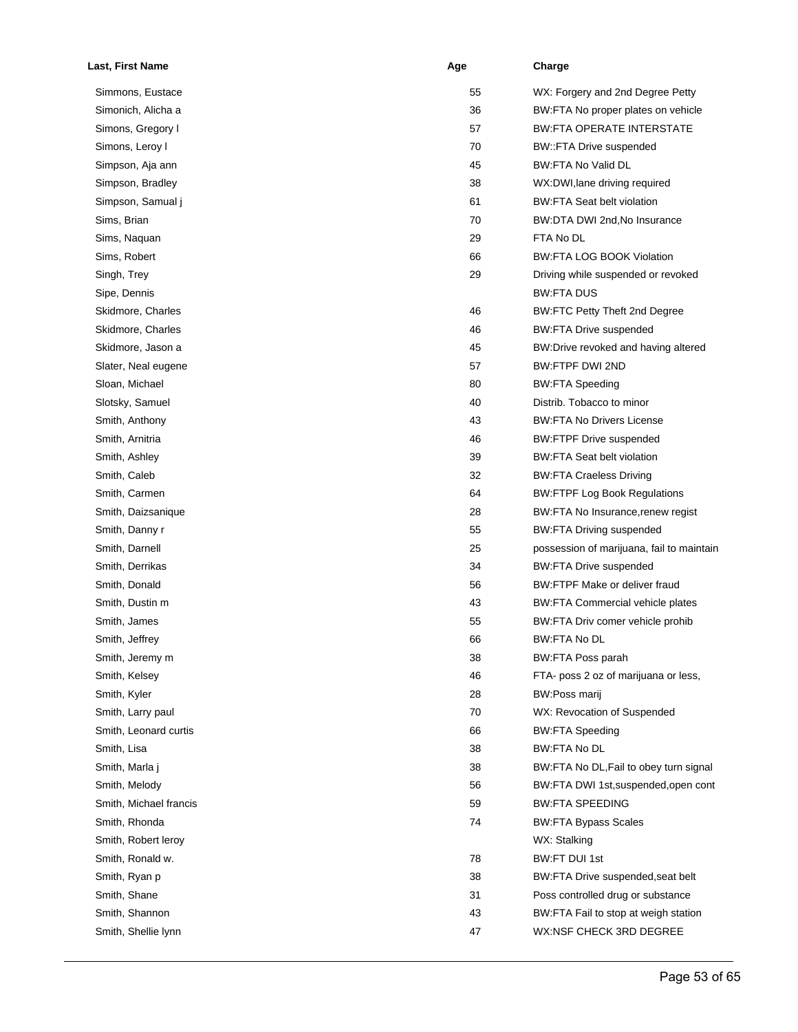| Last, First Name | Age | Charge |
|---|---|---|
| Simmons, Eustace | 55 | WX: Forgery and 2nd Degree Petty |
| Simonich, Alicha a | 36 | BW:FTA No proper plates on vehicle |
| Simons, Gregory l | 57 | BW:FTA OPERATE INTERSTATE |
| Simons, Leroy l | 70 | BW::FTA Drive suspended |
| Simpson, Aja ann | 45 | BW:FTA No Valid DL |
| Simpson, Bradley | 38 | WX:DWI,lane driving required |
| Simpson, Samual j | 61 | BW:FTA Seat belt violation |
| Sims, Brian | 70 | BW:DTA DWI 2nd,No Insurance |
| Sims, Naquan | 29 | FTA No DL |
| Sims, Robert | 66 | BW:FTA LOG BOOK Violation |
| Singh, Trey | 29 | Driving while suspended or revoked |
| Sipe, Dennis | | BW:FTA DUS |
| Skidmore, Charles | 46 | BW:FTC Petty Theft 2nd Degree |
| Skidmore, Charles | 46 | BW:FTA Drive suspended |
| Skidmore, Jason a | 45 | BW:Drive revoked and having altered |
| Slater, Neal eugene | 57 | BW:FTPF DWI 2ND |
| Sloan, Michael | 80 | BW:FTA Speeding |
| Slotsky, Samuel | 40 | Distrib. Tobacco to minor |
| Smith, Anthony | 43 | BW:FTA No Drivers License |
| Smith, Arnitria | 46 | BW:FTPF Drive suspended |
| Smith, Ashley | 39 | BW:FTA Seat belt violation |
| Smith, Caleb | 32 | BW:FTA Craeless Driving |
| Smith, Carmen | 64 | BW:FTPF Log Book Regulations |
| Smith, Daizsanique | 28 | BW:FTA No Insurance,renew regist |
| Smith, Danny r | 55 | BW:FTA Driving suspended |
| Smith, Darnell | 25 | possession of marijuana, fail to maintain |
| Smith, Derrikas | 34 | BW:FTA Drive suspended |
| Smith, Donald | 56 | BW:FTPF Make or deliver fraud |
| Smith, Dustin m | 43 | BW:FTA Commercial vehicle plates |
| Smith, James | 55 | BW:FTA Driv comer vehicle prohib |
| Smith, Jeffrey | 66 | BW:FTA No DL |
| Smith, Jeremy m | 38 | BW:FTA Poss parah |
| Smith, Kelsey | 46 | FTA- poss 2 oz of marijuana or less, |
| Smith, Kyler | 28 | BW:Poss marij |
| Smith, Larry paul | 70 | WX: Revocation of Suspended |
| Smith, Leonard curtis | 66 | BW:FTA Speeding |
| Smith, Lisa | 38 | BW:FTA No DL |
| Smith, Marla j | 38 | BW:FTA No DL,Fail to obey turn signal |
| Smith, Melody | 56 | BW:FTA DWI 1st,suspended,open cont |
| Smith, Michael francis | 59 | BW:FTA SPEEDING |
| Smith, Rhonda | 74 | BW:FTA Bypass Scales |
| Smith, Robert leroy | | WX: Stalking |
| Smith, Ronald w. | 78 | BW:FT DUI 1st |
| Smith, Ryan p | 38 | BW:FTA Drive suspended,seat belt |
| Smith, Shane | 31 | Poss controlled drug or substance |
| Smith, Shannon | 43 | BW:FTA Fail to stop at weigh station |
| Smith, Shellie lynn | 47 | WX:NSF CHECK 3RD DEGREE |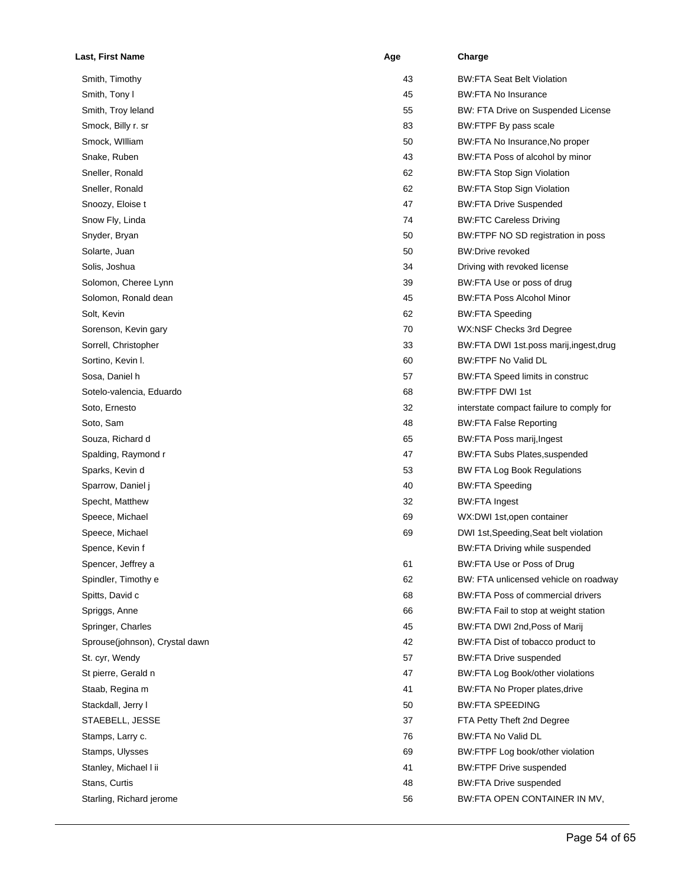| Last, First Name | Age | Charge |
|---|---|---|
| Smith, Timothy | 43 | BW:FTA Seat Belt Violation |
| Smith, Tony l | 45 | BW:FTA No Insurance |
| Smith, Troy leland | 55 | BW: FTA Drive on Suspended License |
| Smock, Billy r. sr | 83 | BW:FTPF By pass scale |
| Smock, WIlliam | 50 | BW:FTA No Insurance,No proper |
| Snake, Ruben | 43 | BW:FTA Poss of alcohol by minor |
| Sneller, Ronald | 62 | BW:FTA Stop Sign Violation |
| Sneller, Ronald | 62 | BW:FTA Stop Sign Violation |
| Snoozy, Eloise t | 47 | BW:FTA Drive Suspended |
| Snow Fly, Linda | 74 | BW:FTC Careless Driving |
| Snyder, Bryan | 50 | BW:FTPF NO SD registration in poss |
| Solarte, Juan | 50 | BW:Drive revoked |
| Solis, Joshua | 34 | Driving with revoked license |
| Solomon, Cheree Lynn | 39 | BW:FTA Use or poss of drug |
| Solomon, Ronald dean | 45 | BW:FTA Poss Alcohol Minor |
| Solt, Kevin | 62 | BW:FTA Speeding |
| Sorenson, Kevin gary | 70 | WX:NSF Checks 3rd Degree |
| Sorrell, Christopher | 33 | BW:FTA DWI 1st.poss marij,ingest,drug |
| Sortino, Kevin l. | 60 | BW:FTPF No Valid DL |
| Sosa, Daniel h | 57 | BW:FTA Speed limits in construc |
| Sotelo-valencia, Eduardo | 68 | BW:FTPF DWI 1st |
| Soto, Ernesto | 32 | interstate compact failure to comply for |
| Soto, Sam | 48 | BW:FTA False Reporting |
| Souza, Richard d | 65 | BW:FTA Poss marij,Ingest |
| Spalding, Raymond r | 47 | BW:FTA Subs Plates,suspended |
| Sparks, Kevin d | 53 | BW FTA Log Book Regulations |
| Sparrow, Daniel j | 40 | BW:FTA Speeding |
| Specht, Matthew | 32 | BW:FTA Ingest |
| Speece, Michael | 69 | WX:DWI 1st,open container |
| Speece, Michael | 69 | DWI 1st,Speeding,Seat belt violation |
| Spence, Kevin f | | BW:FTA Driving while suspended |
| Spencer, Jeffrey a | 61 | BW:FTA Use or Poss of Drug |
| Spindler, Timothy e | 62 | BW: FTA unlicensed vehicle on roadway |
| Spitts, David c | 68 | BW:FTA Poss of commercial drivers |
| Spriggs, Anne | 66 | BW:FTA Fail to stop at weight station |
| Springer, Charles | 45 | BW:FTA DWI 2nd,Poss of Marij |
| Sprouse(johnson), Crystal dawn | 42 | BW:FTA Dist of tobacco product to |
| St. cyr, Wendy | 57 | BW:FTA Drive suspended |
| St pierre, Gerald n | 47 | BW:FTA Log Book/other violations |
| Staab, Regina m | 41 | BW:FTA No Proper plates,drive |
| Stackdall, Jerry l | 50 | BW:FTA SPEEDING |
| STAEBELL, JESSE | 37 | FTA Petty Theft 2nd Degree |
| Stamps, Larry c. | 76 | BW:FTA No Valid DL |
| Stamps, Ulysses | 69 | BW:FTPF Log book/other violation |
| Stanley, Michael l ii | 41 | BW:FTPF Drive suspended |
| Stans, Curtis | 48 | BW:FTA Drive suspended |
| Starling, Richard jerome | 56 | BW:FTA OPEN CONTAINER IN MV, |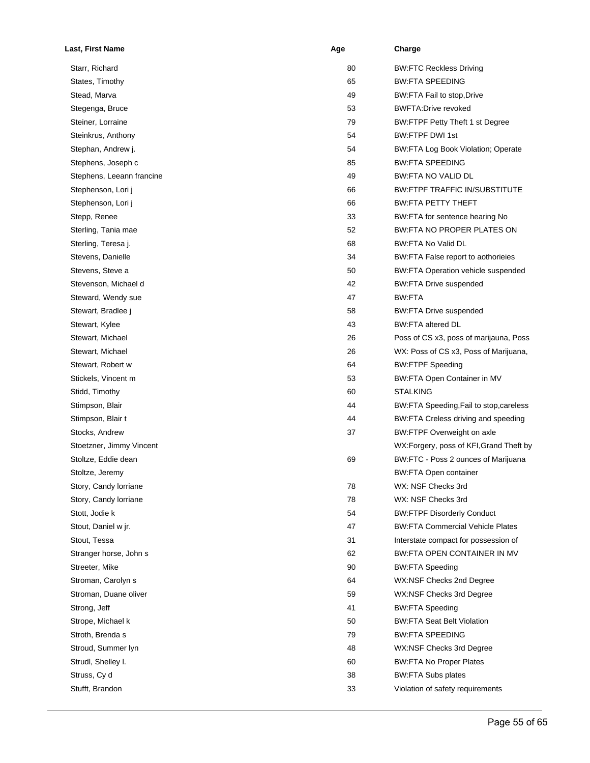| Last, First Name | Age | Charge |
|---|---|---|
| Starr, Richard | 80 | BW:FTC Reckless Driving |
| States, Timothy | 65 | BW:FTA SPEEDING |
| Stead, Marva | 49 | BW:FTA Fail to stop,Drive |
| Stegenga, Bruce | 53 | BWFTA:Drive revoked |
| Steiner, Lorraine | 79 | BW:FTPF Petty Theft 1 st Degree |
| Steinkrus, Anthony | 54 | BW:FTPF DWI 1st |
| Stephan, Andrew j. | 54 | BW:FTA Log Book Violation; Operate |
| Stephens, Joseph c | 85 | BW:FTA SPEEDING |
| Stephens, Leeann francine | 49 | BW:FTA NO VALID DL |
| Stephenson, Lori j | 66 | BW:FTPF TRAFFIC IN/SUBSTITUTE |
| Stephenson, Lori j | 66 | BW:FTA PETTY THEFT |
| Stepp, Renee | 33 | BW:FTA for sentence hearing No |
| Sterling, Tania mae | 52 | BW:FTA NO PROPER PLATES ON |
| Sterling, Teresa j. | 68 | BW:FTA No Valid DL |
| Stevens, Danielle | 34 | BW:FTA False report to aothorieies |
| Stevens, Steve a | 50 | BW:FTA Operation vehicle suspended |
| Stevenson, Michael d | 42 | BW:FTA Drive suspended |
| Steward, Wendy sue | 47 | BW:FTA |
| Stewart, Bradlee j | 58 | BW:FTA Drive suspended |
| Stewart, Kylee | 43 | BW:FTA altered DL |
| Stewart, Michael | 26 | Poss of CS x3, poss of marijauna, Poss |
| Stewart, Michael | 26 | WX: Poss of CS x3, Poss of Marijuana, |
| Stewart, Robert w | 64 | BW:FTPF Speeding |
| Stickels, Vincent m | 53 | BW:FTA Open Container in MV |
| Stidd, Timothy | 60 | STALKING |
| Stimpson, Blair | 44 | BW:FTA Speeding,Fail to stop,careless |
| Stimpson, Blair t | 44 | BW:FTA Creless driving and speeding |
| Stocks, Andrew | 37 | BW:FTPF Overweight on axle |
| Stoetzner, Jimmy Vincent | | WX:Forgery, poss of KFI,Grand Theft by |
| Stoltze, Eddie dean | 69 | BW:FTC - Poss 2 ounces of Marijuana |
| Stoltze, Jeremy | | BW:FTA Open container |
| Story, Candy lorriane | 78 | WX: NSF Checks 3rd |
| Story, Candy lorriane | 78 | WX: NSF Checks 3rd |
| Stott, Jodie k | 54 | BW:FTPF Disorderly Conduct |
| Stout, Daniel w jr. | 47 | BW:FTA Commercial Vehicle Plates |
| Stout, Tessa | 31 | Interstate compact for possession of |
| Stranger horse, John s | 62 | BW:FTA OPEN CONTAINER IN MV |
| Streeter, Mike | 90 | BW:FTA Speeding |
| Stroman, Carolyn s | 64 | WX:NSF Checks 2nd Degree |
| Stroman, Duane oliver | 59 | WX:NSF Checks 3rd Degree |
| Strong, Jeff | 41 | BW:FTA Speeding |
| Strope, Michael k | 50 | BW:FTA Seat Belt Violation |
| Stroth, Brenda s | 79 | BW:FTA SPEEDING |
| Stroud, Summer lyn | 48 | WX:NSF Checks 3rd Degree |
| Strudl, Shelley l. | 60 | BW:FTA No Proper Plates |
| Struss, Cy d | 38 | BW:FTA Subs plates |
| Stufft, Brandon | 33 | Violation of safety requirements |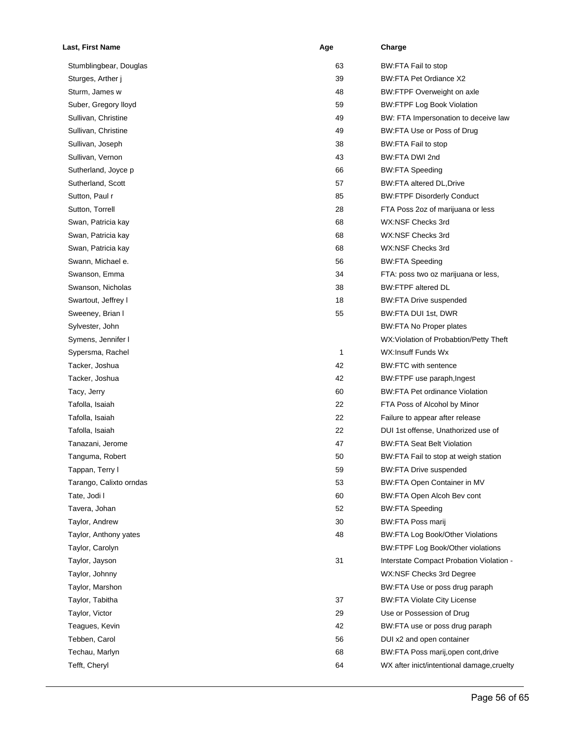| Last, First Name | Age | Charge |
|---|---|---|
| Stumblingbear, Douglas | 63 | BW:FTA Fail to stop |
| Sturges, Arther j | 39 | BW:FTA Pet Ordiance X2 |
| Sturm, James w | 48 | BW:FTPF Overweight on axle |
| Suber, Gregory lloyd | 59 | BW:FTPF Log Book Violation |
| Sullivan, Christine | 49 | BW: FTA Impersonation to deceive law |
| Sullivan, Christine | 49 | BW:FTA Use or Poss of Drug |
| Sullivan, Joseph | 38 | BW:FTA Fail to stop |
| Sullivan, Vernon | 43 | BW:FTA DWI 2nd |
| Sutherland, Joyce p | 66 | BW:FTA Speeding |
| Sutherland, Scott | 57 | BW:FTA altered DL,Drive |
| Sutton, Paul r | 85 | BW:FTPF Disorderly Conduct |
| Sutton, Torrell | 28 | FTA Poss 2oz of marijuana or less |
| Swan, Patricia kay | 68 | WX:NSF Checks 3rd |
| Swan, Patricia kay | 68 | WX:NSF Checks 3rd |
| Swan, Patricia kay | 68 | WX:NSF Checks 3rd |
| Swann, Michael e. | 56 | BW:FTA Speeding |
| Swanson, Emma | 34 | FTA: poss two oz marijuana or less, |
| Swanson, Nicholas | 38 | BW:FTPF altered DL |
| Swartout, Jeffrey l | 18 | BW:FTA Drive suspended |
| Sweeney, Brian l | 55 | BW:FTA DUI 1st, DWR |
| Sylvester, John | | BW:FTA No Proper plates |
| Symens, Jennifer l | | WX:Violation of Probabtion/Petty Theft |
| Sypersma, Rachel | 1 | WX:Insuff Funds Wx |
| Tacker, Joshua | 42 | BW:FTC with sentence |
| Tacker, Joshua | 42 | BW:FTPF use paraph,Ingest |
| Tacy, Jerry | 60 | BW:FTA Pet ordinance Violation |
| Tafolla, Isaiah | 22 | FTA Poss of Alcohol by Minor |
| Tafolla, Isaiah | 22 | Failure to appear after release |
| Tafolla, Isaiah | 22 | DUI 1st offense, Unathorized use of |
| Tanazani, Jerome | 47 | BW:FTA Seat Belt Violation |
| Tanguma, Robert | 50 | BW:FTA Fail to stop at weigh station |
| Tappan, Terry l | 59 | BW:FTA Drive suspended |
| Tarango, Calixto orndas | 53 | BW:FTA Open Container in MV |
| Tate, Jodi l | 60 | BW:FTA Open Alcoh Bev cont |
| Tavera, Johan | 52 | BW:FTA Speeding |
| Taylor, Andrew | 30 | BW:FTA Poss marij |
| Taylor, Anthony yates | 48 | BW:FTA Log Book/Other Violations |
| Taylor, Carolyn | | BW:FTPF Log Book/Other violations |
| Taylor, Jayson | 31 | Interstate Compact Probation Violation - |
| Taylor, Johnny | | WX:NSF Checks 3rd Degree |
| Taylor, Marshon | | BW:FTA Use or poss drug paraph |
| Taylor, Tabitha | 37 | BW:FTA Violate City License |
| Taylor, Victor | 29 | Use or Possession of Drug |
| Teagues, Kevin | 42 | BW:FTA use or poss drug paraph |
| Tebben, Carol | 56 | DUI x2 and open container |
| Techau, Marlyn | 68 | BW:FTA Poss marij,open cont,drive |
| Tefft, Cheryl | 64 | WX after inict/intentional damage,cruelty |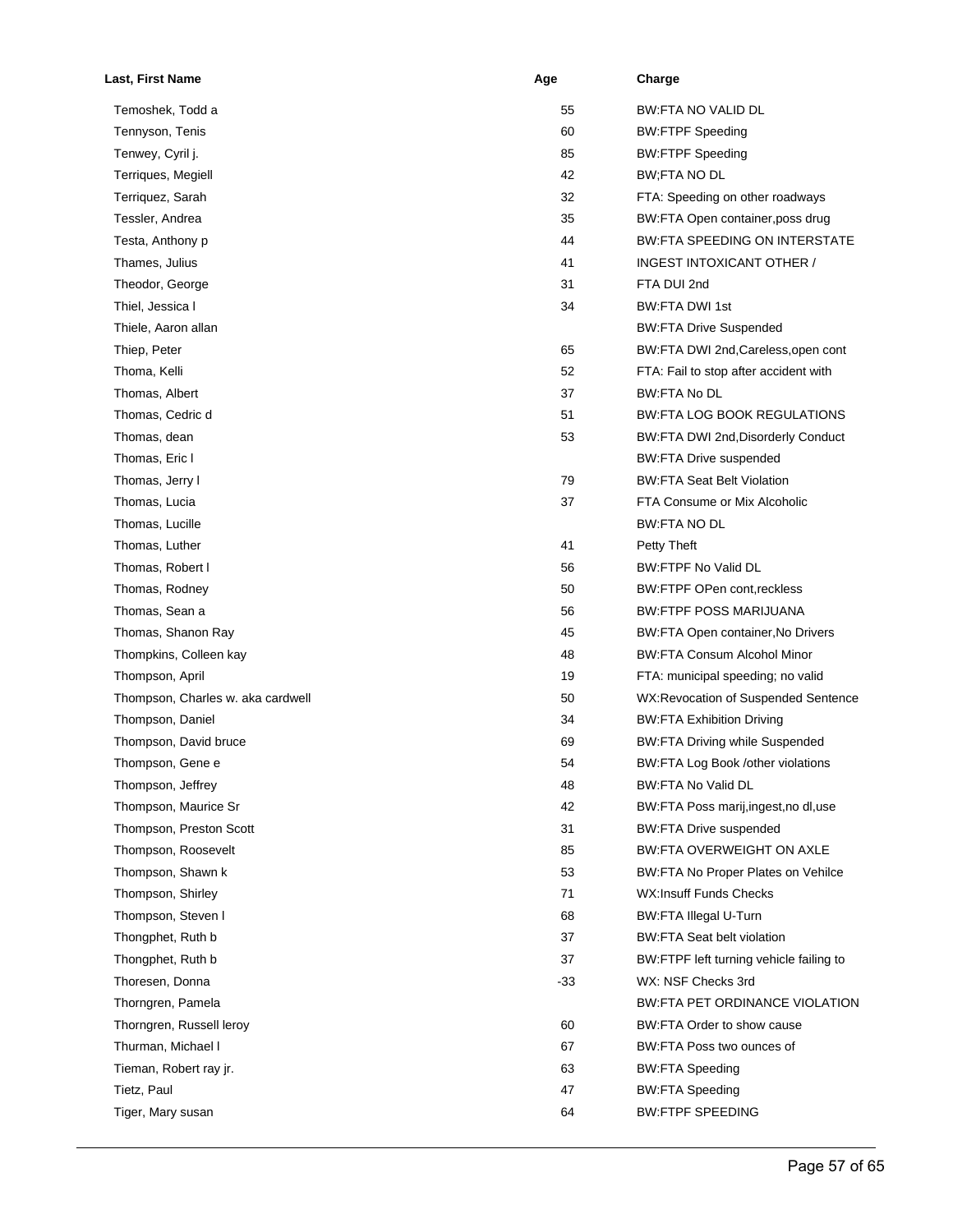| Last, First Name | Age | Charge |
|---|---|---|
| Temoshek, Todd a | 55 | BW:FTA NO VALID DL |
| Tennyson, Tenis | 60 | BW:FTPF Speeding |
| Tenwey, Cyril j. | 85 | BW:FTPF Speeding |
| Terriques, Megiell | 42 | BW;FTA NO DL |
| Terriquez, Sarah | 32 | FTA: Speeding on other roadways |
| Tessler, Andrea | 35 | BW:FTA Open container,poss drug |
| Testa, Anthony p | 44 | BW:FTA SPEEDING ON INTERSTATE |
| Thames, Julius | 41 | INGEST INTOXICANT OTHER / |
| Theodor, George | 31 | FTA DUI 2nd |
| Thiel, Jessica l | 34 | BW:FTA DWI 1st |
| Thiele, Aaron allan | | BW:FTA Drive Suspended |
| Thiep, Peter | 65 | BW:FTA DWI 2nd,Careless,open cont |
| Thoma, Kelli | 52 | FTA: Fail to stop after accident with |
| Thomas, Albert | 37 | BW:FTA No DL |
| Thomas, Cedric d | 51 | BW:FTA LOG BOOK REGULATIONS |
| Thomas, dean | 53 | BW:FTA DWI 2nd,Disorderly Conduct |
| Thomas, Eric l | | BW:FTA Drive suspended |
| Thomas, Jerry l | 79 | BW:FTA Seat Belt Violation |
| Thomas, Lucia | 37 | FTA Consume or Mix Alcoholic |
| Thomas, Lucille | | BW:FTA NO DL |
| Thomas, Luther | 41 | Petty Theft |
| Thomas, Robert l | 56 | BW:FTPF No Valid DL |
| Thomas, Rodney | 50 | BW:FTPF OPen cont,reckless |
| Thomas, Sean a | 56 | BW:FTPF POSS MARIJUANA |
| Thomas, Shanon Ray | 45 | BW:FTA Open container,No Drivers |
| Thompkins, Colleen kay | 48 | BW:FTA Consum Alcohol Minor |
| Thompson, April | 19 | FTA: municipal speeding; no valid |
| Thompson, Charles w. aka cardwell | 50 | WX:Revocation of Suspended Sentence |
| Thompson, Daniel | 34 | BW:FTA Exhibition Driving |
| Thompson, David bruce | 69 | BW:FTA Driving while Suspended |
| Thompson, Gene e | 54 | BW:FTA Log Book /other violations |
| Thompson, Jeffrey | 48 | BW:FTA No Valid DL |
| Thompson, Maurice Sr | 42 | BW:FTA Poss marij,ingest,no dl,use |
| Thompson, Preston Scott | 31 | BW:FTA Drive suspended |
| Thompson, Roosevelt | 85 | BW:FTA OVERWEIGHT ON AXLE |
| Thompson, Shawn k | 53 | BW:FTA No Proper Plates on Vehilce |
| Thompson, Shirley | 71 | WX:Insuff Funds Checks |
| Thompson, Steven l | 68 | BW:FTA Illegal U-Turn |
| Thongphet, Ruth b | 37 | BW:FTA Seat belt violation |
| Thongphet, Ruth b | 37 | BW:FTPF left turning vehicle failing to |
| Thoresen, Donna | -33 | WX: NSF Checks 3rd |
| Thorngren, Pamela | | BW:FTA PET ORDINANCE VIOLATION |
| Thorngren, Russell leroy | 60 | BW:FTA Order to show cause |
| Thurman, Michael l | 67 | BW:FTA Poss two ounces of |
| Tieman, Robert ray jr. | 63 | BW:FTA Speeding |
| Tietz, Paul | 47 | BW:FTA Speeding |
| Tiger, Mary susan | 64 | BW:FTPF SPEEDING |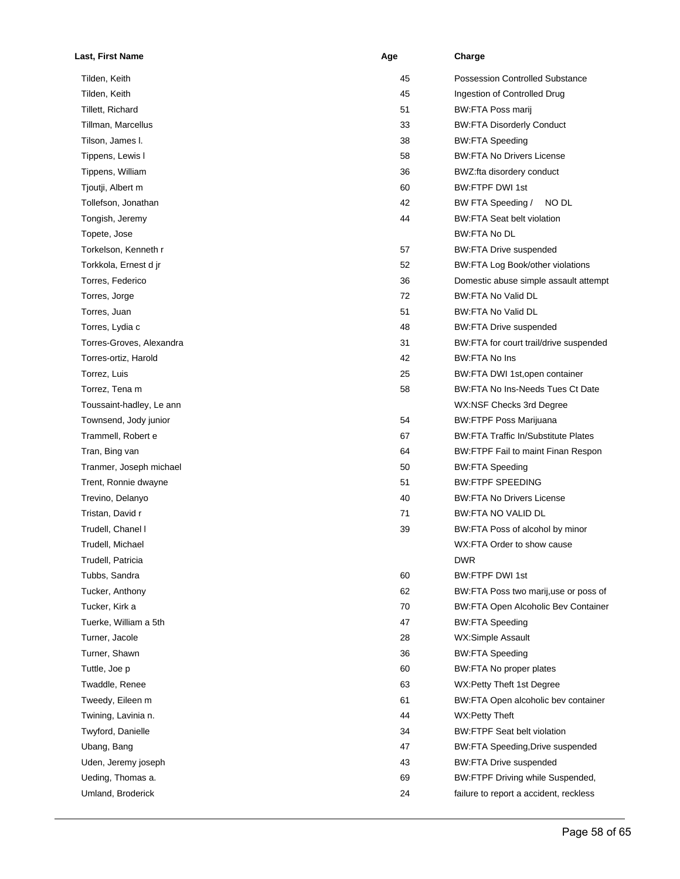| Last, First Name | Age | Charge |
|---|---|---|
| Tilden, Keith | 45 | Possession Controlled Substance |
| Tilden, Keith | 45 | Ingestion of Controlled Drug |
| Tillett, Richard | 51 | BW:FTA Poss marij |
| Tillman, Marcellus | 33 | BW:FTA Disorderly Conduct |
| Tilson, James l. | 38 | BW:FTA Speeding |
| Tippens, Lewis l | 58 | BW:FTA No Drivers License |
| Tippens, William | 36 | BWZ:fta disordery conduct |
| Tjoutji, Albert m | 60 | BW:FTPF DWI 1st |
| Tollefson, Jonathan | 42 | BW FTA Speeding / NO DL |
| Tongish, Jeremy | 44 | BW:FTA Seat belt violation |
| Topete, Jose | | BW:FTA No DL |
| Torkelson, Kenneth r | 57 | BW:FTA Drive suspended |
| Torkkola, Ernest d jr | 52 | BW:FTA Log Book/other violations |
| Torres, Federico | 36 | Domestic abuse simple assault attempt |
| Torres, Jorge | 72 | BW:FTA No Valid DL |
| Torres, Juan | 51 | BW:FTA No Valid DL |
| Torres, Lydia c | 48 | BW:FTA Drive suspended |
| Torres-Groves, Alexandra | 31 | BW:FTA for court trail/drive suspended |
| Torres-ortiz, Harold | 42 | BW:FTA No Ins |
| Torrez, Luis | 25 | BW:FTA DWI 1st,open container |
| Torrez, Tena m | 58 | BW:FTA No Ins-Needs Tues Ct Date |
| Toussaint-hadley, Le ann | | WX:NSF Checks 3rd Degree |
| Townsend, Jody junior | 54 | BW:FTPF Poss Marijuana |
| Trammell, Robert e | 67 | BW:FTA Traffic In/Substitute Plates |
| Tran, Bing van | 64 | BW:FTPF Fail to maint Finan Respon |
| Tranmer, Joseph michael | 50 | BW:FTA Speeding |
| Trent, Ronnie dwayne | 51 | BW:FTPF SPEEDING |
| Trevino, Delanyo | 40 | BW:FTA No Drivers License |
| Tristan, David r | 71 | BW:FTA NO VALID DL |
| Trudell, Chanel l | 39 | BW:FTA Poss of alcohol by minor |
| Trudell, Michael | | WX:FTA Order to show cause |
| Trudell, Patricia | | DWR |
| Tubbs, Sandra | 60 | BW:FTPF DWI 1st |
| Tucker, Anthony | 62 | BW:FTA Poss two marij,use or poss of |
| Tucker, Kirk a | 70 | BW:FTA Open Alcoholic Bev Container |
| Tuerke, William a 5th | 47 | BW:FTA Speeding |
| Turner, Jacole | 28 | WX:Simple Assault |
| Turner, Shawn | 36 | BW:FTA Speeding |
| Tuttle, Joe p | 60 | BW:FTA No proper plates |
| Twaddle, Renee | 63 | WX:Petty Theft 1st Degree |
| Tweedy, Eileen m | 61 | BW:FTA Open alcoholic bev container |
| Twining, Lavinia n. | 44 | WX:Petty Theft |
| Twyford, Danielle | 34 | BW:FTPF Seat belt violation |
| Ubang, Bang | 47 | BW:FTA Speeding,Drive suspended |
| Uden, Jeremy joseph | 43 | BW:FTA Drive suspended |
| Ueding, Thomas a. | 69 | BW:FTPF Driving while Suspended, |
| Umland, Broderick | 24 | failure to report a accident, reckless |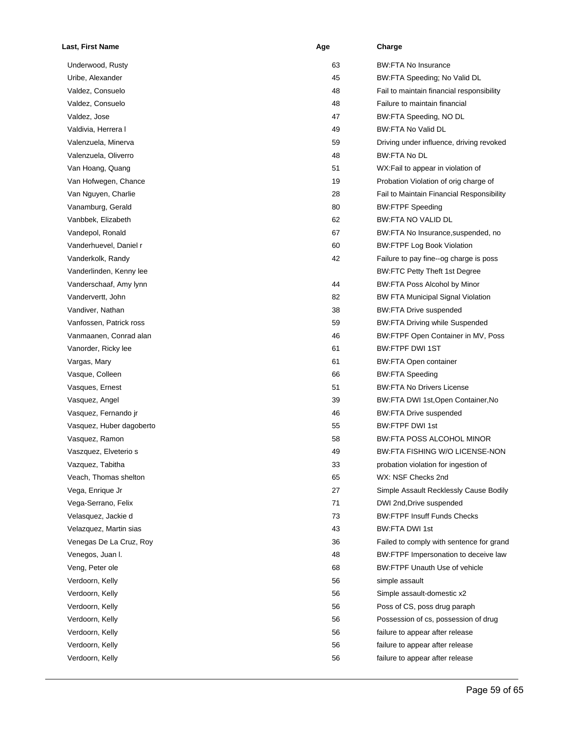| Last, First Name | Age | Charge |
|---|---|---|
| Underwood, Rusty | 63 | BW:FTA No Insurance |
| Uribe, Alexander | 45 | BW:FTA Speeding; No Valid DL |
| Valdez, Consuelo | 48 | Fail to maintain financial responsibility |
| Valdez, Consuelo | 48 | Failure to maintain financial |
| Valdez, Jose | 47 | BW:FTA Speeding, NO DL |
| Valdivia, Herrera l | 49 | BW:FTA No Valid DL |
| Valenzuela, Minerva | 59 | Driving under influence, driving revoked |
| Valenzuela, Oliverro | 48 | BW:FTA No DL |
| Van Hoang, Quang | 51 | WX:Fail to appear in violation of |
| Van Hofwegen, Chance | 19 | Probation Violation of orig charge of |
| Van Nguyen, Charlie | 28 | Fail to Maintain Financial Responsibility |
| Vanamburg, Gerald | 80 | BW:FTPF Speeding |
| Vanbbek, Elizabeth | 62 | BW:FTA NO VALID DL |
| Vandepol, Ronald | 67 | BW:FTA No Insurance,suspended, no |
| Vanderhuevel, Daniel r | 60 | BW:FTPF Log Book Violation |
| Vanderkolk, Randy | 42 | Failure to pay fine--og charge is poss |
| Vanderlinden, Kenny lee | | BW:FTC Petty Theft 1st Degree |
| Vanderschaaf, Amy lynn | 44 | BW:FTA Poss Alcohol by Minor |
| Vandervertt, John | 82 | BW FTA Municipal Signal Violation |
| Vandiver, Nathan | 38 | BW:FTA Drive suspended |
| Vanfossen, Patrick ross | 59 | BW:FTA Driving while Suspended |
| Vanmaanen, Conrad alan | 46 | BW:FTPF Open Container in MV, Poss |
| Vanorder, Ricky lee | 61 | BW:FTPF DWI 1ST |
| Vargas, Mary | 61 | BW:FTA Open container |
| Vasque, Colleen | 66 | BW:FTA Speeding |
| Vasques, Ernest | 51 | BW:FTA No Drivers License |
| Vasquez, Angel | 39 | BW:FTA DWI 1st,Open Container,No |
| Vasquez, Fernando jr | 46 | BW:FTA Drive suspended |
| Vasquez, Huber dagoberto | 55 | BW:FTPF DWI 1st |
| Vasquez, Ramon | 58 | BW:FTA POSS ALCOHOL MINOR |
| Vaszquez, Elveterio s | 49 | BW:FTA FISHING W/O LICENSE-NON |
| Vazquez, Tabitha | 33 | probation violation for ingestion of |
| Veach, Thomas shelton | 65 | WX: NSF Checks 2nd |
| Vega, Enrique Jr | 27 | Simple Assault Recklessly Cause Bodily |
| Vega-Serrano, Felix | 71 | DWI 2nd,Drive suspended |
| Velasquez, Jackie d | 73 | BW:FTPF Insuff Funds Checks |
| Velazquez, Martin sias | 43 | BW:FTA DWI 1st |
| Venegas De La Cruz, Roy | 36 | Failed to comply with sentence for grand |
| Venegos, Juan l. | 48 | BW:FTPF Impersonation to deceive law |
| Veng, Peter ole | 68 | BW:FTPF Unauth Use of vehicle |
| Verdoorn, Kelly | 56 | simple assault |
| Verdoorn, Kelly | 56 | Simple assault-domestic x2 |
| Verdoorn, Kelly | 56 | Poss of CS, poss drug paraph |
| Verdoorn, Kelly | 56 | Possession of cs, possession of drug |
| Verdoorn, Kelly | 56 | failure to appear after release |
| Verdoorn, Kelly | 56 | failure to appear after release |
| Verdoorn, Kelly | 56 | failure to appear after release |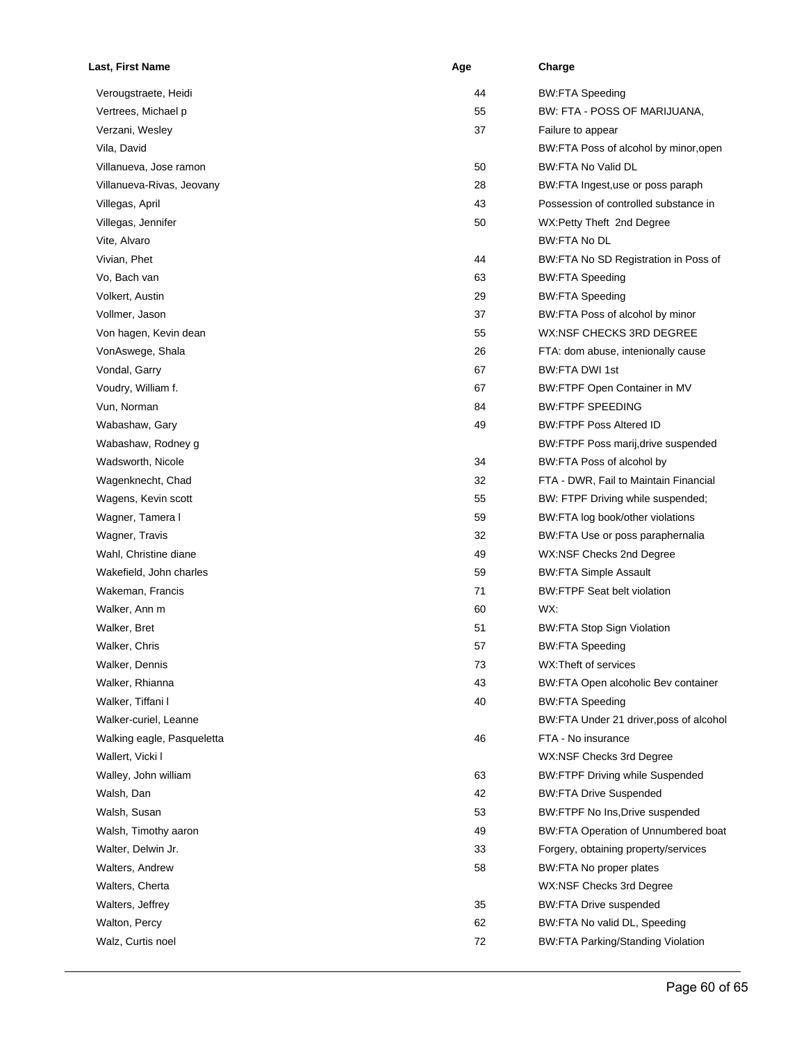| Last, First Name | Age | Charge |
|---|---|---|
| Verougstraete, Heidi | 44 | BW:FTA Speeding |
| Vertrees, Michael p | 55 | BW: FTA - POSS OF MARIJUANA, |
| Verzani, Wesley | 37 | Failure to appear |
| Vila, David | | BW:FTA Poss of alcohol by minor,open |
| Villanueva, Jose ramon | 50 | BW:FTA No Valid DL |
| Villanueva-Rivas, Jeovany | 28 | BW:FTA Ingest,use or poss paraph |
| Villegas, April | 43 | Possession of controlled substance in |
| Villegas, Jennifer | 50 | WX:Petty Theft 2nd Degree |
| Vite, Alvaro | | BW:FTA No DL |
| Vivian, Phet | 44 | BW:FTA No SD Registration in Poss of |
| Vo, Bach van | 63 | BW:FTA Speeding |
| Volkert, Austin | 29 | BW:FTA Speeding |
| Vollmer, Jason | 37 | BW:FTA Poss of alcohol by minor |
| Von hagen, Kevin dean | 55 | WX:NSF CHECKS 3RD DEGREE |
| VonAswege, Shala | 26 | FTA: dom abuse, intenionally cause |
| Vondal, Garry | 67 | BW:FTA DWI 1st |
| Voudry, William f. | 67 | BW:FTPF Open Container in MV |
| Vun, Norman | 84 | BW:FTPF SPEEDING |
| Wabashaw, Gary | 49 | BW:FTPF Poss Altered ID |
| Wabashaw, Rodney g | | BW:FTPF Poss marij,drive suspended |
| Wadsworth, Nicole | 34 | BW:FTA Poss of alcohol by |
| Wagenknecht, Chad | 32 | FTA - DWR, Fail to Maintain Financial |
| Wagens, Kevin scott | 55 | BW: FTPF Driving while suspended; |
| Wagner, Tamera l | 59 | BW:FTA log book/other violations |
| Wagner, Travis | 32 | BW:FTA Use or poss paraphernalia |
| Wahl, Christine diane | 49 | WX:NSF Checks 2nd Degree |
| Wakefield, John charles | 59 | BW:FTA Simple Assault |
| Wakeman, Francis | 71 | BW:FTPF Seat belt violation |
| Walker, Ann m | 60 | WX: |
| Walker, Bret | 51 | BW:FTA Stop Sign Violation |
| Walker, Chris | 57 | BW:FTA Speeding |
| Walker, Dennis | 73 | WX:Theft of services |
| Walker, Rhianna | 43 | BW:FTA Open alcoholic Bev container |
| Walker, Tiffani l | 40 | BW:FTA Speeding |
| Walker-curiel, Leanne | | BW:FTA Under 21 driver,poss of alcohol |
| Walking eagle, Pasqueletta | 46 | FTA - No insurance |
| Wallert, Vicki l | | WX:NSF Checks 3rd Degree |
| Walley, John william | 63 | BW:FTPF Driving while Suspended |
| Walsh, Dan | 42 | BW:FTA Drive Suspended |
| Walsh, Susan | 53 | BW:FTPF No Ins,Drive suspended |
| Walsh, Timothy aaron | 49 | BW:FTA Operation of Unnumbered boat |
| Walter, Delwin Jr. | 33 | Forgery, obtaining property/services |
| Walters, Andrew | 58 | BW:FTA No proper plates |
| Walters, Cherta | | WX:NSF Checks 3rd Degree |
| Walters, Jeffrey | 35 | BW:FTA Drive suspended |
| Walton, Percy | 62 | BW:FTA No valid DL, Speeding |
| Walz, Curtis noel | 72 | BW:FTA Parking/Standing Violation |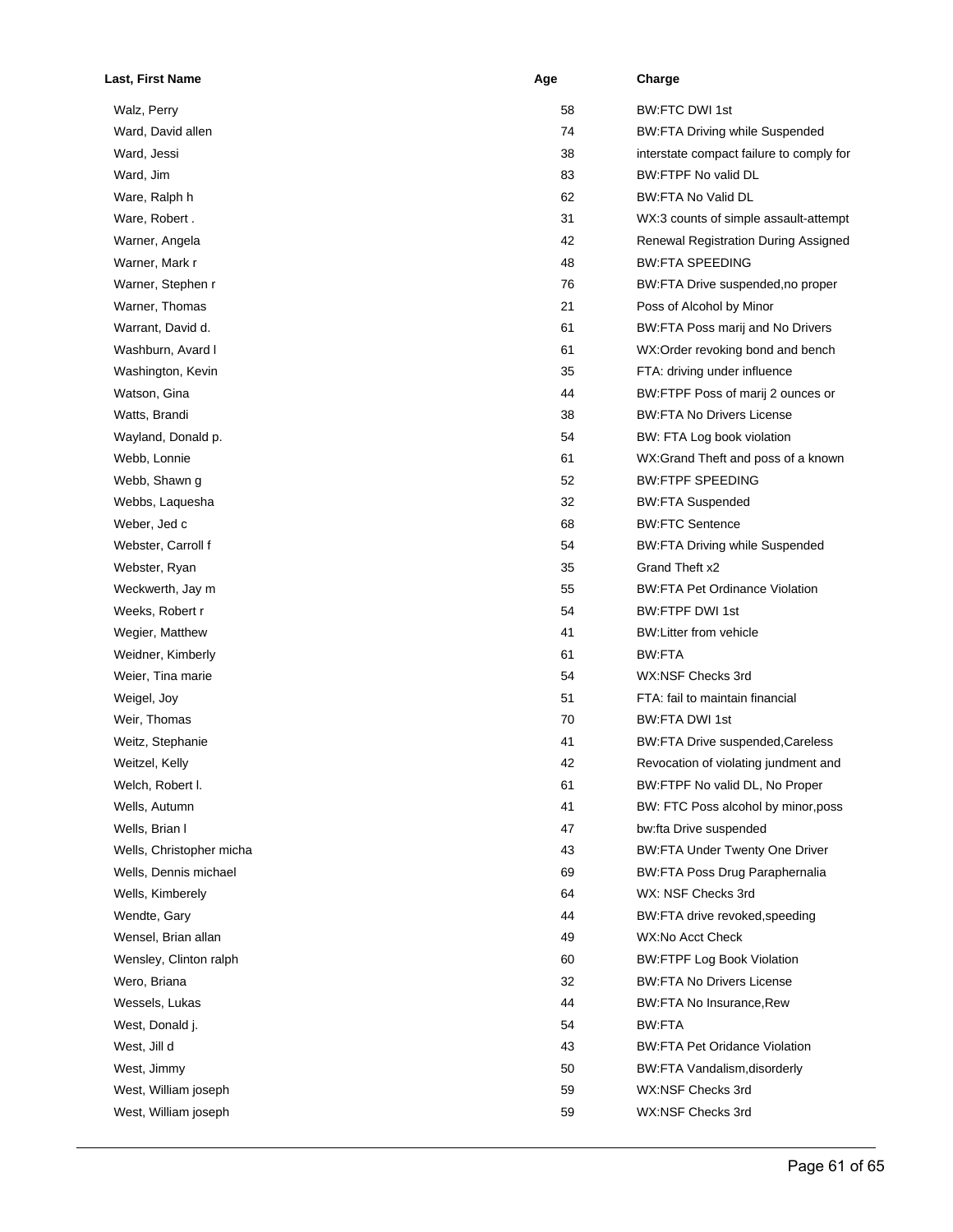| Last, First Name | Age | Charge |
|---|---|---|
| Walz, Perry | 58 | BW:FTC DWI 1st |
| Ward, David allen | 74 | BW:FTA Driving while Suspended |
| Ward, Jessi | 38 | interstate compact failure to comply for |
| Ward, Jim | 83 | BW:FTPF No valid DL |
| Ware, Ralph h | 62 | BW:FTA No Valid DL |
| Ware, Robert . | 31 | WX:3 counts of simple assault-attempt |
| Warner, Angela | 42 | Renewal Registration During Assigned |
| Warner, Mark r | 48 | BW:FTA SPEEDING |
| Warner, Stephen r | 76 | BW:FTA Drive suspended,no proper |
| Warner, Thomas | 21 | Poss of Alcohol by Minor |
| Warrant, David d. | 61 | BW:FTA Poss marij and No Drivers |
| Washburn, Avard l | 61 | WX:Order revoking bond and bench |
| Washington, Kevin | 35 | FTA: driving under influence |
| Watson, Gina | 44 | BW:FTPF Poss of marij 2 ounces or |
| Watts, Brandi | 38 | BW:FTA No Drivers License |
| Wayland, Donald p. | 54 | BW: FTA Log book violation |
| Webb, Lonnie | 61 | WX:Grand Theft and poss of a known |
| Webb, Shawn g | 52 | BW:FTPF SPEEDING |
| Webbs, Laquesha | 32 | BW:FTA Suspended |
| Weber, Jed c | 68 | BW:FTC Sentence |
| Webster, Carroll f | 54 | BW:FTA Driving while Suspended |
| Webster, Ryan | 35 | Grand Theft x2 |
| Weckwerth, Jay m | 55 | BW:FTA Pet Ordinance Violation |
| Weeks, Robert r | 54 | BW:FTPF DWI 1st |
| Wegier, Matthew | 41 | BW:Litter from vehicle |
| Weidner, Kimberly | 61 | BW:FTA |
| Weier, Tina marie | 54 | WX:NSF Checks 3rd |
| Weigel, Joy | 51 | FTA: fail to maintain financial |
| Weir, Thomas | 70 | BW:FTA DWI 1st |
| Weitz, Stephanie | 41 | BW:FTA Drive suspended,Careless |
| Weitzel, Kelly | 42 | Revocation of violating jundment and |
| Welch, Robert l. | 61 | BW:FTPF No valid DL, No Proper |
| Wells, Autumn | 41 | BW: FTC Poss alcohol by minor,poss |
| Wells, Brian l | 47 | bw:fta Drive suspended |
| Wells, Christopher micha | 43 | BW:FTA Under Twenty One Driver |
| Wells, Dennis michael | 69 | BW:FTA Poss Drug Paraphernalia |
| Wells, Kimberely | 64 | WX: NSF Checks 3rd |
| Wendte, Gary | 44 | BW:FTA drive revoked,speeding |
| Wensel, Brian allan | 49 | WX:No Acct Check |
| Wensley, Clinton ralph | 60 | BW:FTPF Log Book Violation |
| Wero, Briana | 32 | BW:FTA No Drivers License |
| Wessels, Lukas | 44 | BW:FTA No Insurance,Rew |
| West, Donald j. | 54 | BW:FTA |
| West, Jill d | 43 | BW:FTA Pet Oridance Violation |
| West, Jimmy | 50 | BW:FTA Vandalism,disorderly |
| West, William joseph | 59 | WX:NSF Checks 3rd |
| West, William joseph | 59 | WX:NSF Checks 3rd |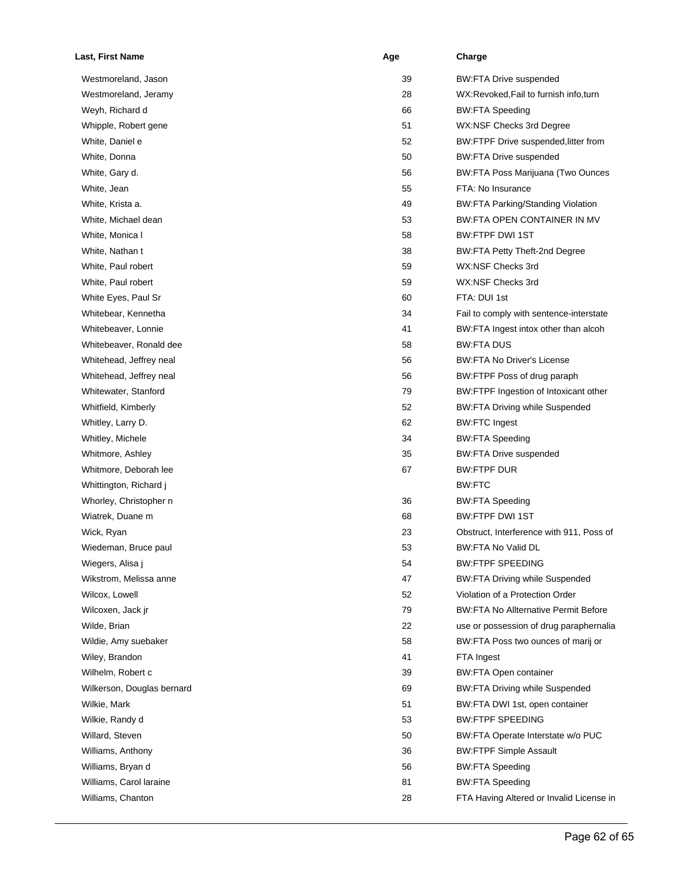| Last, First Name | Age | Charge |
|---|---|---|
| Westmoreland, Jason | 39 | BW:FTA Drive suspended |
| Westmoreland, Jeramy | 28 | WX:Revoked,Fail to furnish info,turn |
| Weyh, Richard d | 66 | BW:FTA Speeding |
| Whipple, Robert gene | 51 | WX:NSF Checks 3rd Degree |
| White, Daniel e | 52 | BW:FTPF Drive suspended,litter from |
| White, Donna | 50 | BW:FTA Drive suspended |
| White, Gary d. | 56 | BW:FTA Poss Marijuana (Two Ounces |
| White, Jean | 55 | FTA: No Insurance |
| White, Krista a. | 49 | BW:FTA Parking/Standing Violation |
| White, Michael dean | 53 | BW:FTA OPEN CONTAINER IN MV |
| White, Monica l | 58 | BW:FTPF DWI 1ST |
| White, Nathan t | 38 | BW:FTA Petty Theft-2nd Degree |
| White, Paul robert | 59 | WX:NSF Checks 3rd |
| White, Paul robert | 59 | WX:NSF Checks 3rd |
| White Eyes, Paul Sr | 60 | FTA: DUI 1st |
| Whitebear, Kennetha | 34 | Fail to comply with sentence-interstate |
| Whitebeaver, Lonnie | 41 | BW:FTA Ingest intox other than alcoh |
| Whitebeaver, Ronald dee | 58 | BW:FTA DUS |
| Whitehead, Jeffrey neal | 56 | BW:FTA No Driver's License |
| Whitehead, Jeffrey neal | 56 | BW:FTPF Poss of drug paraph |
| Whitewater, Stanford | 79 | BW:FTPF Ingestion of Intoxicant other |
| Whitfield, Kimberly | 52 | BW:FTA Driving while Suspended |
| Whitley, Larry D. | 62 | BW:FTC Ingest |
| Whitley, Michele | 34 | BW:FTA Speeding |
| Whitmore, Ashley | 35 | BW:FTA Drive suspended |
| Whitmore, Deborah lee | 67 | BW:FTPF DUR |
| Whittington, Richard j | | BW:FTC |
| Whorley, Christopher n | 36 | BW:FTA Speeding |
| Wiatrek, Duane m | 68 | BW:FTPF DWI 1ST |
| Wick, Ryan | 23 | Obstruct, Interference with 911, Poss of |
| Wiedeman, Bruce paul | 53 | BW:FTA No Valid DL |
| Wiegers, Alisa j | 54 | BW:FTPF SPEEDING |
| Wikstrom, Melissa anne | 47 | BW:FTA Driving while Suspended |
| Wilcox, Lowell | 52 | Violation of a Protection Order |
| Wilcoxen, Jack jr | 79 | BW:FTA No Allternative Permit Before |
| Wilde, Brian | 22 | use or possession of drug paraphernalia |
| Wildie, Amy suebaker | 58 | BW:FTA Poss two ounces of marij or |
| Wiley, Brandon | 41 | FTA Ingest |
| Wilhelm, Robert c | 39 | BW:FTA Open container |
| Wilkerson, Douglas bernard | 69 | BW:FTA Driving while Suspended |
| Wilkie, Mark | 51 | BW:FTA DWI 1st, open container |
| Wilkie, Randy d | 53 | BW:FTPF SPEEDING |
| Willard, Steven | 50 | BW:FTA Operate Interstate w/o PUC |
| Williams, Anthony | 36 | BW:FTPF Simple Assault |
| Williams, Bryan d | 56 | BW:FTA Speeding |
| Williams, Carol laraine | 81 | BW:FTA Speeding |
| Williams, Chanton | 28 | FTA Having Altered or Invalid License in |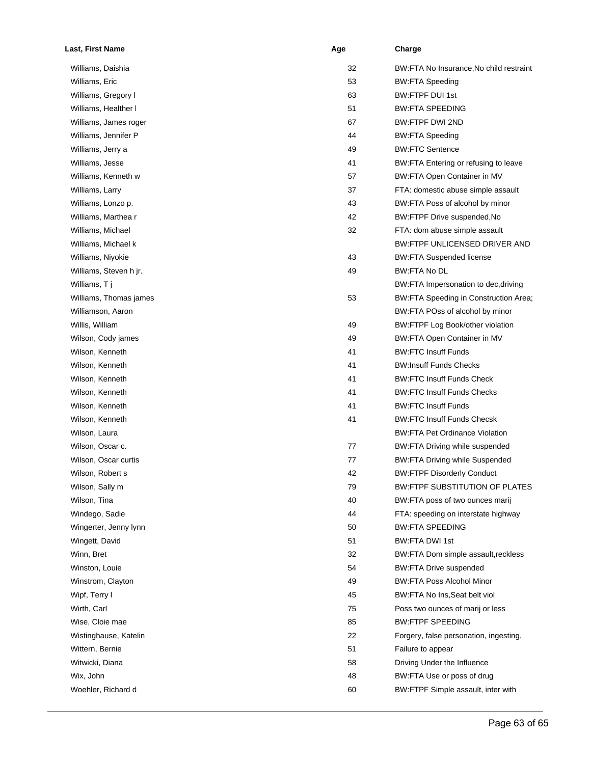| Last, First Name | Age | Charge |
|---|---|---|
| Williams, Daishia | 32 | BW:FTA No Insurance,No child restraint |
| Williams, Eric | 53 | BW:FTA Speeding |
| Williams, Gregory l | 63 | BW:FTPF DUI 1st |
| Williams, Healther l | 51 | BW:FTA SPEEDING |
| Williams, James roger | 67 | BW:FTPF DWI 2ND |
| Williams, Jennifer P | 44 | BW:FTA Speeding |
| Williams, Jerry a | 49 | BW:FTC Sentence |
| Williams, Jesse | 41 | BW:FTA Entering or refusing to leave |
| Williams, Kenneth w | 57 | BW:FTA Open Container in MV |
| Williams, Larry | 37 | FTA: domestic abuse simple assault |
| Williams, Lonzo p. | 43 | BW:FTA Poss of alcohol by minor |
| Williams, Marthea r | 42 | BW:FTPF Drive suspended,No |
| Williams, Michael | 32 | FTA: dom abuse simple assault |
| Williams, Michael k | | BW:FTPF UNLICENSED DRIVER AND |
| Williams, Niyokie | 43 | BW:FTA Suspended license |
| Williams, Steven h jr. | 49 | BW:FTA No DL |
| Williams, T j | | BW:FTA Impersonation to dec,driving |
| Williams, Thomas james | 53 | BW:FTA Speeding in Construction Area; |
| Williamson, Aaron | | BW:FTA POss of alcohol by minor |
| Willis, William | 49 | BW:FTPF Log Book/other violation |
| Wilson, Cody james | 49 | BW:FTA Open Container in MV |
| Wilson, Kenneth | 41 | BW:FTC Insuff Funds |
| Wilson, Kenneth | 41 | BW:Insuff Funds Checks |
| Wilson, Kenneth | 41 | BW:FTC Insuff Funds Check |
| Wilson, Kenneth | 41 | BW:FTC Insuff Funds Checks |
| Wilson, Kenneth | 41 | BW:FTC Insuff Funds |
| Wilson, Kenneth | 41 | BW:FTC Insuff Funds Checsk |
| Wilson, Laura | | BW:FTA Pet Ordinance Violation |
| Wilson, Oscar c. | 77 | BW:FTA Driving while suspended |
| Wilson, Oscar curtis | 77 | BW:FTA Driving while Suspended |
| Wilson, Robert s | 42 | BW:FTPF Disorderly Conduct |
| Wilson, Sally m | 79 | BW:FTPF SUBSTITUTION OF PLATES |
| Wilson, Tina | 40 | BW:FTA poss of two ounces marij |
| Windego, Sadie | 44 | FTA: speeding on interstate highway |
| Wingerter, Jenny lynn | 50 | BW:FTA SPEEDING |
| Wingett, David | 51 | BW:FTA DWI 1st |
| Winn, Bret | 32 | BW:FTA Dom simple assault,reckless |
| Winston, Louie | 54 | BW:FTA Drive suspended |
| Winstrom, Clayton | 49 | BW:FTA Poss Alcohol Minor |
| Wipf, Terry l | 45 | BW:FTA No Ins,Seat belt viol |
| Wirth, Carl | 75 | Poss two ounces of marij or less |
| Wise, Cloie mae | 85 | BW:FTPF SPEEDING |
| Wistinghause, Katelin | 22 | Forgery, false personation, ingesting, |
| Wittern, Bernie | 51 | Failure to appear |
| Witwicki, Diana | 58 | Driving Under the Influence |
| Wix, John | 48 | BW:FTA Use or poss of drug |
| Woehler, Richard d | 60 | BW:FTPF Simple assault, inter with |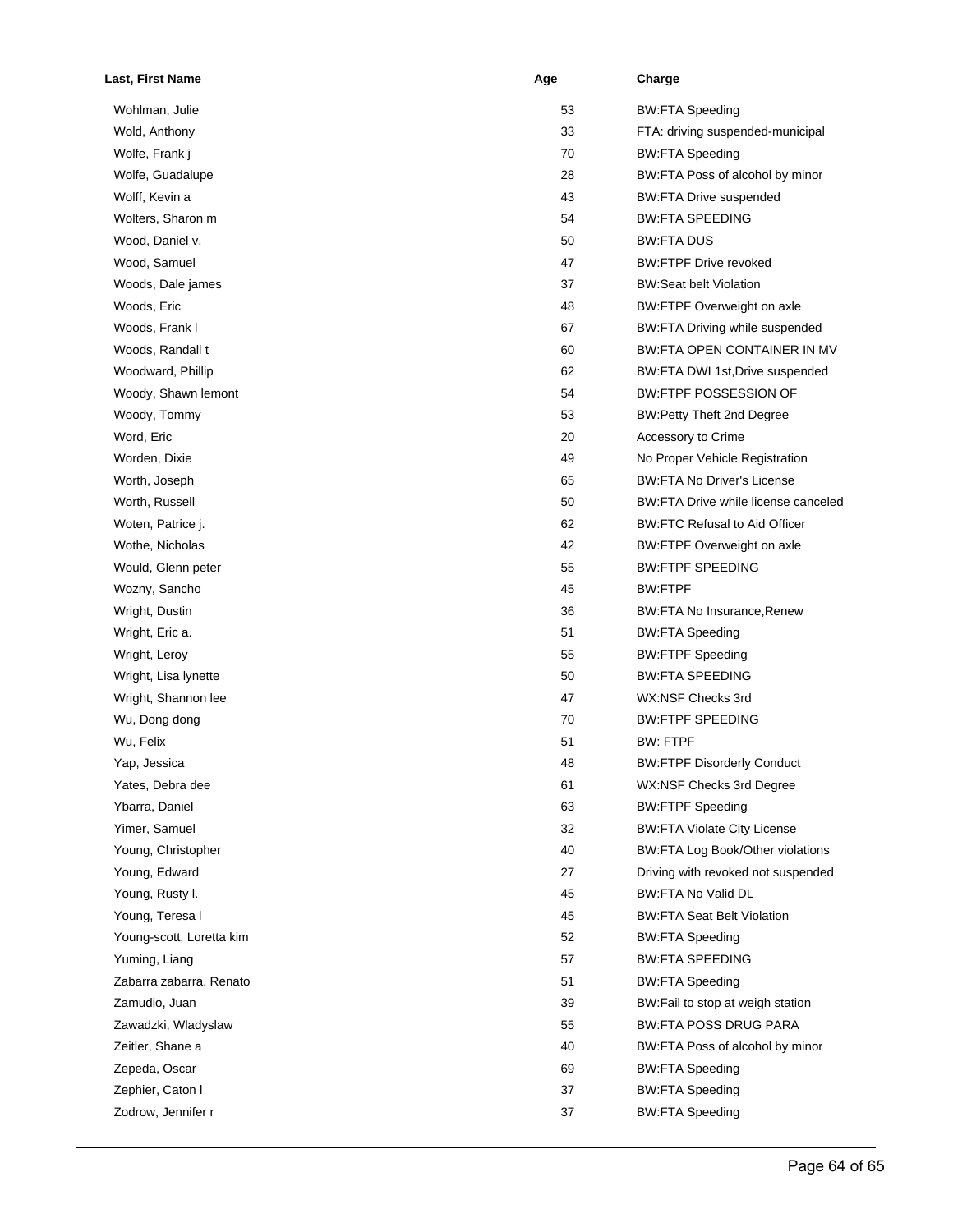| Last, First Name | Age | Charge |
|---|---|---|
| Wohlman, Julie | 53 | BW:FTA Speeding |
| Wold, Anthony | 33 | FTA: driving suspended-municipal |
| Wolfe, Frank j | 70 | BW:FTA Speeding |
| Wolfe, Guadalupe | 28 | BW:FTA Poss of alcohol by minor |
| Wolff, Kevin a | 43 | BW:FTA Drive suspended |
| Wolters, Sharon m | 54 | BW:FTA SPEEDING |
| Wood, Daniel v. | 50 | BW:FTA DUS |
| Wood, Samuel | 47 | BW:FTPF Drive revoked |
| Woods, Dale james | 37 | BW:Seat belt Violation |
| Woods, Eric | 48 | BW:FTPF Overweight on axle |
| Woods, Frank l | 67 | BW:FTA Driving while suspended |
| Woods, Randall t | 60 | BW:FTA OPEN CONTAINER IN MV |
| Woodward, Phillip | 62 | BW:FTA DWI 1st,Drive suspended |
| Woody, Shawn lemont | 54 | BW:FTPF POSSESSION OF |
| Woody, Tommy | 53 | BW:Petty Theft 2nd Degree |
| Word, Eric | 20 | Accessory to Crime |
| Worden, Dixie | 49 | No Proper Vehicle Registration |
| Worth, Joseph | 65 | BW:FTA No Driver's License |
| Worth, Russell | 50 | BW:FTA Drive while license canceled |
| Woten, Patrice j. | 62 | BW:FTC Refusal to Aid Officer |
| Wothe, Nicholas | 42 | BW:FTPF Overweight on axle |
| Would, Glenn peter | 55 | BW:FTPF SPEEDING |
| Wozny, Sancho | 45 | BW:FTPF |
| Wright, Dustin | 36 | BW:FTA No Insurance,Renew |
| Wright, Eric a. | 51 | BW:FTA Speeding |
| Wright, Leroy | 55 | BW:FTPF Speeding |
| Wright, Lisa lynette | 50 | BW:FTA SPEEDING |
| Wright, Shannon lee | 47 | WX:NSF Checks 3rd |
| Wu, Dong dong | 70 | BW:FTPF SPEEDING |
| Wu, Felix | 51 | BW: FTPF |
| Yap, Jessica | 48 | BW:FTPF Disorderly Conduct |
| Yates, Debra dee | 61 | WX:NSF Checks 3rd Degree |
| Ybarra, Daniel | 63 | BW:FTPF Speeding |
| Yimer, Samuel | 32 | BW:FTA Violate City License |
| Young, Christopher | 40 | BW:FTA Log Book/Other violations |
| Young, Edward | 27 | Driving with revoked not suspended |
| Young, Rusty l. | 45 | BW:FTA No Valid DL |
| Young, Teresa l | 45 | BW:FTA Seat Belt Violation |
| Young-scott, Loretta kim | 52 | BW:FTA Speeding |
| Yuming, Liang | 57 | BW:FTA SPEEDING |
| Zabarra zabarra, Renato | 51 | BW:FTA Speeding |
| Zamudio, Juan | 39 | BW:Fail to stop at weigh station |
| Zawadzki, Wladyslaw | 55 | BW:FTA POSS DRUG PARA |
| Zeitler, Shane a | 40 | BW:FTA Poss of alcohol by minor |
| Zepeda, Oscar | 69 | BW:FTA Speeding |
| Zephier, Caton l | 37 | BW:FTA Speeding |
| Zodrow, Jennifer r | 37 | BW:FTA Speeding |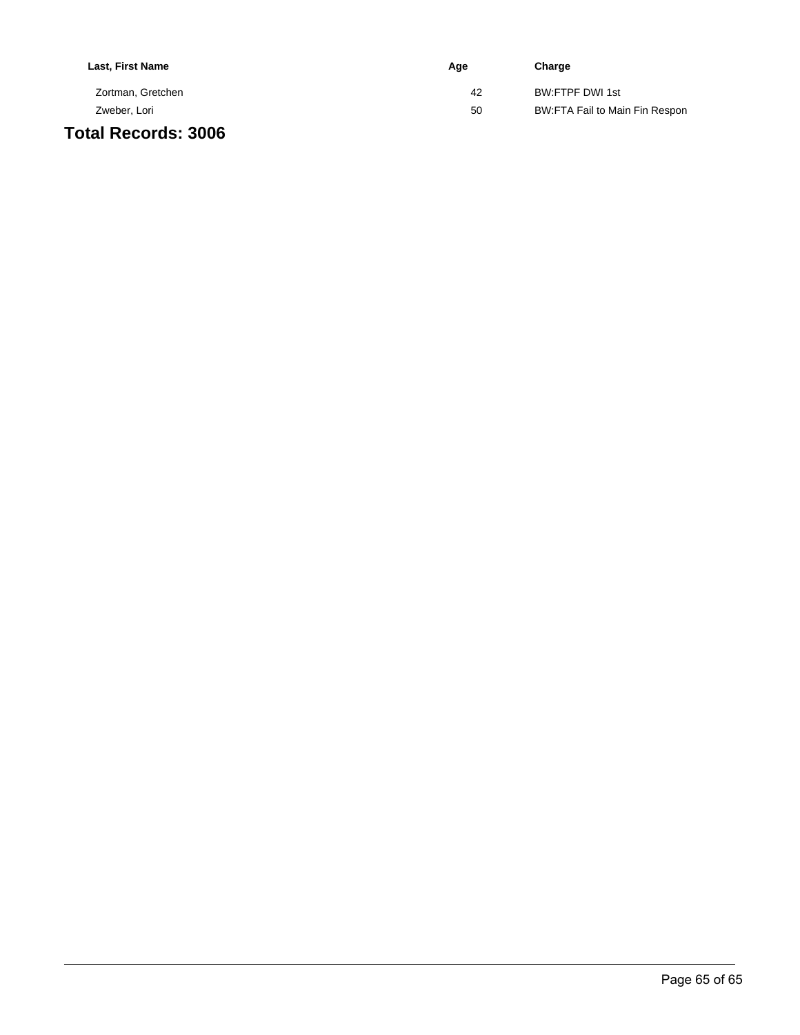| Last, First Name | Age | Charge |
| --- | --- | --- |
| Zortman, Gretchen | 42 | BW:FTPF DWI 1st |
| Zweber, Lori | 50 | BW:FTA Fail to Main Fin Respon |

## Total Records: 3006